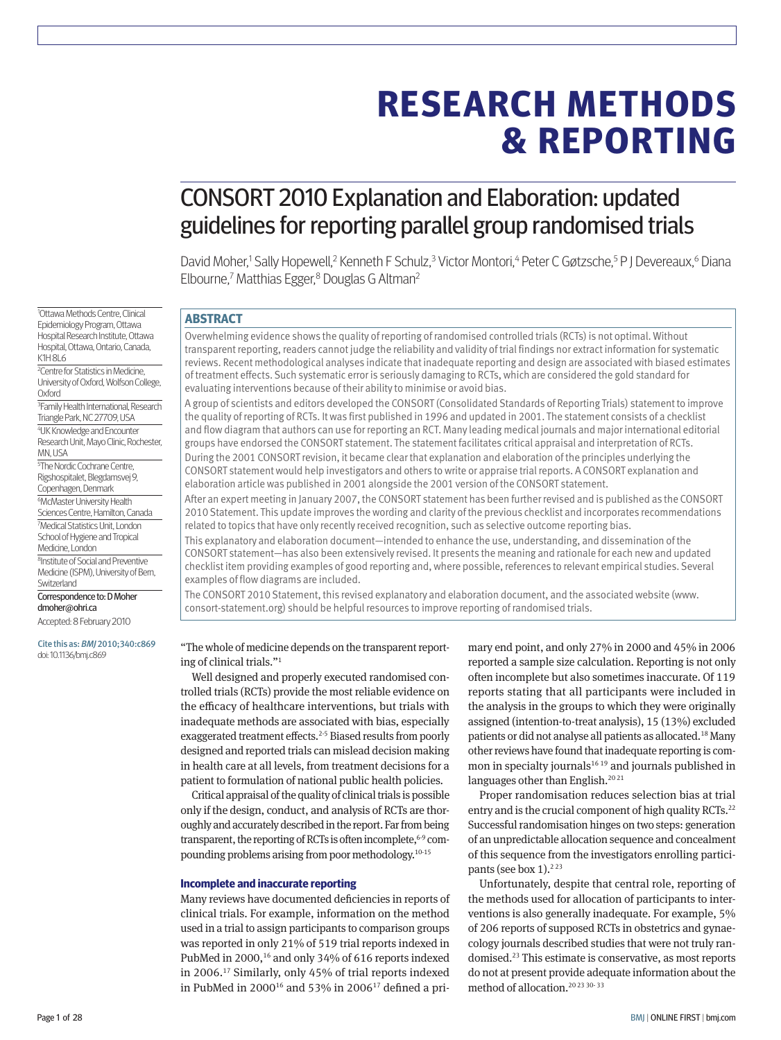# RESEARCH METHODS & REPORTING

# CONSORT 2010 Explanation and Elaboration: updated guidelines for reporting parallel group randomised trials

David Moher,[1] Sally Hopewell,[2] Kenneth F Schulz,[3] Victor Montori,[4] Peter C Gøtzsche,[5] P J Devereaux,[6] Diana Elbourne,[7] Matthias Egger,[8] Douglas G Altman[2]

[1]Ottawa Methods Centre, Clinical Epidemiology Program, Ottawa Hospital Research Institute, Ottawa Hospital, Ottawa, Ontario, Canada, K1H 8L6

[2]Centre for Statistics in Medicine, University of Oxford, Wolfson College, Oxford

[3]Family Health International, Research Triangle Park, NC 27709, USA

[4]UK Knowledge and Encounter Research Unit, Mayo Clinic, Rochester, MN, USA

[5]The Nordic Cochrane Centre, Rigshospitalet, Blegdamsvej 9, Copenhagen, Denmark

[6]McMaster University Health Sciences Centre, Hamilton, Canada

[7]Medical Statistics Unit, London School of Hygiene and Tropical Medicine, London

[8]Institute of Social and Preventive Medicine (ISPM), University of Bern, Switzerland

Correspondence to: D Moher dmoher@ohri.ca

Accepted: 8 February 2010

Cite this as: *BMJ* 2010;340:c869
doi: 10.1136/bmj.c869

## ABSTRACT

Overwhelming evidence shows the quality of reporting of randomised controlled trials (RCTs) is not optimal. Without transparent reporting, readers cannot judge the reliability and validity of trial findings nor extract information for systematic reviews. Recent methodological analyses indicate that inadequate reporting and design are associated with biased estimates of treatment effects. Such systematic error is seriously damaging to RCTs, which are considered the gold standard for evaluating interventions because of their ability to minimise or avoid bias.

A group of scientists and editors developed the CONSORT (Consolidated Standards of Reporting Trials) statement to improve the quality of reporting of RCTs. It was first published in 1996 and updated in 2001. The statement consists of a checklist and flow diagram that authors can use for reporting an RCT. Many leading medical journals and major international editorial groups have endorsed the CONSORT statement. The statement facilitates critical appraisal and interpretation of RCTs.

During the 2001 CONSORT revision, it became clear that explanation and elaboration of the principles underlying the CONSORT statement would help investigators and others to write or appraise trial reports. A CONSORT explanation and elaboration article was published in 2001 alongside the 2001 version of the CONSORT statement.

After an expert meeting in January 2007, the CONSORT statement has been further revised and is published as the CONSORT 2010 Statement. This update improves the wording and clarity of the previous checklist and incorporates recommendations related to topics that have only recently received recognition, such as selective outcome reporting bias.

This explanatory and elaboration document—intended to enhance the use, understanding, and dissemination of the CONSORT statement—has also been extensively revised. It presents the meaning and rationale for each new and updated checklist item providing examples of good reporting and, where possible, references to relevant empirical studies. Several examples of flow diagrams are included.

The CONSORT 2010 Statement, this revised explanatory and elaboration document, and the associated website (www.consort-statement.org) should be helpful resources to improve reporting of randomised trials.

"The whole of medicine depends on the transparent reporting of clinical trials."[1]

Well designed and properly executed randomised controlled trials (RCTs) provide the most reliable evidence on the efficacy of healthcare interventions, but trials with inadequate methods are associated with bias, especially exaggerated treatment effects.[2-5] Biased results from poorly designed and reported trials can mislead decision making in health care at all levels, from treatment decisions for a patient to formulation of national public health policies.

Critical appraisal of the quality of clinical trials is possible only if the design, conduct, and analysis of RCTs are thoroughly and accurately described in the report. Far from being transparent, the reporting of RCTs is often incomplete,[6-9] compounding problems arising from poor methodology.[10-15]

### Incomplete and inaccurate reporting

Many reviews have documented deficiencies in reports of clinical trials. For example, information on the method used in a trial to assign participants to comparison groups was reported in only 21% of 519 trial reports indexed in PubMed in 2000,[16] and only 34% of 616 reports indexed in 2006.[17] Similarly, only 45% of trial reports indexed in PubMed in 2000[16] and 53% in 2006[17] defined a primary end point, and only 27% in 2000 and 45% in 2006 reported a sample size calculation. Reporting is not only often incomplete but also sometimes inaccurate. Of 119 reports stating that all participants were included in the analysis in the groups to which they were originally assigned (intention-to-treat analysis), 15 (13%) excluded patients or did not analyse all patients as allocated.[18] Many other reviews have found that inadequate reporting is common in specialty journals[16,19] and journals published in languages other than English.[20,21]

Proper randomisation reduces selection bias at trial entry and is the crucial component of high quality RCTs.[22] Successful randomisation hinges on two steps: generation of an unpredictable allocation sequence and concealment of this sequence from the investigators enrolling participants (see box 1).[2,23]

Unfortunately, despite that central role, reporting of the methods used for allocation of participants to interventions is also generally inadequate. For example, 5% of 206 reports of supposed RCTs in obstetrics and gynaecology journals described studies that were not truly randomised.[23] This estimate is conservative, as most reports do not at present provide adequate information about the method of allocation.[20,23,30-33]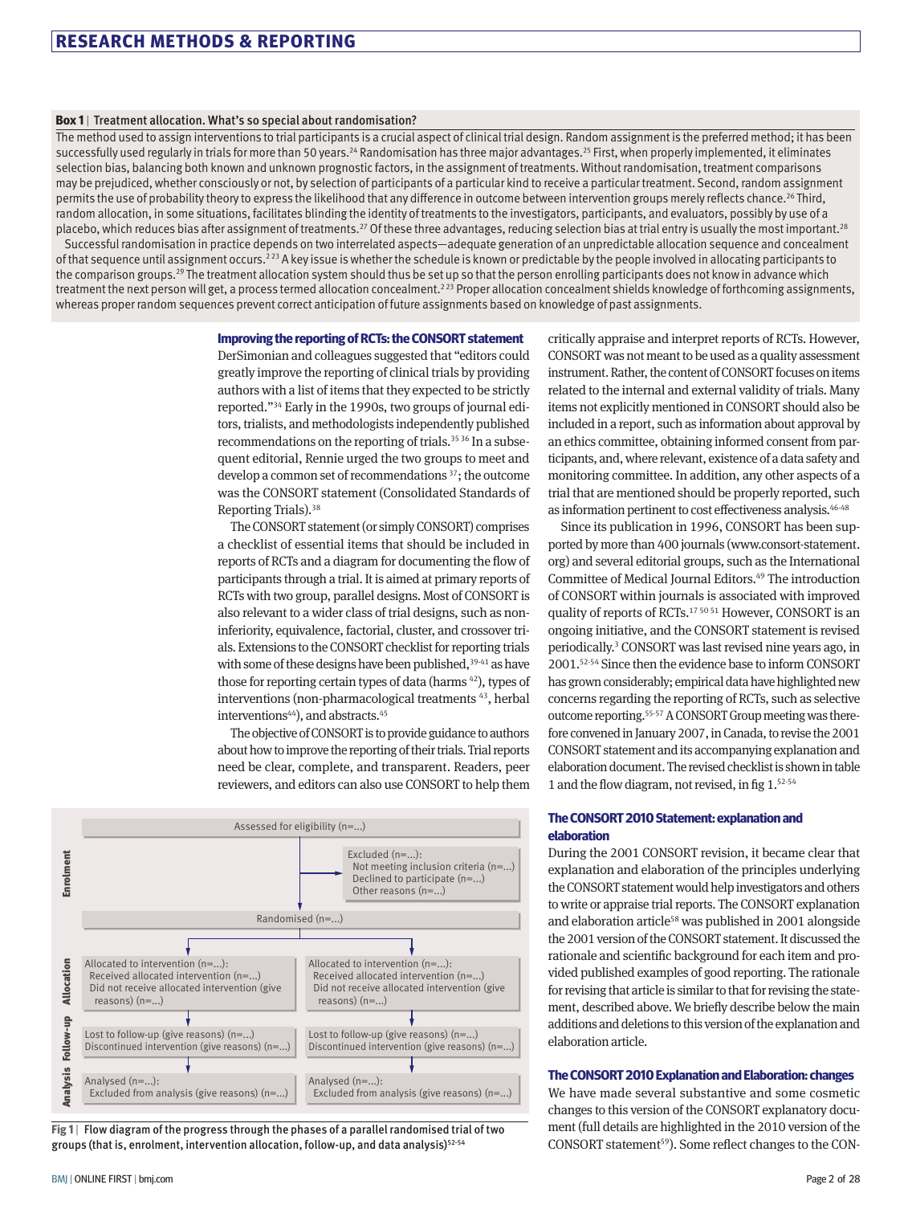**Box 1** | Treatment allocation. What's so special about randomisation?

The method used to assign interventions to trial participants is a crucial aspect of clinical trial design. Random assignment is the preferred method; it has been successfully used regularly in trials for more than 50 years.[24] Randomisation has three major advantages.[25] First, when properly implemented, it eliminates selection bias, balancing both known and unknown prognostic factors, in the assignment of treatments. Without randomisation, treatment comparisons may be prejudiced, whether consciously or not, by selection of participants of a particular kind to receive a particular treatment. Second, random assignment permits the use of probability theory to express the likelihood that any difference in outcome between intervention groups merely reflects chance.[26] Third, random allocation, in some situations, facilitates blinding the identity of treatments to the investigators, participants, and evaluators, possibly by use of a placebo, which reduces bias after assignment of treatments.[27] Of these three advantages, reducing selection bias at trial entry is usually the most important.[28]

Successful randomisation in practice depends on two interrelated aspects—adequate generation of an unpredictable allocation sequence and concealment of that sequence until assignment occurs.[2 23] A key issue is whether the schedule is known or predictable by the people involved in allocating participants to the comparison groups.[29] The treatment allocation system should thus be set up so that the person enrolling participants does not know in advance which treatment the next person will get, a process termed allocation concealment.[2 23] Proper allocation concealment shields knowledge of forthcoming assignments, whereas proper random sequences prevent correct anticipation of future assignments based on knowledge of past assignments.

## Improving the reporting of RCTs: the CONSORT statement

DerSimonian and colleagues suggested that "editors could greatly improve the reporting of clinical trials by providing authors with a list of items that they expected to be strictly reported."[34] Early in the 1990s, two groups of journal editors, trialists, and methodologists independently published recommendations on the reporting of trials.[35 36] In a subsequent editorial, Rennie urged the two groups to meet and develop a common set of recommendations [37]; the outcome was the CONSORT statement (Consolidated Standards of Reporting Trials).[38]

The CONSORT statement (or simply CONSORT) comprises a checklist of essential items that should be included in reports of RCTs and a diagram for documenting the flow of participants through a trial. It is aimed at primary reports of RCTs with two group, parallel designs. Most of CONSORT is also relevant to a wider class of trial designs, such as non-inferiority, equivalence, factorial, cluster, and crossover trials. Extensions to the CONSORT checklist for reporting trials with some of these designs have been published,[39-41] as have those for reporting certain types of data (harms [42]), types of interventions (non-pharmacological treatments [43], herbal interventions[44]), and abstracts.[45]

The objective of CONSORT is to provide guidance to authors about how to improve the reporting of their trials. Trial reports need be clear, complete, and transparent. Readers, peer reviewers, and editors can also use CONSORT to help them critically appraise and interpret reports of RCTs. However, CONSORT was not meant to be used as a quality assessment instrument. Rather, the content of CONSORT focuses on items related to the internal and external validity of trials. Many items not explicitly mentioned in CONSORT should also be included in a report, such as information about approval by an ethics committee, obtaining informed consent from participants, and, where relevant, existence of a data safety and monitoring committee. In addition, any other aspects of a trial that are mentioned should be properly reported, such as information pertinent to cost effectiveness analysis.[46-48]

Since its publication in 1996, CONSORT has been supported by more than 400 journals (www.consort-statement.org) and several editorial groups, such as the International Committee of Medical Journal Editors.[49] The introduction of CONSORT within journals is associated with improved quality of reports of RCTs.[17 50 51] However, CONSORT is an ongoing initiative, and the CONSORT statement is revised periodically.[3] CONSORT was last revised nine years ago, in 2001.[52-54] Since then the evidence base to inform CONSORT has grown considerably; empirical data have highlighted new concerns regarding the reporting of RCTs, such as selective outcome reporting.[55-57] A CONSORT Group meeting was therefore convened in January 2007, in Canada, to revise the 2001 CONSORT statement and its accompanying explanation and elaboration document. The revised checklist is shown in table 1 and the flow diagram, not revised, in fig 1.[52-54]

Enrolment
- Assessed for eligibility (n=...)
- Excluded (n=...):
  - Not meeting inclusion criteria (n=...)
  - Declined to participate (n=...)
  - Other reasons (n=...)
- Randomised (n=...)

Allocation

| Allocated to intervention (n=...): Received allocated intervention (n=...); Did not receive allocated intervention (give reasons) (n=...) | Allocated to intervention (n=...): Received allocated intervention (n=...); Did not receive allocated intervention (give reasons) (n=...) |
|---|---|

Follow-up

| Lost to follow-up (give reasons) (n=...); Discontinued intervention (give reasons) (n=...) | Lost to follow-up (give reasons) (n=...); Discontinued intervention (give reasons) (n=...) |
|---|---|

Analysis

| Analysed (n=...): Excluded from analysis (give reasons) (n=...) | Analysed (n=...): Excluded from analysis (give reasons) (n=...) |
|---|---|

**Fig 1** | Flow diagram of the progress through the phases of a parallel randomised trial of two groups (that is, enrolment, intervention allocation, follow-up, and data analysis)[52-54]

## The CONSORT 2010 Statement: explanation and elaboration

During the 2001 CONSORT revision, it became clear that explanation and elaboration of the principles underlying the CONSORT statement would help investigators and others to write or appraise trial reports. The CONSORT explanation and elaboration article[58] was published in 2001 alongside the 2001 version of the CONSORT statement. It discussed the rationale and scientific background for each item and provided published examples of good reporting. The rationale for revising that article is similar to that for revising the statement, described above. We briefly describe below the main additions and deletions to this version of the explanation and elaboration article.

## The CONSORT 2010 Explanation and Elaboration: changes

We have made several substantive and some cosmetic changes to this version of the CONSORT explanatory document (full details are highlighted in the 2010 version of the CONSORT statement[59]). Some reflect changes to the CON-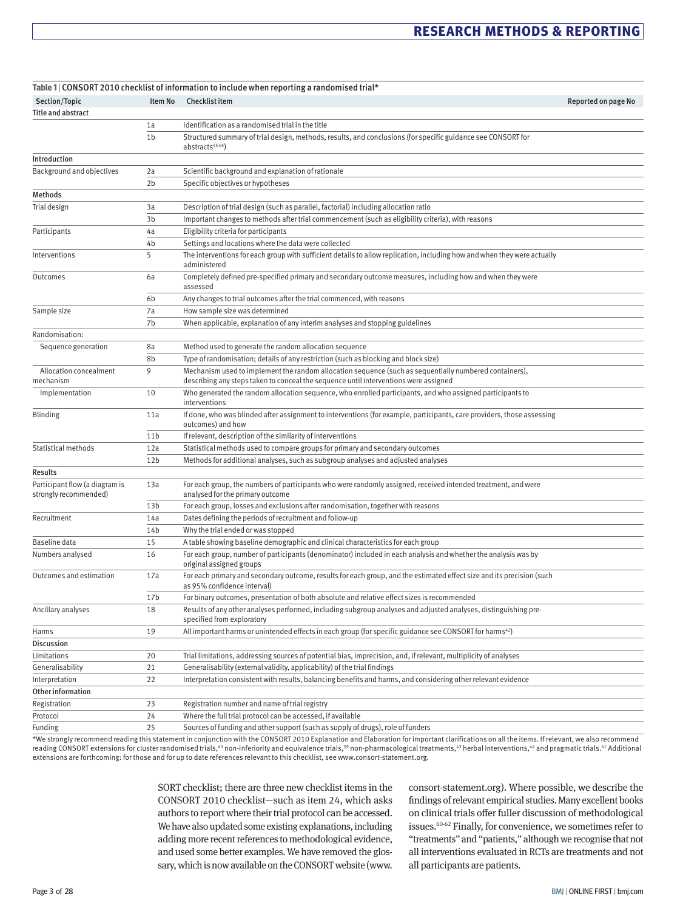**Table 1 | CONSORT 2010 checklist of information to include when reporting a randomised trial***

| Section/Topic | Item No | Checklist item | Reported on page No |
|---|---|---|---|
| **Title and abstract** | | | |
| | 1a | Identification as a randomised trial in the title | |
| | 1b | Structured summary of trial design, methods, results, and conclusions (for specific guidance see CONSORT for abstracts[45 65]) | |
| **Introduction** | | | |
| Background and objectives | 2a | Scientific background and explanation of rationale | |
| | 2b | Specific objectives or hypotheses | |
| **Methods** | | | |
| Trial design | 3a | Description of trial design (such as parallel, factorial) including allocation ratio | |
| | 3b | Important changes to methods after trial commencement (such as eligibility criteria), with reasons | |
| Participants | 4a | Eligibility criteria for participants | |
| | 4b | Settings and locations where the data were collected | |
| Interventions | 5 | The interventions for each group with sufficient details to allow replication, including how and when they were actually administered | |
| Outcomes | 6a | Completely defined pre-specified primary and secondary outcome measures, including how and when they were assessed | |
| | 6b | Any changes to trial outcomes after the trial commenced, with reasons | |
| Sample size | 7a | How sample size was determined | |
| | 7b | When applicable, explanation of any interim analyses and stopping guidelines | |
| Randomisation: | | | |
| Sequence generation | 8a | Method used to generate the random allocation sequence | |
| | 8b | Type of randomisation; details of any restriction (such as blocking and block size) | |
| Allocation concealment mechanism | 9 | Mechanism used to implement the random allocation sequence (such as sequentially numbered containers), describing any steps taken to conceal the sequence until interventions were assigned | |
| Implementation | 10 | Who generated the random allocation sequence, who enrolled participants, and who assigned participants to interventions | |
| Blinding | 11a | If done, who was blinded after assignment to interventions (for example, participants, care providers, those assessing outcomes) and how | |
| | 11b | If relevant, description of the similarity of interventions | |
| Statistical methods | 12a | Statistical methods used to compare groups for primary and secondary outcomes | |
| | 12b | Methods for additional analyses, such as subgroup analyses and adjusted analyses | |
| **Results** | | | |
| Participant flow (a diagram is strongly recommended) | 13a | For each group, the numbers of participants who were randomly assigned, received intended treatment, and were analysed for the primary outcome | |
| | 13b | For each group, losses and exclusions after randomisation, together with reasons | |
| Recruitment | 14a | Dates defining the periods of recruitment and follow-up | |
| | 14b | Why the trial ended or was stopped | |
| Baseline data | 15 | A table showing baseline demographic and clinical characteristics for each group | |
| Numbers analysed | 16 | For each group, number of participants (denominator) included in each analysis and whether the analysis was by original assigned groups | |
| Outcomes and estimation | 17a | For each primary and secondary outcome, results for each group, and the estimated effect size and its precision (such as 95% confidence interval) | |
| | 17b | For binary outcomes, presentation of both absolute and relative effect sizes is recommended | |
| Ancillary analyses | 18 | Results of any other analyses performed, including subgroup analyses and adjusted analyses, distinguishing pre-specified from exploratory | |
| Harms | 19 | All important harms or unintended effects in each group (for specific guidance see CONSORT for harms[42]) | |
| **Discussion** | | | |
| Limitations | 20 | Trial limitations, addressing sources of potential bias, imprecision, and, if relevant, multiplicity of analyses | |
| Generalisability | 21 | Generalisability (external validity, applicability) of the trial findings | |
| Interpretation | 22 | Interpretation consistent with results, balancing benefits and harms, and considering other relevant evidence | |
| **Other information** | | | |
| Registration | 23 | Registration number and name of trial registry | |
| Protocol | 24 | Where the full trial protocol can be accessed, if available | |
| Funding | 25 | Sources of funding and other support (such as supply of drugs), role of funders | |

*We strongly recommend reading this statement in conjunction with the CONSORT 2010 Explanation and Elaboration for important clarifications on all the items. If relevant, we also recommend reading CONSORT extensions for cluster randomised trials,[40] non-inferiority and equivalence trials,[39] non-pharmacological treatments,[43] herbal interventions,[44] and pragmatic trials.[41] Additional extensions are forthcoming: for those and for up to date references relevant to this checklist, see www.consort-statement.org.

SORT checklist; there are three new checklist items in the CONSORT 2010 checklist—such as item 24, which asks authors to report where their trial protocol can be accessed. We have also updated some existing explanations, including adding more recent references to methodological evidence, and used some better examples. We have removed the glossary, which is now available on the CONSORT website (www.consort-statement.org). Where possible, we describe the findings of relevant empirical studies. Many excellent books on clinical trials offer fuller discussion of methodological issues.[60-62] Finally, for convenience, we sometimes refer to "treatments" and "patients," although we recognise that not all interventions evaluated in RCTs are treatments and not all participants are patients.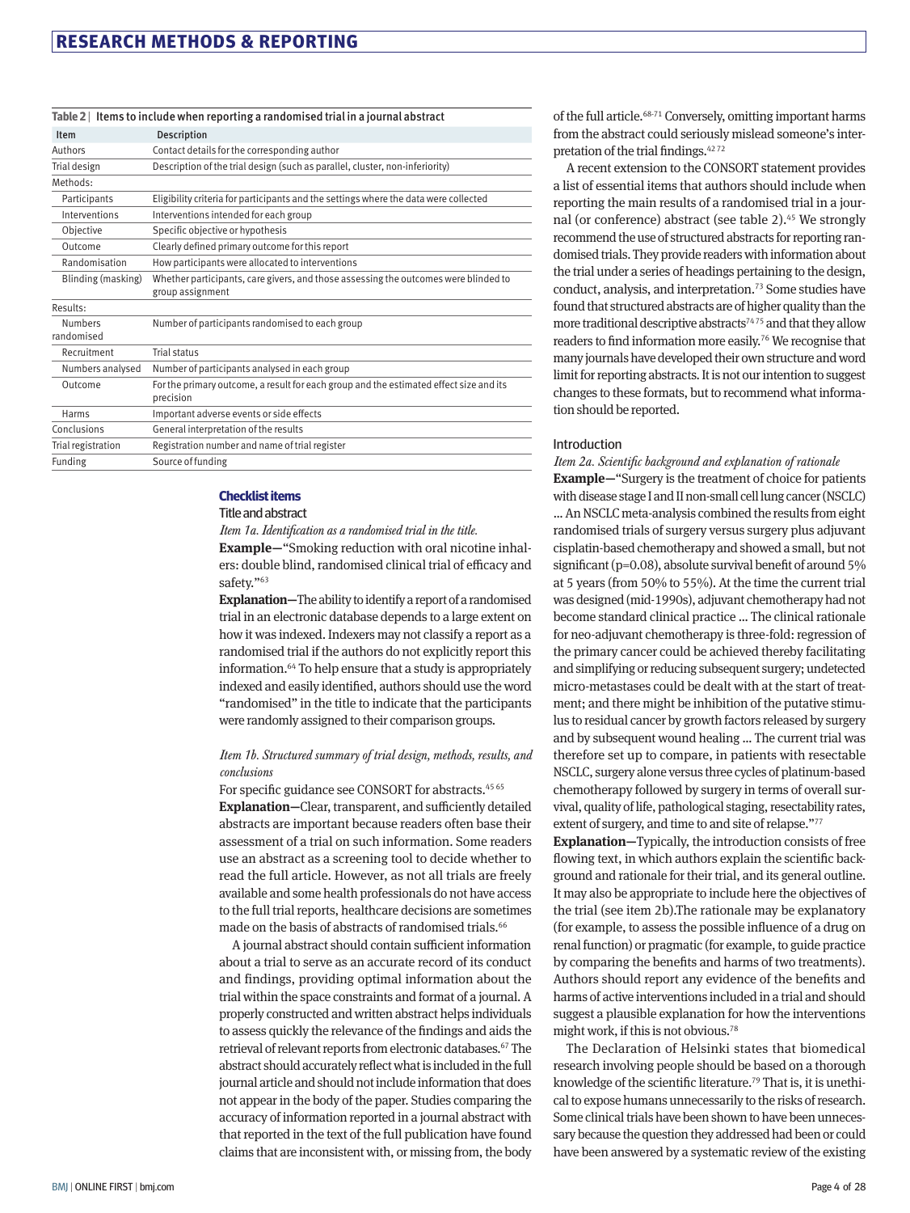**Table 2** | Items to include when reporting a randomised trial in a journal abstract

| Item | Description |
|---|---|
| Authors | Contact details for the corresponding author |
| Trial design | Description of the trial design (such as parallel, cluster, non-inferiority) |
| Methods: | |
| Participants | Eligibility criteria for participants and the settings where the data were collected |
| Interventions | Interventions intended for each group |
| Objective | Specific objective or hypothesis |
| Outcome | Clearly defined primary outcome for this report |
| Randomisation | How participants were allocated to interventions |
| Blinding (masking) | Whether participants, care givers, and those assessing the outcomes were blinded to group assignment |
| Results: | |
| Numbers randomised | Number of participants randomised to each group |
| Recruitment | Trial status |
| Numbers analysed | Number of participants analysed in each group |
| Outcome | For the primary outcome, a result for each group and the estimated effect size and its precision |
| Harms | Important adverse events or side effects |
| Conclusions | General interpretation of the results |
| Trial registration | Registration number and name of trial register |
| Funding | Source of funding |

## Checklist items

### Title and abstract

*Item 1a. Identification as a randomised trial in the title.*

**Example—**"Smoking reduction with oral nicotine inhalers: double blind, randomised clinical trial of efficacy and safety."[63]

**Explanation—**The ability to identify a report of a randomised trial in an electronic database depends to a large extent on how it was indexed. Indexers may not classify a report as a randomised trial if the authors do not explicitly report this information.[64] To help ensure that a study is appropriately indexed and easily identified, authors should use the word "randomised" in the title to indicate that the participants were randomly assigned to their comparison groups.

*Item 1b. Structured summary of trial design, methods, results, and conclusions*

For specific guidance see CONSORT for abstracts.[45 65]

**Explanation—**Clear, transparent, and sufficiently detailed abstracts are important because readers often base their assessment of a trial on such information. Some readers use an abstract as a screening tool to decide whether to read the full article. However, as not all trials are freely available and some health professionals do not have access to the full trial reports, healthcare decisions are sometimes made on the basis of abstracts of randomised trials.[66]

A journal abstract should contain sufficient information about a trial to serve as an accurate record of its conduct and findings, providing optimal information about the trial within the space constraints and format of a journal. A properly constructed and written abstract helps individuals to assess quickly the relevance of the findings and aids the retrieval of relevant reports from electronic databases.[67] The abstract should accurately reflect what is included in the full journal article and should not include information that does not appear in the body of the paper. Studies comparing the accuracy of information reported in a journal abstract with that reported in the text of the full publication have found claims that are inconsistent with, or missing from, the body of the full article.[68-71] Conversely, omitting important harms from the abstract could seriously mislead someone's interpretation of the trial findings.[42 72]

A recent extension to the CONSORT statement provides a list of essential items that authors should include when reporting the main results of a randomised trial in a journal (or conference) abstract (see table 2).[45] We strongly recommend the use of structured abstracts for reporting randomised trials. They provide readers with information about the trial under a series of headings pertaining to the design, conduct, analysis, and interpretation.[73] Some studies have found that structured abstracts are of higher quality than the more traditional descriptive abstracts[74 75] and that they allow readers to find information more easily.[76] We recognise that many journals have developed their own structure and word limit for reporting abstracts. It is not our intention to suggest changes to these formats, but to recommend what information should be reported.

### Introduction

*Item 2a. Scientific background and explanation of rationale*

**Example—**"Surgery is the treatment of choice for patients with disease stage I and II non-small cell lung cancer (NSCLC) ... An NSCLC meta-analysis combined the results from eight randomised trials of surgery versus surgery plus adjuvant cisplatin-based chemotherapy and showed a small, but not significant (p=0.08), absolute survival benefit of around 5% at 5 years (from 50% to 55%). At the time the current trial was designed (mid-1990s), adjuvant chemotherapy had not become standard clinical practice ... The clinical rationale for neo-adjuvant chemotherapy is three-fold: regression of the primary cancer could be achieved thereby facilitating and simplifying or reducing subsequent surgery; undetected micro-metastases could be dealt with at the start of treatment; and there might be inhibition of the putative stimulus to residual cancer by growth factors released by surgery and by subsequent wound healing ... The current trial was therefore set up to compare, in patients with resectable NSCLC, surgery alone versus three cycles of platinum-based chemotherapy followed by surgery in terms of overall survival, quality of life, pathological staging, resectability rates, extent of surgery, and time to and site of relapse."[77]

**Explanation—**Typically, the introduction consists of free flowing text, in which authors explain the scientific background and rationale for their trial, and its general outline. It may also be appropriate to include here the objectives of the trial (see item 2b).The rationale may be explanatory (for example, to assess the possible influence of a drug on renal function) or pragmatic (for example, to guide practice by comparing the benefits and harms of two treatments). Authors should report any evidence of the benefits and harms of active interventions included in a trial and should suggest a plausible explanation for how the interventions might work, if this is not obvious.[78]

The Declaration of Helsinki states that biomedical research involving people should be based on a thorough knowledge of the scientific literature.[79] That is, it is unethical to expose humans unnecessarily to the risks of research. Some clinical trials have been shown to have been unnecessary because the question they addressed had been or could have been answered by a systematic review of the existing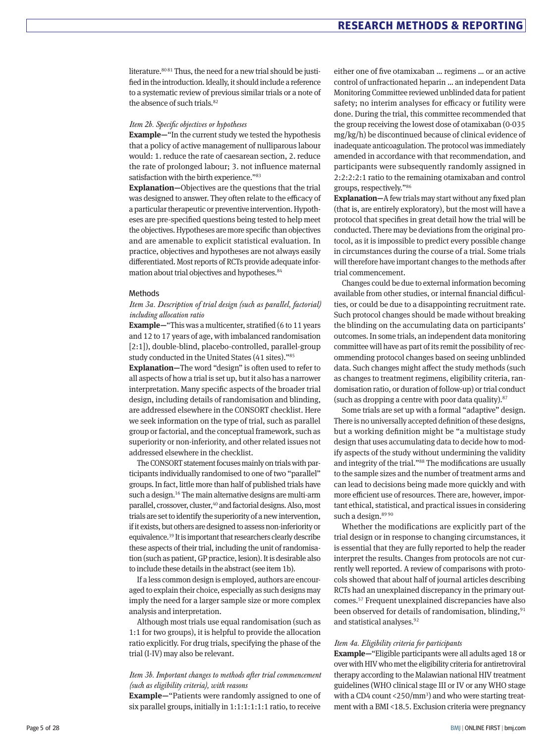literature.[80,81] Thus, the need for a new trial should be justified in the introduction. Ideally, it should include a reference to a systematic review of previous similar trials or a note of the absence of such trials.[82]

*Item 2b. Specific objectives or hypotheses*

**Example—**"In the current study we tested the hypothesis that a policy of active management of nulliparous labour would: 1. reduce the rate of caesarean section, 2. reduce the rate of prolonged labour; 3. not influence maternal satisfaction with the birth experience."[83]

**Explanation—**Objectives are the questions that the trial was designed to answer. They often relate to the efficacy of a particular therapeutic or preventive intervention. Hypotheses are pre-specified questions being tested to help meet the objectives. Hypotheses are more specific than objectives and are amenable to explicit statistical evaluation. In practice, objectives and hypotheses are not always easily differentiated. Most reports of RCTs provide adequate information about trial objectives and hypotheses.[84]

## Methods

*Item 3a. Description of trial design (such as parallel, factorial) including allocation ratio*

**Example—**"This was a multicenter, stratified (6 to 11 years and 12 to 17 years of age, with imbalanced randomisation [2:1]), double-blind, placebo-controlled, parallel-group study conducted in the United States (41 sites)."[85]

**Explanation—**The word "design" is often used to refer to all aspects of how a trial is set up, but it also has a narrower interpretation. Many specific aspects of the broader trial design, including details of randomisation and blinding, are addressed elsewhere in the CONSORT checklist. Here we seek information on the type of trial, such as parallel group or factorial, and the conceptual framework, such as superiority or non-inferiority, and other related issues not addressed elsewhere in the checklist.

The CONSORT statement focuses mainly on trials with participants individually randomised to one of two "parallel" groups. In fact, little more than half of published trials have such a design.[16] The main alternative designs are multi-arm parallel, crossover, cluster,[40] and factorial designs. Also, most trials are set to identify the superiority of a new intervention, if it exists, but others are designed to assess non-inferiority or equivalence.[39] It is important that researchers clearly describe these aspects of their trial, including the unit of randomisation (such as patient, GP practice, lesion). It is desirable also to include these details in the abstract (see item 1b).

If a less common design is employed, authors are encouraged to explain their choice, especially as such designs may imply the need for a larger sample size or more complex analysis and interpretation.

Although most trials use equal randomisation (such as 1:1 for two groups), it is helpful to provide the allocation ratio explicitly. For drug trials, specifying the phase of the trial (I-IV) may also be relevant.

*Item 3b. Important changes to methods after trial commencement (such as eligibility criteria), with reasons*

**Example—**"Patients were randomly assigned to one of six parallel groups, initially in 1:1:1:1:1:1 ratio, to receive either one of five otamixaban … regimens … or an active control of unfractionated heparin … an independent Data Monitoring Committee reviewed unblinded data for patient safety; no interim analyses for efficacy or futility were done. During the trial, this committee recommended that the group receiving the lowest dose of otamixaban (0·035 mg/kg/h) be discontinued because of clinical evidence of inadequate anticoagulation. The protocol was immediately amended in accordance with that recommendation, and participants were subsequently randomly assigned in 2:2:2:2:1 ratio to the remaining otamixaban and control groups, respectively."[86]

**Explanation—**A few trials may start without any fixed plan (that is, are entirely exploratory), but the most will have a protocol that specifies in great detail how the trial will be conducted. There may be deviations from the original protocol, as it is impossible to predict every possible change in circumstances during the course of a trial. Some trials will therefore have important changes to the methods after trial commencement.

Changes could be due to external information becoming available from other studies, or internal financial difficulties, or could be due to a disappointing recruitment rate. Such protocol changes should be made without breaking the blinding on the accumulating data on participants' outcomes. In some trials, an independent data monitoring committee will have as part of its remit the possibility of recommending protocol changes based on seeing unblinded data. Such changes might affect the study methods (such as changes to treatment regimens, eligibility criteria, randomisation ratio, or duration of follow-up) or trial conduct (such as dropping a centre with poor data quality).[87]

Some trials are set up with a formal "adaptive" design. There is no universally accepted definition of these designs, but a working definition might be "a multistage study design that uses accumulating data to decide how to modify aspects of the study without undermining the validity and integrity of the trial."[88] The modifications are usually to the sample sizes and the number of treatment arms and can lead to decisions being made more quickly and with more efficient use of resources. There are, however, important ethical, statistical, and practical issues in considering such a design.[89,90]

Whether the modifications are explicitly part of the trial design or in response to changing circumstances, it is essential that they are fully reported to help the reader interpret the results. Changes from protocols are not currently well reported. A review of comparisons with protocols showed that about half of journal articles describing RCTs had an unexplained discrepancy in the primary outcomes.[57] Frequent unexplained discrepancies have also been observed for details of randomisation, blinding,[91] and statistical analyses.[92]

*Item 4a. Eligibility criteria for participants*

**Example—**"Eligible participants were all adults aged 18 or over with HIV who met the eligibility criteria for antiretroviral therapy according to the Malawian national HIV treatment guidelines (WHO clinical stage III or IV or any WHO stage with a CD4 count <250/mm$^3$) and who were starting treatment with a BMI <18.5. Exclusion criteria were pregnancy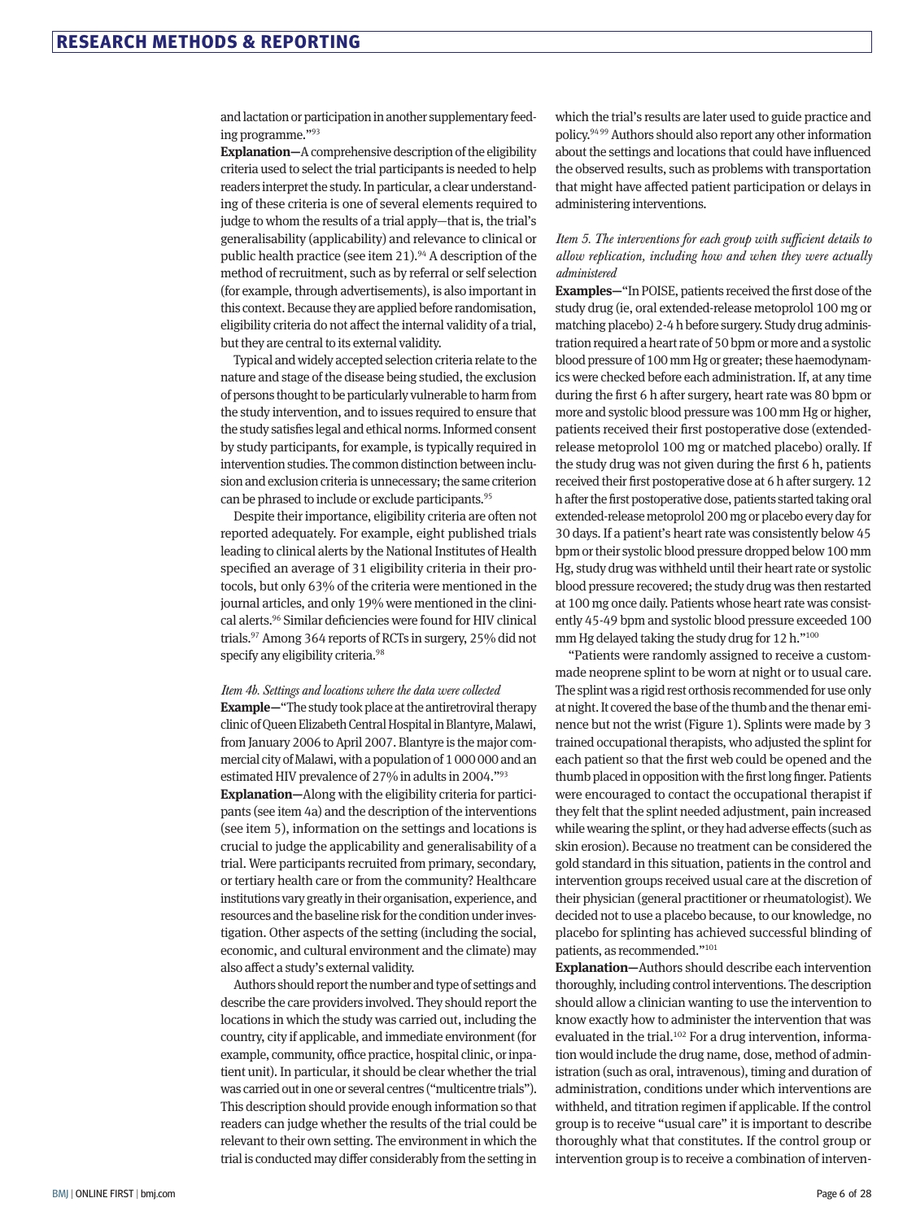and lactation or participation in another supplementary feeding programme."[93]

**Explanation—**A comprehensive description of the eligibility criteria used to select the trial participants is needed to help readers interpret the study. In particular, a clear understanding of these criteria is one of several elements required to judge to whom the results of a trial apply—that is, the trial's generalisability (applicability) and relevance to clinical or public health practice (see item 21).[94] A description of the method of recruitment, such as by referral or self selection (for example, through advertisements), is also important in this context. Because they are applied before randomisation, eligibility criteria do not affect the internal validity of a trial, but they are central to its external validity.

Typical and widely accepted selection criteria relate to the nature and stage of the disease being studied, the exclusion of persons thought to be particularly vulnerable to harm from the study intervention, and to issues required to ensure that the study satisfies legal and ethical norms. Informed consent by study participants, for example, is typically required in intervention studies. The common distinction between inclusion and exclusion criteria is unnecessary; the same criterion can be phrased to include or exclude participants.[95]

Despite their importance, eligibility criteria are often not reported adequately. For example, eight published trials leading to clinical alerts by the National Institutes of Health specified an average of 31 eligibility criteria in their protocols, but only 63% of the criteria were mentioned in the journal articles, and only 19% were mentioned in the clinical alerts.[96] Similar deficiencies were found for HIV clinical trials.[97] Among 364 reports of RCTs in surgery, 25% did not specify any eligibility criteria.[98]

*Item 4b. Settings and locations where the data were collected*

**Example—**"The study took place at the antiretroviral therapy clinic of Queen Elizabeth Central Hospital in Blantyre, Malawi, from January 2006 to April 2007. Blantyre is the major commercial city of Malawi, with a population of 1 000 000 and an estimated HIV prevalence of 27% in adults in 2004."[93]

**Explanation—**Along with the eligibility criteria for participants (see item 4a) and the description of the interventions (see item 5), information on the settings and locations is crucial to judge the applicability and generalisability of a trial. Were participants recruited from primary, secondary, or tertiary health care or from the community? Healthcare institutions vary greatly in their organisation, experience, and resources and the baseline risk for the condition under investigation. Other aspects of the setting (including the social, economic, and cultural environment and the climate) may also affect a study's external validity.

Authors should report the number and type of settings and describe the care providers involved. They should report the locations in which the study was carried out, including the country, city if applicable, and immediate environment (for example, community, office practice, hospital clinic, or inpatient unit). In particular, it should be clear whether the trial was carried out in one or several centres ("multicentre trials"). This description should provide enough information so that readers can judge whether the results of the trial could be relevant to their own setting. The environment in which the trial is conducted may differ considerably from the setting in which the trial's results are later used to guide practice and policy.[94,99] Authors should also report any other information about the settings and locations that could have influenced the observed results, such as problems with transportation that might have affected patient participation or delays in administering interventions.

*Item 5. The interventions for each group with sufficient details to allow replication, including how and when they were actually administered*

**Examples—**"In POISE, patients received the first dose of the study drug (ie, oral extended-release metoprolol 100 mg or matching placebo) 2-4 h before surgery. Study drug administration required a heart rate of 50 bpm or more and a systolic blood pressure of 100 mm Hg or greater; these haemodynamics were checked before each administration. If, at any time during the first 6 h after surgery, heart rate was 80 bpm or more and systolic blood pressure was 100 mm Hg or higher, patients received their first postoperative dose (extended-release metoprolol 100 mg or matched placebo) orally. If the study drug was not given during the first 6 h, patients received their first postoperative dose at 6 h after surgery. 12 h after the first postoperative dose, patients started taking oral extended-release metoprolol 200 mg or placebo every day for 30 days. If a patient's heart rate was consistently below 45 bpm or their systolic blood pressure dropped below 100 mm Hg, study drug was withheld until their heart rate or systolic blood pressure recovered; the study drug was then restarted at 100 mg once daily. Patients whose heart rate was consistently 45-49 bpm and systolic blood pressure exceeded 100 mm Hg delayed taking the study drug for 12 h."[100]

"Patients were randomly assigned to receive a custom-made neoprene splint to be worn at night or to usual care. The splint was a rigid rest orthosis recommended for use only at night. It covered the base of the thumb and the thenar eminence but not the wrist (Figure 1). Splints were made by 3 trained occupational therapists, who adjusted the splint for each patient so that the first web could be opened and the thumb placed in opposition with the first long finger. Patients were encouraged to contact the occupational therapist if they felt that the splint needed adjustment, pain increased while wearing the splint, or they had adverse effects (such as skin erosion). Because no treatment can be considered the gold standard in this situation, patients in the control and intervention groups received usual care at the discretion of their physician (general practitioner or rheumatologist). We decided not to use a placebo because, to our knowledge, no placebo for splinting has achieved successful blinding of patients, as recommended."[101]

**Explanation—**Authors should describe each intervention thoroughly, including control interventions. The description should allow a clinician wanting to use the intervention to know exactly how to administer the intervention that was evaluated in the trial.[102] For a drug intervention, information would include the drug name, dose, method of administration (such as oral, intravenous), timing and duration of administration, conditions under which interventions are withheld, and titration regimen if applicable. If the control group is to receive "usual care" it is important to describe thoroughly what that constitutes. If the control group or intervention group is to receive a combination of interven-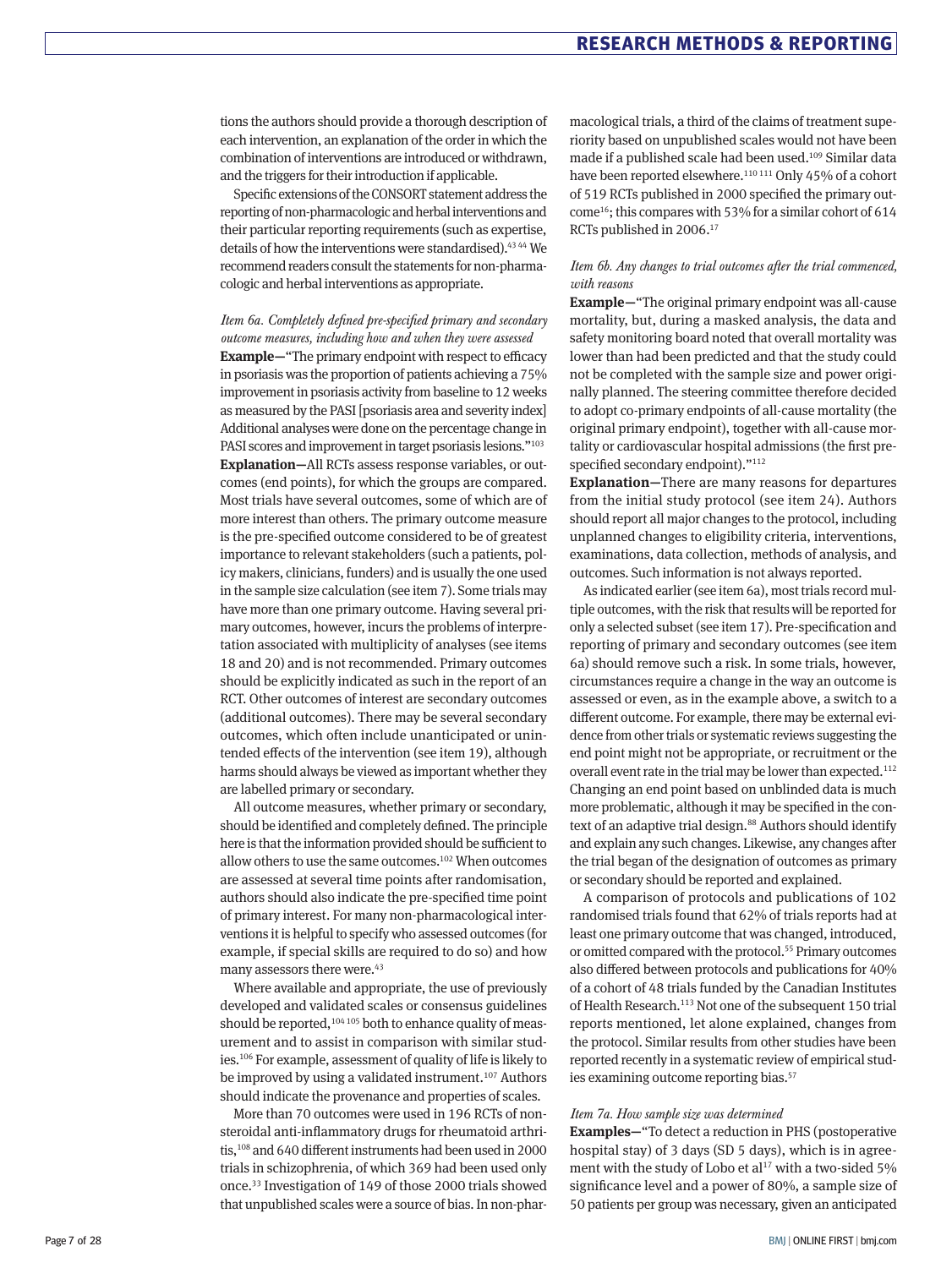tions the authors should provide a thorough description of each intervention, an explanation of the order in which the combination of interventions are introduced or withdrawn, and the triggers for their introduction if applicable.

Specific extensions of the CONSORT statement address the reporting of non-pharmacologic and herbal interventions and their particular reporting requirements (such as expertise, details of how the interventions were standardised).[43 44] We recommend readers consult the statements for non-pharmacologic and herbal interventions as appropriate.

*Item 6a. Completely defined pre-specified primary and secondary outcome measures, including how and when they were assessed*

**Example—**"The primary endpoint with respect to efficacy in psoriasis was the proportion of patients achieving a 75% improvement in psoriasis activity from baseline to 12 weeks as measured by the PASI [psoriasis area and severity index] Additional analyses were done on the percentage change in PASI scores and improvement in target psoriasis lesions."[103]

**Explanation—**All RCTs assess response variables, or outcomes (end points), for which the groups are compared. Most trials have several outcomes, some of which are of more interest than others. The primary outcome measure is the pre-specified outcome considered to be of greatest importance to relevant stakeholders (such a patients, policy makers, clinicians, funders) and is usually the one used in the sample size calculation (see item 7). Some trials may have more than one primary outcome. Having several primary outcomes, however, incurs the problems of interpretation associated with multiplicity of analyses (see items 18 and 20) and is not recommended. Primary outcomes should be explicitly indicated as such in the report of an RCT. Other outcomes of interest are secondary outcomes (additional outcomes). There may be several secondary outcomes, which often include unanticipated or unintended effects of the intervention (see item 19), although harms should always be viewed as important whether they are labelled primary or secondary.

All outcome measures, whether primary or secondary, should be identified and completely defined. The principle here is that the information provided should be sufficient to allow others to use the same outcomes.[102] When outcomes are assessed at several time points after randomisation, authors should also indicate the pre-specified time point of primary interest. For many non-pharmacological interventions it is helpful to specify who assessed outcomes (for example, if special skills are required to do so) and how many assessors there were.[43]

Where available and appropriate, the use of previously developed and validated scales or consensus guidelines should be reported,[104 105] both to enhance quality of measurement and to assist in comparison with similar studies.[106] For example, assessment of quality of life is likely to be improved by using a validated instrument.[107] Authors should indicate the provenance and properties of scales.

More than 70 outcomes were used in 196 RCTs of non-steroidal anti-inflammatory drugs for rheumatoid arthritis,[108] and 640 different instruments had been used in 2000 trials in schizophrenia, of which 369 had been used only once.[33] Investigation of 149 of those 2000 trials showed that unpublished scales were a source of bias. In non-pharmacological trials, a third of the claims of treatment superiority based on unpublished scales would not have been made if a published scale had been used.[109] Similar data have been reported elsewhere.[110 111] Only 45% of a cohort of 519 RCTs published in 2000 specified the primary outcome[16]; this compares with 53% for a similar cohort of 614 RCTs published in 2006.[17]

*Item 6b. Any changes to trial outcomes after the trial commenced, with reasons*

**Example—**"The original primary endpoint was all-cause mortality, but, during a masked analysis, the data and safety monitoring board noted that overall mortality was lower than had been predicted and that the study could not be completed with the sample size and power originally planned. The steering committee therefore decided to adopt co-primary endpoints of all-cause mortality (the original primary endpoint), together with all-cause mortality or cardiovascular hospital admissions (the first pre-specified secondary endpoint)."[112]

**Explanation—**There are many reasons for departures from the initial study protocol (see item 24). Authors should report all major changes to the protocol, including unplanned changes to eligibility criteria, interventions, examinations, data collection, methods of analysis, and outcomes. Such information is not always reported.

As indicated earlier (see item 6a), most trials record multiple outcomes, with the risk that results will be reported for only a selected subset (see item 17). Pre-specification and reporting of primary and secondary outcomes (see item 6a) should remove such a risk. In some trials, however, circumstances require a change in the way an outcome is assessed or even, as in the example above, a switch to a different outcome. For example, there may be external evidence from other trials or systematic reviews suggesting the end point might not be appropriate, or recruitment or the overall event rate in the trial may be lower than expected.[112] Changing an end point based on unblinded data is much more problematic, although it may be specified in the context of an adaptive trial design.[88] Authors should identify and explain any such changes. Likewise, any changes after the trial began of the designation of outcomes as primary or secondary should be reported and explained.

A comparison of protocols and publications of 102 randomised trials found that 62% of trials reports had at least one primary outcome that was changed, introduced, or omitted compared with the protocol.[55] Primary outcomes also differed between protocols and publications for 40% of a cohort of 48 trials funded by the Canadian Institutes of Health Research.[113] Not one of the subsequent 150 trial reports mentioned, let alone explained, changes from the protocol. Similar results from other studies have been reported recently in a systematic review of empirical studies examining outcome reporting bias.[57]

*Item 7a. How sample size was determined*

**Examples—**"To detect a reduction in PHS (postoperative hospital stay) of 3 days (SD 5 days), which is in agreement with the study of Lobo et al[17] with a two-sided 5% significance level and a power of 80%, a sample size of 50 patients per group was necessary, given an anticipated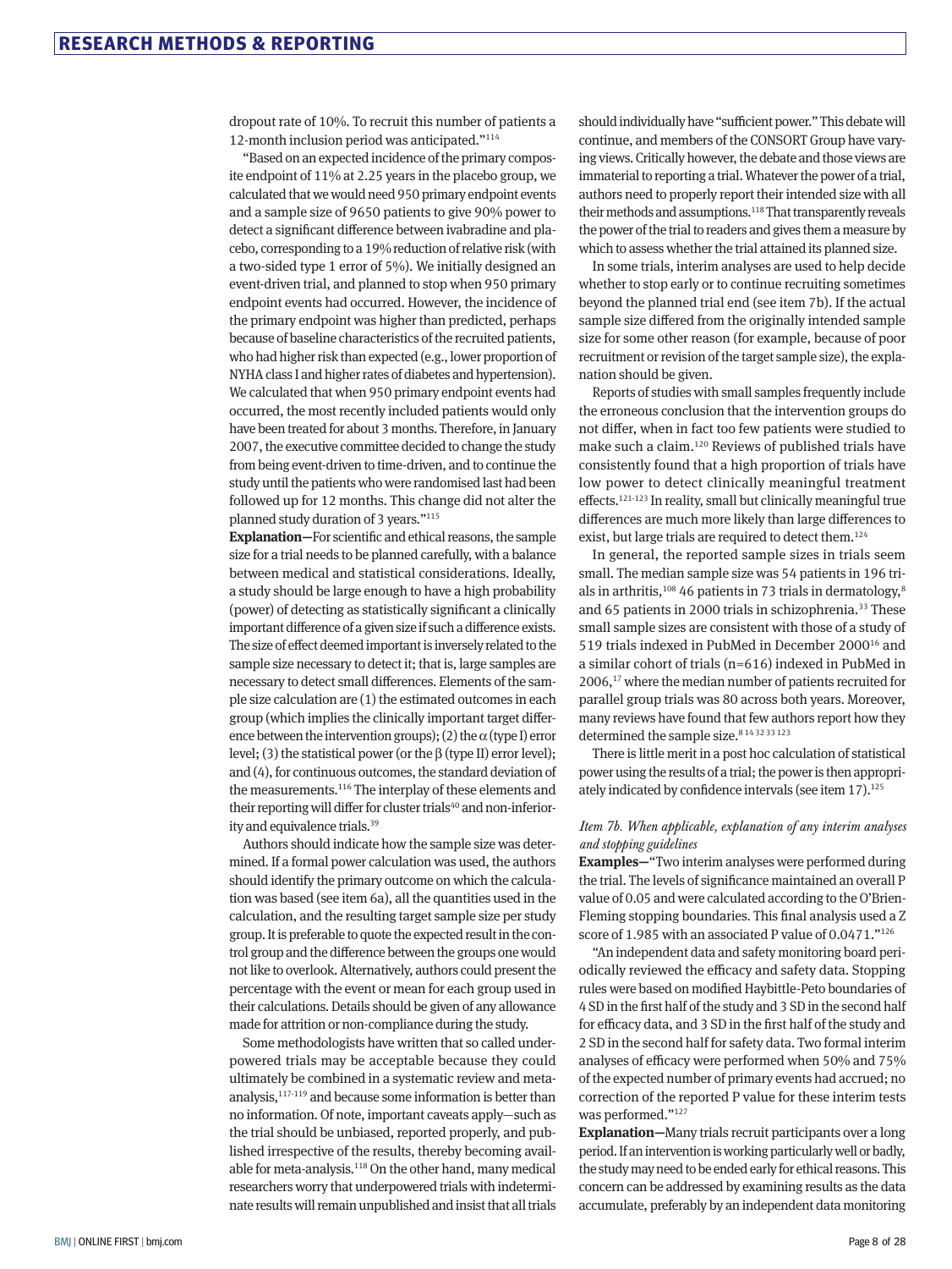dropout rate of 10%. To recruit this number of patients a 12-month inclusion period was anticipated."[114]

"Based on an expected incidence of the primary composite endpoint of 11% at 2.25 years in the placebo group, we calculated that we would need 950 primary endpoint events and a sample size of 9650 patients to give 90% power to detect a significant difference between ivabradine and placebo, corresponding to a 19% reduction of relative risk (with a two-sided type 1 error of 5%). We initially designed an event-driven trial, and planned to stop when 950 primary endpoint events had occurred. However, the incidence of the primary endpoint was higher than predicted, perhaps because of baseline characteristics of the recruited patients, who had higher risk than expected (e.g., lower proportion of NYHA class I and higher rates of diabetes and hypertension). We calculated that when 950 primary endpoint events had occurred, the most recently included patients would only have been treated for about 3 months. Therefore, in January 2007, the executive committee decided to change the study from being event-driven to time-driven, and to continue the study until the patients who were randomised last had been followed up for 12 months. This change did not alter the planned study duration of 3 years."[115]

**Explanation—**For scientific and ethical reasons, the sample size for a trial needs to be planned carefully, with a balance between medical and statistical considerations. Ideally, a study should be large enough to have a high probability (power) of detecting as statistically significant a clinically important difference of a given size if such a difference exists. The size of effect deemed important is inversely related to the sample size necessary to detect it; that is, large samples are necessary to detect small differences. Elements of the sample size calculation are (1) the estimated outcomes in each group (which implies the clinically important target difference between the intervention groups); (2) the $\alpha$ (type I) error level; (3) the statistical power (or the $\beta$ (type II) error level); and (4), for continuous outcomes, the standard deviation of the measurements.[116] The interplay of these elements and their reporting will differ for cluster trials[40] and non-inferiority and equivalence trials.[39]

Authors should indicate how the sample size was determined. If a formal power calculation was used, the authors should identify the primary outcome on which the calculation was based (see item 6a), all the quantities used in the calculation, and the resulting target sample size per study group. It is preferable to quote the expected result in the control group and the difference between the groups one would not like to overlook. Alternatively, authors could present the percentage with the event or mean for each group used in their calculations. Details should be given of any allowance made for attrition or non-compliance during the study.

Some methodologists have written that so called underpowered trials may be acceptable because they could ultimately be combined in a systematic review and meta-analysis,[117-119] and because some information is better than no information. Of note, important caveats apply—such as the trial should be unbiased, reported properly, and published irrespective of the results, thereby becoming available for meta-analysis.[118] On the other hand, many medical researchers worry that underpowered trials with indeterminate results will remain unpublished and insist that all trials should individually have "sufficient power." This debate will continue, and members of the CONSORT Group have varying views. Critically however, the debate and those views are immaterial to reporting a trial. Whatever the power of a trial, authors need to properly report their intended size with all their methods and assumptions.[118] That transparently reveals the power of the trial to readers and gives them a measure by which to assess whether the trial attained its planned size.

In some trials, interim analyses are used to help decide whether to stop early or to continue recruiting sometimes beyond the planned trial end (see item 7b). If the actual sample size differed from the originally intended sample size for some other reason (for example, because of poor recruitment or revision of the target sample size), the explanation should be given.

Reports of studies with small samples frequently include the erroneous conclusion that the intervention groups do not differ, when in fact too few patients were studied to make such a claim.[120] Reviews of published trials have consistently found that a high proportion of trials have low power to detect clinically meaningful treatment effects.[121-123] In reality, small but clinically meaningful true differences are much more likely than large differences to exist, but large trials are required to detect them.[124]

In general, the reported sample sizes in trials seem small. The median sample size was 54 patients in 196 trials in arthritis,[108] 46 patients in 73 trials in dermatology,[8] and 65 patients in 2000 trials in schizophrenia.[33] These small sample sizes are consistent with those of a study of 519 trials indexed in PubMed in December 2000[16] and a similar cohort of trials (n=616) indexed in PubMed in 2006,[17] where the median number of patients recruited for parallel group trials was 80 across both years. Moreover, many reviews have found that few authors report how they determined the sample size.[8 14 32 33 123]

There is little merit in a post hoc calculation of statistical power using the results of a trial; the power is then appropriately indicated by confidence intervals (see item 17).[125]

*Item 7b. When applicable, explanation of any interim analyses and stopping guidelines*

**Examples—**"Two interim analyses were performed during the trial. The levels of significance maintained an overall P value of 0.05 and were calculated according to the O'Brien-Fleming stopping boundaries. This final analysis used a Z score of 1.985 with an associated P value of 0.0471."[126]

"An independent data and safety monitoring board periodically reviewed the efficacy and safety data. Stopping rules were based on modified Haybittle-Peto boundaries of 4 SD in the first half of the study and 3 SD in the second half for efficacy data, and 3 SD in the first half of the study and 2 SD in the second half for safety data. Two formal interim analyses of efficacy were performed when 50% and 75% of the expected number of primary events had accrued; no correction of the reported P value for these interim tests was performed."[127]

**Explanation—**Many trials recruit participants over a long period. If an intervention is working particularly well or badly, the study may need to be ended early for ethical reasons. This concern can be addressed by examining results as the data accumulate, preferably by an independent data monitoring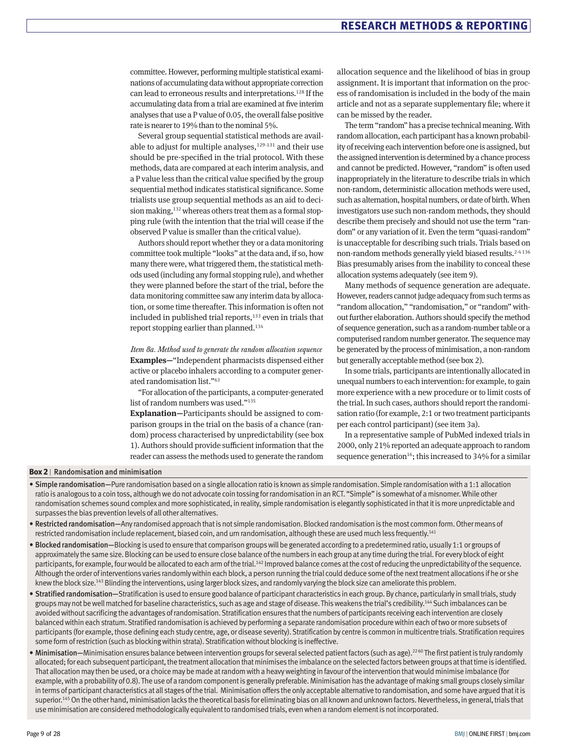committee. However, performing multiple statistical examinations of accumulating data without appropriate correction can lead to erroneous results and interpretations.[128] If the accumulating data from a trial are examined at five interim analyses that use a P value of 0.05, the overall false positive rate is nearer to 19% than to the nominal 5%.

Several group sequential statistical methods are available to adjust for multiple analyses,[129-131] and their use should be pre-specified in the trial protocol. With these methods, data are compared at each interim analysis, and a P value less than the critical value specified by the group sequential method indicates statistical significance. Some trialists use group sequential methods as an aid to decision making,[132] whereas others treat them as a formal stopping rule (with the intention that the trial will cease if the observed P value is smaller than the critical value).

Authors should report whether they or a data monitoring committee took multiple "looks" at the data and, if so, how many there were, what triggered them, the statistical methods used (including any formal stopping rule), and whether they were planned before the start of the trial, before the data monitoring committee saw any interim data by allocation, or some time thereafter. This information is often not included in published trial reports,[133] even in trials that report stopping earlier than planned.[134]

*Item 8a. Method used to generate the random allocation sequence*

**Examples—**"Independent pharmacists dispensed either active or placebo inhalers according to a computer generated randomisation list."[63]

"For allocation of the participants, a computer-generated list of random numbers was used."[135]

**Explanation—**Participants should be assigned to comparison groups in the trial on the basis of a chance (random) process characterised by unpredictability (see box 1). Authors should provide sufficient information that the reader can assess the methods used to generate the random allocation sequence and the likelihood of bias in group assignment. It is important that information on the process of randomisation is included in the body of the main article and not as a separate supplementary file; where it can be missed by the reader.

The term "random" has a precise technical meaning. With random allocation, each participant has a known probability of receiving each intervention before one is assigned, but the assigned intervention is determined by a chance process and cannot be predicted. However, "random" is often used inappropriately in the literature to describe trials in which non-random, deterministic allocation methods were used, such as alternation, hospital numbers, or date of birth. When investigators use such non-random methods, they should describe them precisely and should not use the term "random" or any variation of it. Even the term "quasi-random" is unacceptable for describing such trials. Trials based on non-random methods generally yield biased results.[2-4 136] Bias presumably arises from the inability to conceal these allocation systems adequately (see item 9).

Many methods of sequence generation are adequate. However, readers cannot judge adequacy from such terms as "random allocation," "randomisation," or "random" without further elaboration. Authors should specify the method of sequence generation, such as a random-number table or a computerised random number generator. The sequence may be generated by the process of minimisation, a non-random but generally acceptable method (see box 2).

In some trials, participants are intentionally allocated in unequal numbers to each intervention: for example, to gain more experience with a new procedure or to limit costs of the trial. In such cases, authors should report the randomisation ratio (for example, 2:1 or two treatment participants per each control participant) (see item 3a).

In a representative sample of PubMed indexed trials in 2000, only 21% reported an adequate approach to random sequence generation[16]; this increased to 34% for a similar

**Box 2** | Randomisation and minimisation

- **Simple randomisation—**Pure randomisation based on a single allocation ratio is known as simple randomisation. Simple randomisation with a 1:1 allocation ratio is analogous to a coin toss, although we do not advocate coin tossing for randomisation in an RCT. "Simple" is somewhat of a misnomer. While other randomisation schemes sound complex and more sophisticated, in reality, simple randomisation is elegantly sophisticated in that it is more unpredictable and surpasses the bias prevention levels of all other alternatives.
- **Restricted randomisation—**Any randomised approach that is not simple randomisation. Blocked randomisation is the most common form. Other means of restricted randomisation include replacement, biased coin, and urn randomisation, although these are used much less frequently.[141]
- **Blocked randomisation—**Blocking is used to ensure that comparison groups will be generated according to a predetermined ratio, usually 1:1 or groups of approximately the same size. Blocking can be used to ensure close balance of the numbers in each group at any time during the trial. For every block of eight participants, for example, four would be allocated to each arm of the trial.[142] Improved balance comes at the cost of reducing the unpredictability of the sequence. Although the order of interventions varies randomly within each block, a person running the trial could deduce some of the next treatment allocations if he or she knew the block size.[143] Blinding the interventions, using larger block sizes, and randomly varying the block size can ameliorate this problem.
- **Stratified randomisation—**Stratification is used to ensure good balance of participant characteristics in each group. By chance, particularly in small trials, study groups may not be well matched for baseline characteristics, such as age and stage of disease. This weakens the trial's credibility.[144] Such imbalances can be avoided without sacrificing the advantages of randomisation. Stratification ensures that the numbers of participants receiving each intervention are closely balanced within each stratum. Stratified randomisation is achieved by performing a separate randomisation procedure within each of two or more subsets of participants (for example, those defining each study centre, age, or disease severity). Stratification by centre is common in multicentre trials. Stratification requires some form of restriction (such as blocking within strata). Stratification without blocking is ineffective.
- **Minimisation—**Minimisation ensures balance between intervention groups for several selected patient factors (such as age).[22 60] The first patient is truly randomly allocated; for each subsequent participant, the treatment allocation that minimises the imbalance on the selected factors between groups at that time is identified. That allocation may then be used, or a choice may be made at random with a heavy weighting in favour of the intervention that would minimise imbalance (for example, with a probability of 0.8). The use of a random component is generally preferable. Minimisation has the advantage of making small groups closely similar in terms of participant characteristics at all stages of the trial. Minimisation offers the only acceptable alternative to randomisation, and some have argued that it is superior.[145] On the other hand, minimisation lacks the theoretical basis for eliminating bias on all known and unknown factors. Nevertheless, in general, trials that use minimisation are considered methodologically equivalent to randomised trials, even when a random element is not incorporated.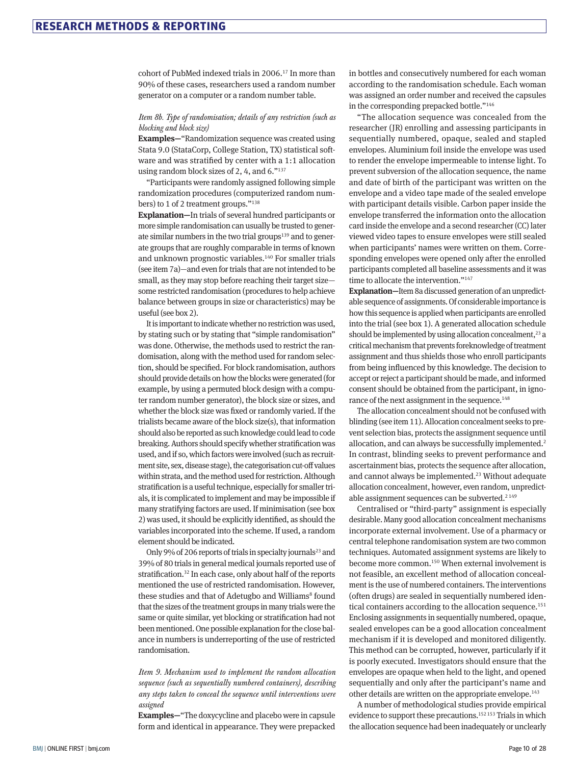cohort of PubMed indexed trials in 2006.[17] In more than 90% of these cases, researchers used a random number generator on a computer or a random number table.

*Item 8b. Type of randomisation; details of any restriction (such as blocking and block size)*

**Examples—**"Randomization sequence was created using Stata 9.0 (StataCorp, College Station, TX) statistical software and was stratified by center with a 1:1 allocation using random block sizes of 2, 4, and 6."[137]

"Participants were randomly assigned following simple randomization procedures (computerized random numbers) to 1 of 2 treatment groups."[138]

**Explanation—**In trials of several hundred participants or more simple randomisation can usually be trusted to generate similar numbers in the two trial groups[139] and to generate groups that are roughly comparable in terms of known and unknown prognostic variables.[140] For smaller trials (see item 7a)—and even for trials that are not intended to be small, as they may stop before reaching their target size—some restricted randomisation (procedures to help achieve balance between groups in size or characteristics) may be useful (see box 2).

It is important to indicate whether no restriction was used, by stating such or by stating that "simple randomisation" was done. Otherwise, the methods used to restrict the randomisation, along with the method used for random selection, should be specified. For block randomisation, authors should provide details on how the blocks were generated (for example, by using a permuted block design with a computer random number generator), the block size or sizes, and whether the block size was fixed or randomly varied. If the trialists became aware of the block size(s), that information should also be reported as such knowledge could lead to code breaking. Authors should specify whether stratification was used, and if so, which factors were involved (such as recruitment site, sex, disease stage), the categorisation cut-off values within strata, and the method used for restriction. Although stratification is a useful technique, especially for smaller trials, it is complicated to implement and may be impossible if many stratifying factors are used. If minimisation (see box 2) was used, it should be explicitly identified, as should the variables incorporated into the scheme. If used, a random element should be indicated.

Only 9% of 206 reports of trials in specialty journals[23] and 39% of 80 trials in general medical journals reported use of stratification.[32] In each case, only about half of the reports mentioned the use of restricted randomisation. However, these studies and that of Adetugbo and Williams[8] found that the sizes of the treatment groups in many trials were the same or quite similar, yet blocking or stratification had not been mentioned. One possible explanation for the close balance in numbers is underreporting of the use of restricted randomisation.

*Item 9. Mechanism used to implement the random allocation sequence (such as sequentially numbered containers), describing any steps taken to conceal the sequence until interventions were assigned*

**Examples—**"The doxycycline and placebo were in capsule form and identical in appearance. They were prepacked in bottles and consecutively numbered for each woman according to the randomisation schedule. Each woman was assigned an order number and received the capsules in the corresponding prepacked bottle."[146]

"The allocation sequence was concealed from the researcher (JR) enrolling and assessing participants in sequentially numbered, opaque, sealed and stapled envelopes. Aluminium foil inside the envelope was used to render the envelope impermeable to intense light. To prevent subversion of the allocation sequence, the name and date of birth of the participant was written on the envelope and a video tape made of the sealed envelope with participant details visible. Carbon paper inside the envelope transferred the information onto the allocation card inside the envelope and a second researcher (CC) later viewed video tapes to ensure envelopes were still sealed when participants' names were written on them. Corresponding envelopes were opened only after the enrolled participants completed all baseline assessments and it was time to allocate the intervention."[147]

**Explanation—**Item 8a discussed generation of an unpredictable sequence of assignments. Of considerable importance is how this sequence is applied when participants are enrolled into the trial (see box 1). A generated allocation schedule should be implemented by using allocation concealment,[23] a critical mechanism that prevents foreknowledge of treatment assignment and thus shields those who enroll participants from being influenced by this knowledge. The decision to accept or reject a participant should be made, and informed consent should be obtained from the participant, in ignorance of the next assignment in the sequence.[148]

The allocation concealment should not be confused with blinding (see item 11). Allocation concealment seeks to prevent selection bias, protects the assignment sequence until allocation, and can always be successfully implemented.[2] In contrast, blinding seeks to prevent performance and ascertainment bias, protects the sequence after allocation, and cannot always be implemented.[23] Without adequate allocation concealment, however, even random, unpredictable assignment sequences can be subverted.[2,149]

Centralised or "third-party" assignment is especially desirable. Many good allocation concealment mechanisms incorporate external involvement. Use of a pharmacy or central telephone randomisation system are two common techniques. Automated assignment systems are likely to become more common.[150] When external involvement is not feasible, an excellent method of allocation concealment is the use of numbered containers. The interventions (often drugs) are sealed in sequentially numbered identical containers according to the allocation sequence.[151] Enclosing assignments in sequentially numbered, opaque, sealed envelopes can be a good allocation concealment mechanism if it is developed and monitored diligently. This method can be corrupted, however, particularly if it is poorly executed. Investigators should ensure that the envelopes are opaque when held to the light, and opened sequentially and only after the participant's name and other details are written on the appropriate envelope.[143]

A number of methodological studies provide empirical evidence to support these precautions.[152,153] Trials in which the allocation sequence had been inadequately or unclearly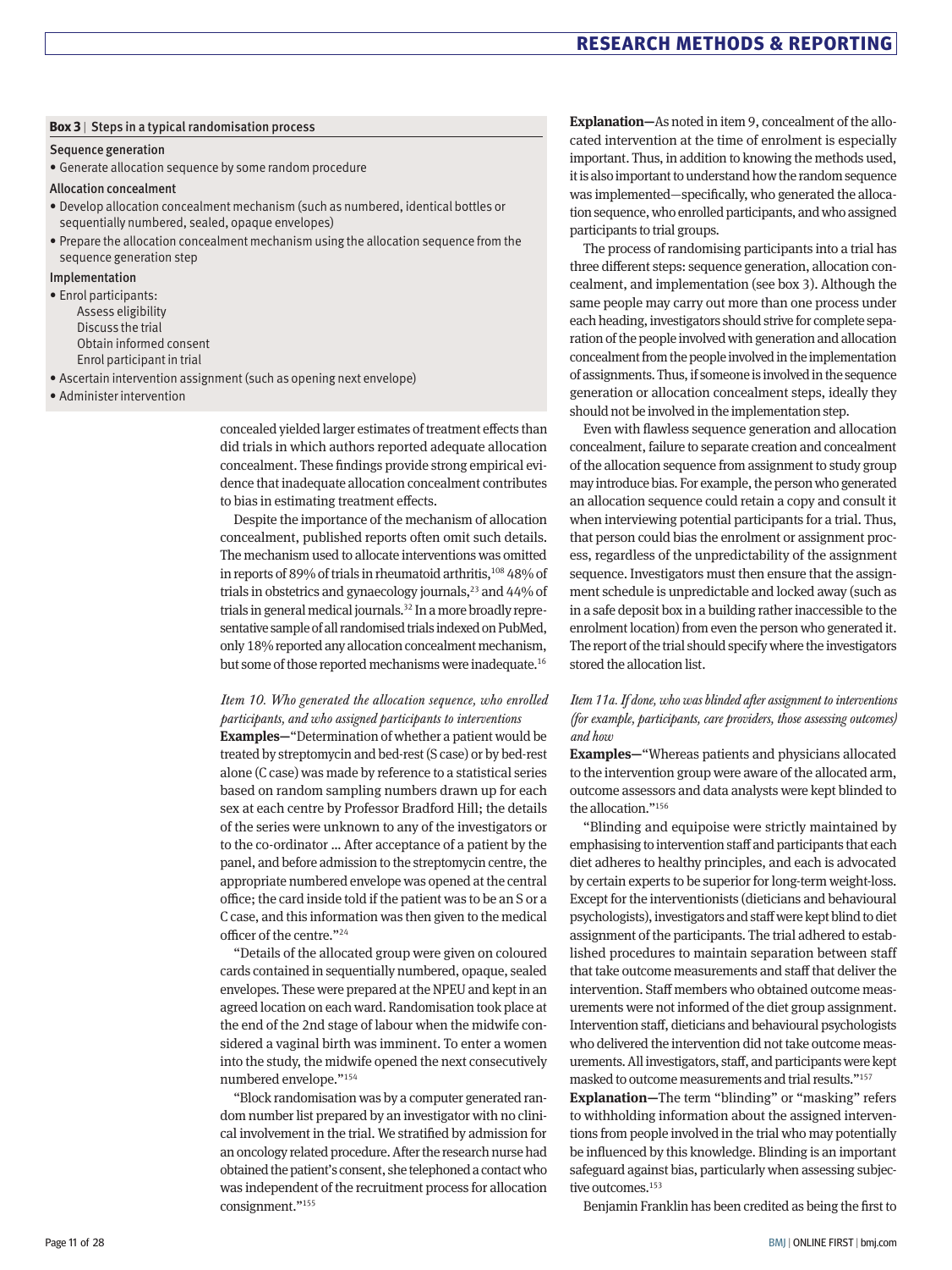**Box 3** | Steps in a typical randomisation process

Sequence generation

- Generate allocation sequence by some random procedure

Allocation concealment

- Develop allocation concealment mechanism (such as numbered, identical bottles or sequentially numbered, sealed, opaque envelopes)
- Prepare the allocation concealment mechanism using the allocation sequence from the sequence generation step

Implementation

- Enrol participants:
    - Assess eligibility
    - Discuss the trial
    - Obtain informed consent
    - Enrol participant in trial
- Ascertain intervention assignment (such as opening next envelope)
- Administer intervention

concealed yielded larger estimates of treatment effects than did trials in which authors reported adequate allocation concealment. These findings provide strong empirical evidence that inadequate allocation concealment contributes to bias in estimating treatment effects.

Despite the importance of the mechanism of allocation concealment, published reports often omit such details. The mechanism used to allocate interventions was omitted in reports of 89% of trials in rheumatoid arthritis,[108] 48% of trials in obstetrics and gynaecology journals,[23] and 44% of trials in general medical journals.[32] In a more broadly representative sample of all randomised trials indexed on PubMed, only 18% reported any allocation concealment mechanism, but some of those reported mechanisms were inadequate.[16]

*Item 10. Who generated the allocation sequence, who enrolled participants, and who assigned participants to interventions*

**Examples—**"Determination of whether a patient would be treated by streptomycin and bed-rest (S case) or by bed-rest alone (C case) was made by reference to a statistical series based on random sampling numbers drawn up for each sex at each centre by Professor Bradford Hill; the details of the series were unknown to any of the investigators or to the co-ordinator ... After acceptance of a patient by the panel, and before admission to the streptomycin centre, the appropriate numbered envelope was opened at the central office; the card inside told if the patient was to be an S or a C case, and this information was then given to the medical officer of the centre."[24]

"Details of the allocated group were given on coloured cards contained in sequentially numbered, opaque, sealed envelopes. These were prepared at the NPEU and kept in an agreed location on each ward. Randomisation took place at the end of the 2nd stage of labour when the midwife considered a vaginal birth was imminent. To enter a women into the study, the midwife opened the next consecutively numbered envelope."[154]

"Block randomisation was by a computer generated random number list prepared by an investigator with no clinical involvement in the trial. We stratified by admission for an oncology related procedure. After the research nurse had obtained the patient's consent, she telephoned a contact who was independent of the recruitment process for allocation consignment."[155]

**Explanation—**As noted in item 9, concealment of the allocated intervention at the time of enrolment is especially important. Thus, in addition to knowing the methods used, it is also important to understand how the random sequence was implemented—specifically, who generated the allocation sequence, who enrolled participants, and who assigned participants to trial groups.

The process of randomising participants into a trial has three different steps: sequence generation, allocation concealment, and implementation (see box 3). Although the same people may carry out more than one process under each heading, investigators should strive for complete separation of the people involved with generation and allocation concealment from the people involved in the implementation of assignments. Thus, if someone is involved in the sequence generation or allocation concealment steps, ideally they should not be involved in the implementation step.

Even with flawless sequence generation and allocation concealment, failure to separate creation and concealment of the allocation sequence from assignment to study group may introduce bias. For example, the person who generated an allocation sequence could retain a copy and consult it when interviewing potential participants for a trial. Thus, that person could bias the enrolment or assignment process, regardless of the unpredictability of the assignment sequence. Investigators must then ensure that the assignment schedule is unpredictable and locked away (such as in a safe deposit box in a building rather inaccessible to the enrolment location) from even the person who generated it. The report of the trial should specify where the investigators stored the allocation list.

*Item 11a. If done, who was blinded after assignment to interventions (for example, participants, care providers, those assessing outcomes) and how*

**Examples—**"Whereas patients and physicians allocated to the intervention group were aware of the allocated arm, outcome assessors and data analysts were kept blinded to the allocation."[156]

"Blinding and equipoise were strictly maintained by emphasising to intervention staff and participants that each diet adheres to healthy principles, and each is advocated by certain experts to be superior for long-term weight-loss. Except for the interventionists (dieticians and behavioural psychologists), investigators and staff were kept blind to diet assignment of the participants. The trial adhered to established procedures to maintain separation between staff that take outcome measurements and staff that deliver the intervention. Staff members who obtained outcome measurements were not informed of the diet group assignment. Intervention staff, dieticians and behavioural psychologists who delivered the intervention did not take outcome measurements. All investigators, staff, and participants were kept masked to outcome measurements and trial results."[157]

**Explanation—**The term "blinding" or "masking" refers to withholding information about the assigned interventions from people involved in the trial who may potentially be influenced by this knowledge. Blinding is an important safeguard against bias, particularly when assessing subjective outcomes.[153]

Benjamin Franklin has been credited as being the first to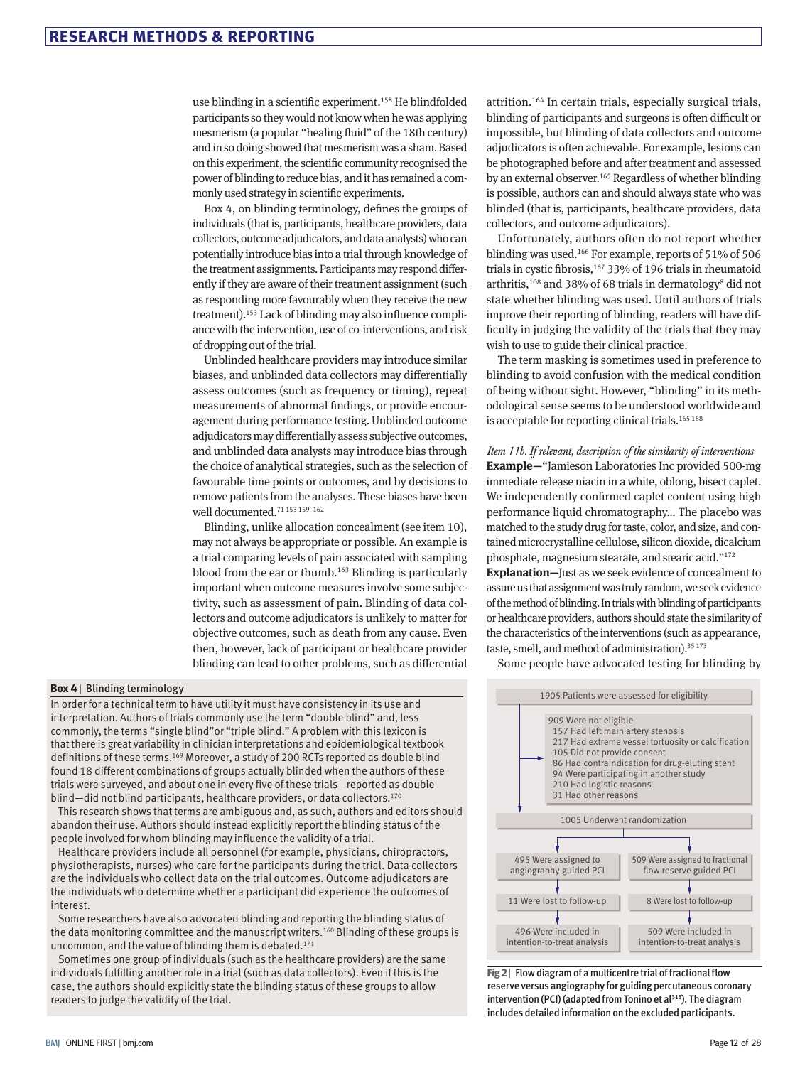use blinding in a scientific experiment.[158] He blindfolded participants so they would not know when he was applying mesmerism (a popular "healing fluid" of the 18th century) and in so doing showed that mesmerism was a sham. Based on this experiment, the scientific community recognised the power of blinding to reduce bias, and it has remained a commonly used strategy in scientific experiments.

Box 4, on blinding terminology, defines the groups of individuals (that is, participants, healthcare providers, data collectors, outcome adjudicators, and data analysts) who can potentially introduce bias into a trial through knowledge of the treatment assignments. Participants may respond differently if they are aware of their treatment assignment (such as responding more favourably when they receive the new treatment).[153] Lack of blinding may also influence compliance with the intervention, use of co-interventions, and risk of dropping out of the trial.

Unblinded healthcare providers may introduce similar biases, and unblinded data collectors may differentially assess outcomes (such as frequency or timing), repeat measurements of abnormal findings, or provide encouragement during performance testing. Unblinded outcome adjudicators may differentially assess subjective outcomes, and unblinded data analysts may introduce bias through the choice of analytical strategies, such as the selection of favourable time points or outcomes, and by decisions to remove patients from the analyses. These biases have been well documented.[71 153 159-162]

Blinding, unlike allocation concealment (see item 10), may not always be appropriate or possible. An example is a trial comparing levels of pain associated with sampling blood from the ear or thumb.[163] Blinding is particularly important when outcome measures involve some subjectivity, such as assessment of pain. Blinding of data collectors and outcome adjudicators is unlikely to matter for objective outcomes, such as death from any cause. Even then, however, lack of participant or healthcare provider blinding can lead to other problems, such as differential attrition.[164] In certain trials, especially surgical trials, blinding of participants and surgeons is often difficult or impossible, but blinding of data collectors and outcome adjudicators is often achievable. For example, lesions can be photographed before and after treatment and assessed by an external observer.[165] Regardless of whether blinding is possible, authors can and should always state who was blinded (that is, participants, healthcare providers, data collectors, and outcome adjudicators).

Unfortunately, authors often do not report whether blinding was used.[166] For example, reports of 51% of 506 trials in cystic fibrosis,[167] 33% of 196 trials in rheumatoid arthritis,[108] and 38% of 68 trials in dermatology[8] did not state whether blinding was used. Until authors of trials improve their reporting of blinding, readers will have difficulty in judging the validity of the trials that they may wish to use to guide their clinical practice.

The term masking is sometimes used in preference to blinding to avoid confusion with the medical condition of being without sight. However, "blinding" in its methodological sense seems to be understood worldwide and is acceptable for reporting clinical trials.[165 168]

**Box 4** | Blinding terminology

In order for a technical term to have utility it must have consistency in its use and interpretation. Authors of trials commonly use the term "double blind" and, less commonly, the terms "single blind" or "triple blind." A problem with this lexicon is that there is great variability in clinician interpretations and epidemiological textbook definitions of these terms.[169] Moreover, a study of 200 RCTs reported as double blind found 18 different combinations of groups actually blinded when the authors of these trials were surveyed, and about one in every five of these trials—reported as double blind—did not blind participants, healthcare providers, or data collectors.[170]

This research shows that terms are ambiguous and, as such, authors and editors should abandon their use. Authors should instead explicitly report the blinding status of the people involved for whom blinding may influence the validity of a trial.

Healthcare providers include all personnel (for example, physicians, chiropractors, physiotherapists, nurses) who care for the participants during the trial. Data collectors are the individuals who collect data on the trial outcomes. Outcome adjudicators are the individuals who determine whether a participant did experience the outcomes of interest.

Some researchers have also advocated blinding and reporting the blinding status of the data monitoring committee and the manuscript writers.[160] Blinding of these groups is uncommon, and the value of blinding them is debated.[171]

Sometimes one group of individuals (such as the healthcare providers) are the same individuals fulfilling another role in a trial (such as data collectors). Even if this is the case, the authors should explicitly state the blinding status of these groups to allow readers to judge the validity of the trial.

*Item 11b. If relevant, description of the similarity of interventions*

**Example—**"Jamieson Laboratories Inc provided 500-mg immediate release niacin in a white, oblong, bisect caplet. We independently confirmed caplet content using high performance liquid chromatography… The placebo was matched to the study drug for taste, color, and size, and contained microcrystalline cellulose, silicon dioxide, dicalcium phosphate, magnesium stearate, and stearic acid."[172]

**Explanation—**Just as we seek evidence of concealment to assure us that assignment was truly random, we seek evidence of the method of blinding. In trials with blinding of participants or healthcare providers, authors should state the similarity of the characteristics of the interventions (such as appearance, taste, smell, and method of administration).[35 173]

Some people have advocated testing for blinding by

1905 Patients were assessed for eligibility

909 Were not eligible
- 157 Had left main artery stenosis
- 217 Had extreme vessel tortuosity or calcification
- 105 Did not provide consent
- 86 Had contraindication for drug-eluting stent
- 94 Were participating in another study
- 210 Had logistic reasons
- 31 Had other reasons

1005 Underwent randomization

| Angiography-guided PCI | Fractional flow reserve guided PCI |
|---|---|
| 495 Were assigned to angiography-guided PCI | 509 Were assigned to fractional flow reserve guided PCI |
| 11 Were lost to follow-up | 8 Were lost to follow-up |
| 496 Were included in intention-to-treat analysis | 509 Were included in intention-to-treat analysis |

**Fig 2** | Flow diagram of a multicentre trial of fractional flow reserve versus angiography for guiding percutaneous coronary intervention (PCI) (adapted from Tonino et al[313]). The diagram includes detailed information on the excluded participants.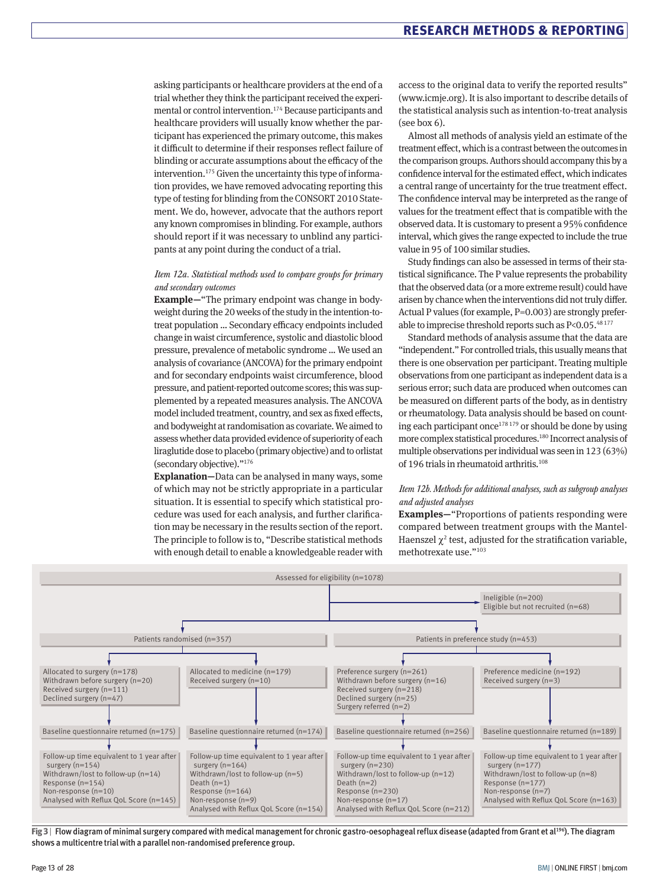asking participants or healthcare providers at the end of a trial whether they think the participant received the experimental or control intervention.[174] Because participants and healthcare providers will usually know whether the participant has experienced the primary outcome, this makes it difficult to determine if their responses reflect failure of blinding or accurate assumptions about the efficacy of the intervention.[175] Given the uncertainty this type of information provides, we have removed advocating reporting this type of testing for blinding from the CONSORT 2010 Statement. We do, however, advocate that the authors report any known compromises in blinding. For example, authors should report if it was necessary to unblind any participants at any point during the conduct of a trial.

*Item 12a. Statistical methods used to compare groups for primary and secondary outcomes*

**Example—**"The primary endpoint was change in bodyweight during the 20 weeks of the study in the intention-to-treat population ... Secondary efficacy endpoints included change in waist circumference, systolic and diastolic blood pressure, prevalence of metabolic syndrome ... We used an analysis of covariance (ANCOVA) for the primary endpoint and for secondary endpoints waist circumference, blood pressure, and patient-reported outcome scores; this was supplemented by a repeated measures analysis. The ANCOVA model included treatment, country, and sex as fixed effects, and bodyweight at randomisation as covariate. We aimed to assess whether data provided evidence of superiority of each liraglutide dose to placebo (primary objective) and to orlistat (secondary objective)."[176]

**Explanation—**Data can be analysed in many ways, some of which may not be strictly appropriate in a particular situation. It is essential to specify which statistical procedure was used for each analysis, and further clarification may be necessary in the results section of the report. The principle to follow is to, "Describe statistical methods with enough detail to enable a knowledgeable reader with access to the original data to verify the reported results" (www.icmje.org). It is also important to describe details of the statistical analysis such as intention-to-treat analysis (see box 6).

Almost all methods of analysis yield an estimate of the treatment effect, which is a contrast between the outcomes in the comparison groups. Authors should accompany this by a confidence interval for the estimated effect, which indicates a central range of uncertainty for the true treatment effect. The confidence interval may be interpreted as the range of values for the treatment effect that is compatible with the observed data. It is customary to present a 95% confidence interval, which gives the range expected to include the true value in 95 of 100 similar studies.

Study findings can also be assessed in terms of their statistical significance. The P value represents the probability that the observed data (or a more extreme result) could have arisen by chance when the interventions did not truly differ. Actual P values (for example, P=0.003) are strongly preferable to imprecise threshold reports such as P<0.05.[48 177]

Standard methods of analysis assume that the data are "independent." For controlled trials, this usually means that there is one observation per participant. Treating multiple observations from one participant as independent data is a serious error; such data are produced when outcomes can be measured on different parts of the body, as in dentistry or rheumatology. Data analysis should be based on counting each participant once[178 179] or should be done by using more complex statistical procedures.[180] Incorrect analysis of multiple observations per individual was seen in 123 (63%) of 196 trials in rheumatoid arthritis.[108]

*Item 12b. Methods for additional analyses, such as subgroup analyses and adjusted analyses*

**Examples—**"Proportions of patients responding were compared between treatment groups with the Mantel-Haenszel $\chi^2$ test, adjusted for the stratification variable, methotrexate use."[103]

Assessed for eligibility (n=1078)

Ineligible (n=200)
Eligible but not recruited (n=68)

Patients randomised (n=357)

Patients in preference study (n=453)

Allocated to surgery (n=178)
Withdrawn before surgery (n=20)
Received surgery (n=111)
Declined surgery (n=47)

Allocated to medicine (n=179)
Received surgery (n=10)

Preference surgery (n=261)
Withdrawn before surgery (n=16)
Received surgery (n=218)
Declined surgery (n=25)
Surgery referred (n=2)

Preference medicine (n=192)
Received surgery (n=3)

Baseline questionnaire returned (n=175)

Baseline questionnaire returned (n=174)

Baseline questionnaire returned (n=256)

Baseline questionnaire returned (n=189)

Follow-up time equivalent to 1 year after surgery (n=154)
Withdrawn/lost to follow-up (n=14)
Response (n=154)
Non-response (n=10)
Analysed with Reflux QoL Score (n=145)

Follow-up time equivalent to 1 year after surgery (n=164)
Withdrawn/lost to follow-up (n=5)
Death (n=1)
Response (n=164)
Non-response (n=9)
Analysed with Reflux QoL Score (n=154)

Follow-up time equivalent to 1 year after surgery (n=230)
Withdrawn/lost to follow-up (n=12)
Death (n=2)
Response (n=230)
Non-response (n=17)
Analysed with Reflux QoL Score (n=212)

Follow-up time equivalent to 1 year after surgery (n=177)
Withdrawn/lost to follow-up (n=8)
Response (n=177)
Non-response (n=7)
Analysed with Reflux QoL Score (n=163)

**Fig 3** | Flow diagram of minimal surgery compared with medical management for chronic gastro-oesophageal reflux disease (adapted from Grant et al[196]). The diagram shows a multicentre trial with a parallel non-randomised preference group.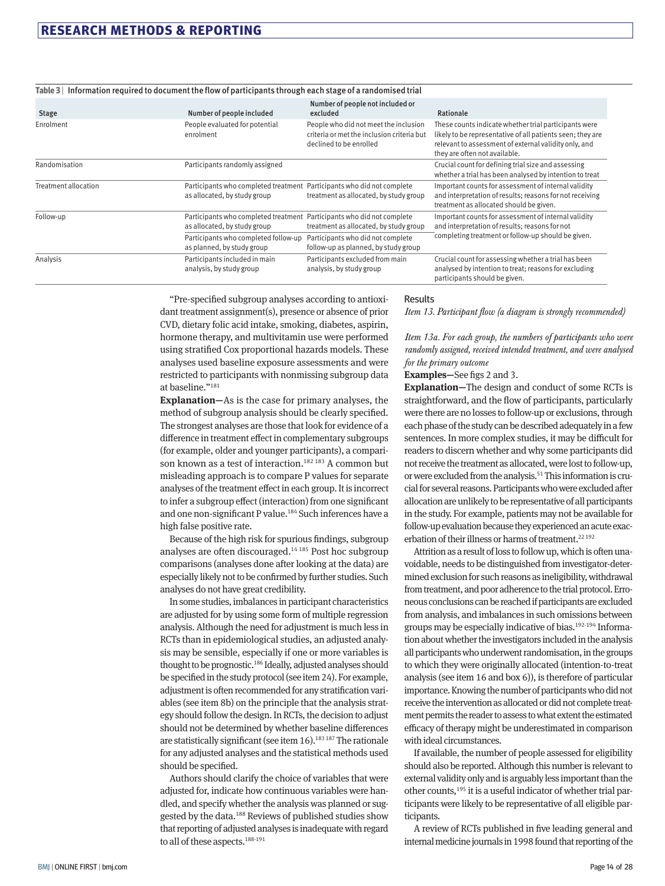**Table 3 | Information required to document the flow of participants through each stage of a randomised trial**

| Stage | Number of people included | Number of people not included or excluded | Rationale |
|---|---|---|---|
| Enrolment | People evaluated for potential enrolment | People who did not meet the inclusion criteria or met the inclusion criteria but declined to be enrolled | These counts indicate whether trial participants were likely to be representative of all patients seen; they are relevant to assessment of external validity only, and they are often not available. |
| Randomisation | Participants randomly assigned | | Crucial count for defining trial size and assessing whether a trial has been analysed by intention to treat |
| Treatment allocation | Participants who completed treatment as allocated, by study group | Participants who did not complete treatment as allocated, by study group | Important counts for assessment of internal validity and interpretation of results; reasons for not receiving treatment as allocated should be given. |
| Follow-up | Participants who completed treatment as allocated, by study group | Participants who did not complete treatment as allocated, by study group | Important counts for assessment of internal validity and interpretation of results; reasons for not completing treatment or follow-up should be given. |
| | Participants who completed follow-up as planned, by study group | Participants who did not complete follow-up as planned, by study group | |
| Analysis | Participants included in main analysis, by study group | Participants excluded from main analysis, by study group | Crucial count for assessing whether a trial has been analysed by intention to treat; reasons for excluding participants should be given. |

"Pre-specified subgroup analyses according to antioxidant treatment assignment(s), presence or absence of prior CVD, dietary folic acid intake, smoking, diabetes, aspirin, hormone therapy, and multivitamin use were performed using stratified Cox proportional hazards models. These analyses used baseline exposure assessments and were restricted to participants with nonmissing subgroup data at baseline."[181]

**Explanation—**As is the case for primary analyses, the method of subgroup analysis should be clearly specified. The strongest analyses are those that look for evidence of a difference in treatment effect in complementary subgroups (for example, older and younger participants), a comparison known as a test of interaction.[182 183] A common but misleading approach is to compare P values for separate analyses of the treatment effect in each group. It is incorrect to infer a subgroup effect (interaction) from one significant and one non-significant P value.[184] Such inferences have a high false positive rate.

Because of the high risk for spurious findings, subgroup analyses are often discouraged.[14 185] Post hoc subgroup comparisons (analyses done after looking at the data) are especially likely not to be confirmed by further studies. Such analyses do not have great credibility.

In some studies, imbalances in participant characteristics are adjusted for by using some form of multiple regression analysis. Although the need for adjustment is much less in RCTs than in epidemiological studies, an adjusted analysis may be sensible, especially if one or more variables is thought to be prognostic.[186] Ideally, adjusted analyses should be specified in the study protocol (see item 24). For example, adjustment is often recommended for any stratification variables (see item 8b) on the principle that the analysis strategy should follow the design. In RCTs, the decision to adjust should not be determined by whether baseline differences are statistically significant (see item 16).[183 187] The rationale for any adjusted analyses and the statistical methods used should be specified.

Authors should clarify the choice of variables that were adjusted for, indicate how continuous variables were handled, and specify whether the analysis was planned or suggested by the data.[188] Reviews of published studies show that reporting of adjusted analyses is inadequate with regard to all of these aspects.[188-191]

## Results

*Item 13. Participant flow (a diagram is strongly recommended)*

*Item 13a. For each group, the numbers of participants who were randomly assigned, received intended treatment, and were analysed for the primary outcome*

**Examples—**See figs 2 and 3.

**Explanation—**The design and conduct of some RCTs is straightforward, and the flow of participants, particularly were there are no losses to follow-up or exclusions, through each phase of the study can be described adequately in a few sentences. In more complex studies, it may be difficult for readers to discern whether and why some participants did not receive the treatment as allocated, were lost to follow-up, or were excluded from the analysis.[51] This information is crucial for several reasons. Participants who were excluded after allocation are unlikely to be representative of all participants in the study. For example, patients may not be available for follow-up evaluation because they experienced an acute exacerbation of their illness or harms of treatment.[22 192]

Attrition as a result of loss to follow up, which is often unavoidable, needs to be distinguished from investigator-determined exclusion for such reasons as ineligibility, withdrawal from treatment, and poor adherence to the trial protocol. Erroneous conclusions can be reached if participants are excluded from analysis, and imbalances in such omissions between groups may be especially indicative of bias.[192-194] Information about whether the investigators included in the analysis all participants who underwent randomisation, in the groups to which they were originally allocated (intention-to-treat analysis (see item 16 and box 6)), is therefore of particular importance. Knowing the number of participants who did not receive the intervention as allocated or did not complete treatment permits the reader to assess to what extent the estimated efficacy of therapy might be underestimated in comparison with ideal circumstances.

If available, the number of people assessed for eligibility should also be reported. Although this number is relevant to external validity only and is arguably less important than the other counts,[195] it is a useful indicator of whether trial participants were likely to be representative of all eligible participants.

A review of RCTs published in five leading general and internal medicine journals in 1998 found that reporting of the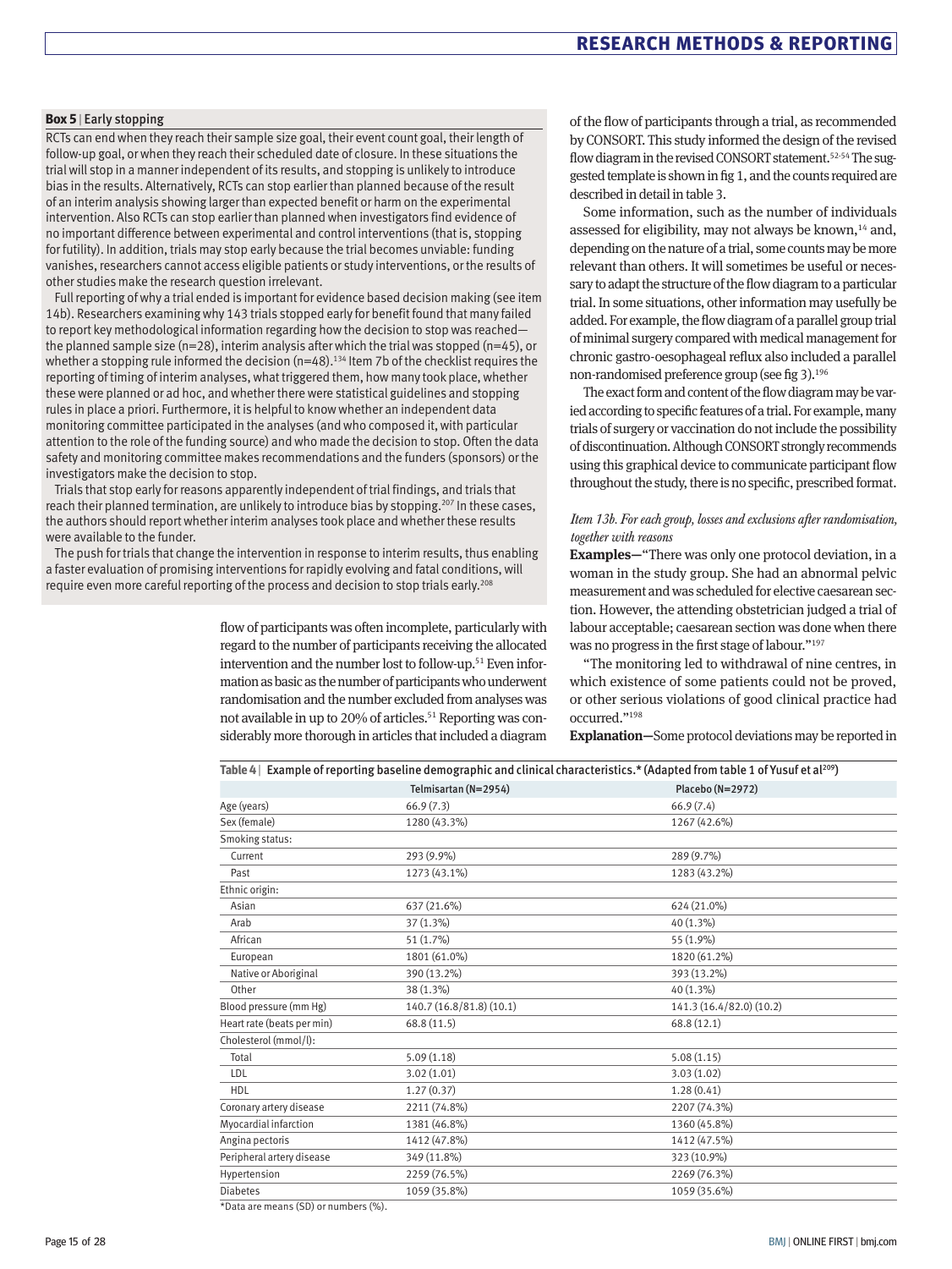**Box 5 | Early stopping**

RCTs can end when they reach their sample size goal, their event count goal, their length of follow-up goal, or when they reach their scheduled date of closure. In these situations the trial will stop in a manner independent of its results, and stopping is unlikely to introduce bias in the results. Alternatively, RCTs can stop earlier than planned because of the result of an interim analysis showing larger than expected benefit or harm on the experimental intervention. Also RCTs can stop earlier than planned when investigators find evidence of no important difference between experimental and control interventions (that is, stopping for futility). In addition, trials may stop early because the trial becomes unviable: funding vanishes, researchers cannot access eligible patients or study interventions, or the results of other studies make the research question irrelevant.

Full reporting of why a trial ended is important for evidence based decision making (see item 14b). Researchers examining why 143 trials stopped early for benefit found that many failed to report key methodological information regarding how the decision to stop was reached—the planned sample size (n=28), interim analysis after which the trial was stopped (n=45), or whether a stopping rule informed the decision (n=48).[134] Item 7b of the checklist requires the reporting of timing of interim analyses, what triggered them, how many took place, whether these were planned or ad hoc, and whether there were statistical guidelines and stopping rules in place a priori. Furthermore, it is helpful to know whether an independent data monitoring committee participated in the analyses (and who composed it, with particular attention to the role of the funding source) and who made the decision to stop. Often the data safety and monitoring committee makes recommendations and the funders (sponsors) or the investigators make the decision to stop.

Trials that stop early for reasons apparently independent of trial findings, and trials that reach their planned termination, are unlikely to introduce bias by stopping.[207] In these cases, the authors should report whether interim analyses took place and whether these results were available to the funder.

The push for trials that change the intervention in response to interim results, thus enabling a faster evaluation of promising interventions for rapidly evolving and fatal conditions, will require even more careful reporting of the process and decision to stop trials early.[208]

flow of participants was often incomplete, particularly with regard to the number of participants receiving the allocated intervention and the number lost to follow-up.[51] Even information as basic as the number of participants who underwent randomisation and the number excluded from analyses was not available in up to 20% of articles.[51] Reporting was considerably more thorough in articles that included a diagram of the flow of participants through a trial, as recommended by CONSORT. This study informed the design of the revised flow diagram in the revised CONSORT statement.[52-54] The suggested template is shown in fig 1, and the counts required are described in detail in table 3.

Some information, such as the number of individuals assessed for eligibility, may not always be known,[14] and, depending on the nature of a trial, some counts may be more relevant than others. It will sometimes be useful or necessary to adapt the structure of the flow diagram to a particular trial. In some situations, other information may usefully be added. For example, the flow diagram of a parallel group trial of minimal surgery compared with medical management for chronic gastro-oesophageal reflux also included a parallel non-randomised preference group (see fig 3).[196]

The exact form and content of the flow diagram may be varied according to specific features of a trial. For example, many trials of surgery or vaccination do not include the possibility of discontinuation. Although CONSORT strongly recommends using this graphical device to communicate participant flow throughout the study, there is no specific, prescribed format.

*Item 13b. For each group, losses and exclusions after randomisation, together with reasons*

**Examples—**"There was only one protocol deviation, in a woman in the study group. She had an abnormal pelvic measurement and was scheduled for elective caesarean section. However, the attending obstetrician judged a trial of labour acceptable; caesarean section was done when there was no progress in the first stage of labour."[197]

"The monitoring led to withdrawal of nine centres, in which existence of some patients could not be proved, or other serious violations of good clinical practice had occurred."[198]

**Explanation—**Some protocol deviations may be reported in

**Table 4** | Example of reporting baseline demographic and clinical characteristics.* (Adapted from table 1 of Yusuf et al[209])

| | Telmisartan (N=2954) | Placebo (N=2972) |
|---|---|---|
| Age (years) | 66.9 (7.3) | 66.9 (7.4) |
| Sex (female) | 1280 (43.3%) | 1267 (42.6%) |
| Smoking status: | | |
| Current | 293 (9.9%) | 289 (9.7%) |
| Past | 1273 (43.1%) | 1283 (43.2%) |
| Ethnic origin: | | |
| Asian | 637 (21.6%) | 624 (21.0%) |
| Arab | 37 (1.3%) | 40 (1.3%) |
| African | 51 (1.7%) | 55 (1.9%) |
| European | 1801 (61.0%) | 1820 (61.2%) |
| Native or Aboriginal | 390 (13.2%) | 393 (13.2%) |
| Other | 38 (1.3%) | 40 (1.3%) |
| Blood pressure (mm Hg) | 140.7 (16.8/81.8) (10.1) | 141.3 (16.4/82.0) (10.2) |
| Heart rate (beats per min) | 68.8 (11.5) | 68.8 (12.1) |
| Cholesterol (mmol/l): | | |
| Total | 5.09 (1.18) | 5.08 (1.15) |
| LDL | 3.02 (1.01) | 3.03 (1.02) |
| HDL | 1.27 (0.37) | 1.28 (0.41) |
| Coronary artery disease | 2211 (74.8%) | 2207 (74.3%) |
| Myocardial infarction | 1381 (46.8%) | 1360 (45.8%) |
| Angina pectoris | 1412 (47.8%) | 1412 (47.5%) |
| Peripheral artery disease | 349 (11.8%) | 323 (10.9%) |
| Hypertension | 2259 (76.5%) | 2269 (76.3%) |
| Diabetes | 1059 (35.8%) | 1059 (35.6%) |

*Data are means (SD) or numbers (%).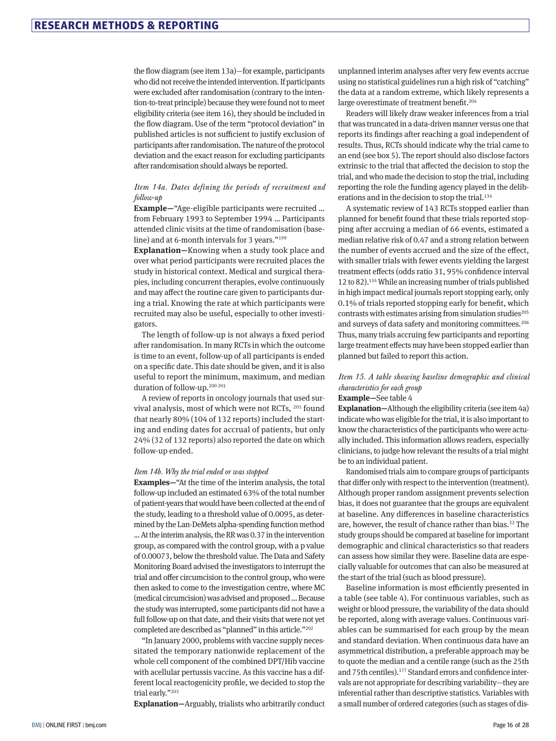the flow diagram (see item 13a)—for example, participants who did not receive the intended intervention. If participants were excluded after randomisation (contrary to the intention-to-treat principle) because they were found not to meet eligibility criteria (see item 16), they should be included in the flow diagram. Use of the term "protocol deviation" in published articles is not sufficient to justify exclusion of participants after randomisation. The nature of the protocol deviation and the exact reason for excluding participants after randomisation should always be reported.

*Item 14a. Dates defining the periods of recruitment and follow-up*

**Example—**"Age-eligible participants were recruited … from February 1993 to September 1994 … Participants attended clinic visits at the time of randomisation (baseline) and at 6-month intervals for 3 years."[199]

**Explanation—**Knowing when a study took place and over what period participants were recruited places the study in historical context. Medical and surgical therapies, including concurrent therapies, evolve continuously and may affect the routine care given to participants during a trial. Knowing the rate at which participants were recruited may also be useful, especially to other investigators.

The length of follow-up is not always a fixed period after randomisation. In many RCTs in which the outcome is time to an event, follow-up of all participants is ended on a specific date. This date should be given, and it is also useful to report the minimum, maximum, and median duration of follow-up.[200 201]

A review of reports in oncology journals that used survival analysis, most of which were not RCTs, [201] found that nearly 80% (104 of 132 reports) included the starting and ending dates for accrual of patients, but only 24% (32 of 132 reports) also reported the date on which follow-up ended.

*Item 14b. Why the trial ended or was stopped*

**Examples—**"At the time of the interim analysis, the total follow-up included an estimated 63% of the total number of patient-years that would have been collected at the end of the study, leading to a threshold value of 0.0095, as determined by the Lan-DeMets alpha-spending function method … At the interim analysis, the RR was 0.37 in the intervention group, as compared with the control group, with a p value of 0.00073, below the threshold value. The Data and Safety Monitoring Board advised the investigators to interrupt the trial and offer circumcision to the control group, who were then asked to come to the investigation centre, where MC (medical circumcision) was advised and proposed … Because the study was interrupted, some participants did not have a full follow-up on that date, and their visits that were not yet completed are described as "planned" in this article."[202]

"In January 2000, problems with vaccine supply necessitated the temporary nationwide replacement of the whole cell component of the combined DPT/Hib vaccine with acellular pertussis vaccine. As this vaccine has a different local reactogenicity profile, we decided to stop the trial early."[203]

**Explanation—**Arguably, trialists who arbitrarily conduct unplanned interim analyses after very few events accrue using no statistical guidelines run a high risk of "catching" the data at a random extreme, which likely represents a large overestimate of treatment benefit.[204]

Readers will likely draw weaker inferences from a trial that was truncated in a data-driven manner versus one that reports its findings after reaching a goal independent of results. Thus, RCTs should indicate why the trial came to an end (see box 5). The report should also disclose factors extrinsic to the trial that affected the decision to stop the trial, and who made the decision to stop the trial, including reporting the role the funding agency played in the deliberations and in the decision to stop the trial.[134]

A systematic review of 143 RCTs stopped earlier than planned for benefit found that these trials reported stopping after accruing a median of 66 events, estimated a median relative risk of 0.47 and a strong relation between the number of events accrued and the size of the effect, with smaller trials with fewer events yielding the largest treatment effects (odds ratio 31, 95% confidence interval 12 to 82).[134] While an increasing number of trials published in high impact medical journals report stopping early, only 0.1% of trials reported stopping early for benefit, which contrasts with estimates arising from simulation studies[205] and surveys of data safety and monitoring committees.[206] Thus, many trials accruing few participants and reporting large treatment effects may have been stopped earlier than planned but failed to report this action.

*Item 15. A table showing baseline demographic and clinical characteristics for each group*

**Example—**See table 4

**Explanation—**Although the eligibility criteria (see item 4a) indicate who was eligible for the trial, it is also important to know the characteristics of the participants who were actually included. This information allows readers, especially clinicians, to judge how relevant the results of a trial might be to an individual patient.

Randomised trials aim to compare groups of participants that differ only with respect to the intervention (treatment). Although proper random assignment prevents selection bias, it does not guarantee that the groups are equivalent at baseline. Any differences in baseline characteristics are, however, the result of chance rather than bias.[32] The study groups should be compared at baseline for important demographic and clinical characteristics so that readers can assess how similar they were. Baseline data are especially valuable for outcomes that can also be measured at the start of the trial (such as blood pressure).

Baseline information is most efficiently presented in a table (see table 4). For continuous variables, such as weight or blood pressure, the variability of the data should be reported, along with average values. Continuous variables can be summarised for each group by the mean and standard deviation. When continuous data have an asymmetrical distribution, a preferable approach may be to quote the median and a centile range (such as the 25th and 75th centiles).[177] Standard errors and confidence intervals are not appropriate for describing variability—they are inferential rather than descriptive statistics. Variables with a small number of ordered categories (such as stages of dis-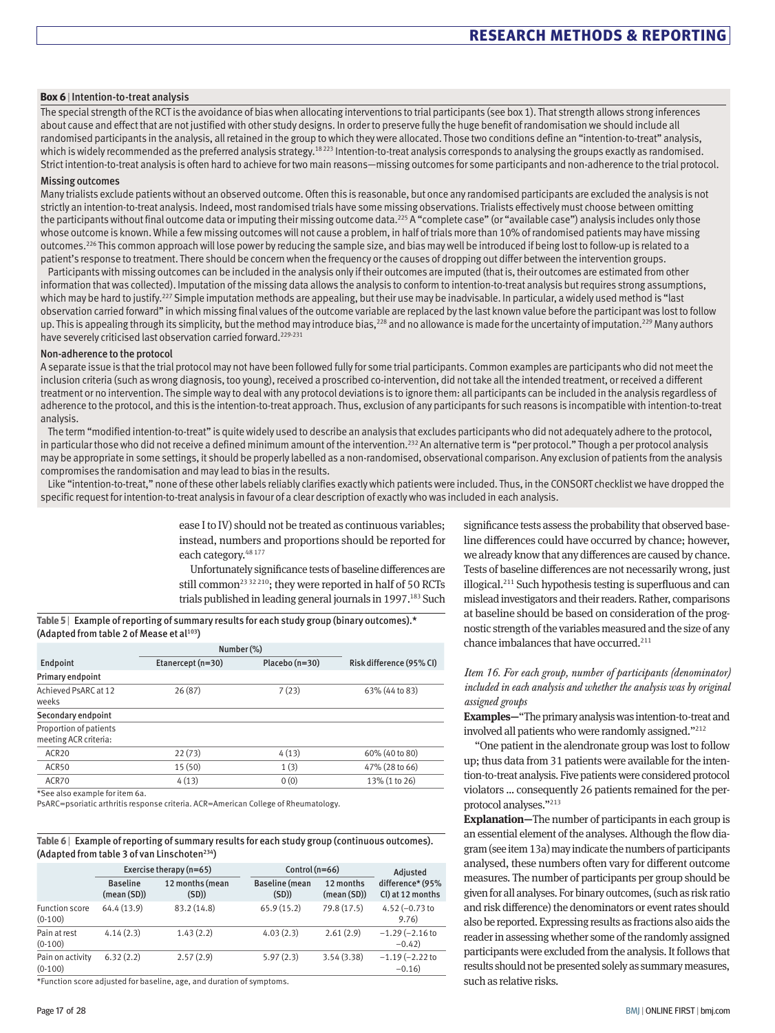**Box 6** | Intention-to-treat analysis

The special strength of the RCT is the avoidance of bias when allocating interventions to trial participants (see box 1). That strength allows strong inferences about cause and effect that are not justified with other study designs. In order to preserve fully the huge benefit of randomisation we should include all randomised participants in the analysis, all retained in the group to which they were allocated. Those two conditions define an "intention-to-treat" analysis, which is widely recommended as the preferred analysis strategy.[18 223] Intention-to-treat analysis corresponds to analysing the groups exactly as randomised. Strict intention-to-treat analysis is often hard to achieve for two main reasons—missing outcomes for some participants and non-adherence to the trial protocol.

**Missing outcomes**

Many trialists exclude patients without an observed outcome. Often this is reasonable, but once any randomised participants are excluded the analysis is not strictly an intention-to-treat analysis. Indeed, most randomised trials have some missing observations. Trialists effectively must choose between omitting the participants without final outcome data or imputing their missing outcome data.[225] A "complete case" (or "available case") analysis includes only those whose outcome is known. While a few missing outcomes will not cause a problem, in half of trials more than 10% of randomised patients may have missing outcomes.[226] This common approach will lose power by reducing the sample size, and bias may well be introduced if being lost to follow-up is related to a patient's response to treatment. There should be concern when the frequency or the causes of dropping out differ between the intervention groups.

Participants with missing outcomes can be included in the analysis only if their outcomes are imputed (that is, their outcomes are estimated from other information that was collected). Imputation of the missing data allows the analysis to conform to intention-to-treat analysis but requires strong assumptions, which may be hard to justify.[227] Simple imputation methods are appealing, but their use may be inadvisable. In particular, a widely used method is "last observation carried forward" in which missing final values of the outcome variable are replaced by the last known value before the participant was lost to follow up. This is appealing through its simplicity, but the method may introduce bias,[228] and no allowance is made for the uncertainty of imputation.[229] Many authors have severely criticised last observation carried forward.[229-231]

**Non-adherence to the protocol**

A separate issue is that the trial protocol may not have been followed fully for some trial participants. Common examples are participants who did not meet the inclusion criteria (such as wrong diagnosis, too young), received a proscribed co-intervention, did not take all the intended treatment, or received a different treatment or no intervention. The simple way to deal with any protocol deviations is to ignore them: all participants can be included in the analysis regardless of adherence to the protocol, and this is the intention-to-treat approach. Thus, exclusion of any participants for such reasons is incompatible with intention-to-treat analysis.

The term "modified intention-to-treat" is quite widely used to describe an analysis that excludes participants who did not adequately adhere to the protocol, in particular those who did not receive a defined minimum amount of the intervention.[232] An alternative term is "per protocol." Though a per protocol analysis may be appropriate in some settings, it should be properly labelled as a non-randomised, observational comparison. Any exclusion of patients from the analysis compromises the randomisation and may lead to bias in the results.

Like "intention-to-treat," none of these other labels reliably clarifies exactly which patients were included. Thus, in the CONSORT checklist we have dropped the specific request for intention-to-treat analysis in favour of a clear description of exactly who was included in each analysis.

ease I to IV) should not be treated as continuous variables; instead, numbers and proportions should be reported for each category.[48 177]

Unfortunately significance tests of baseline differences are still common[23 32 210]; they were reported in half of 50 RCTs trials published in leading general journals in 1997.[183] Such significance tests assess the probability that observed baseline differences could have occurred by chance; however, we already know that any differences are caused by chance. Tests of baseline differences are not necessarily wrong, just illogical.[211] Such hypothesis testing is superfluous and can mislead investigators and their readers. Rather, comparisons at baseline should be based on consideration of the prognostic strength of the variables measured and the size of any chance imbalances that have occurred.[211]

**Table 5** | Example of reporting of summary results for each study group (binary outcomes).* (Adapted from table 2 of Mease et al[103])

| | Number (%) | | |
|---|---|---|---|
| Endpoint | Etanercept (n=30) | Placebo (n=30) | Risk difference (95% CI) |
| **Primary endpoint** | | | |
| Achieved PsARC at 12 weeks | 26 (87) | 7 (23) | 63% (44 to 83) |
| **Secondary endpoint** | | | |
| Proportion of patients meeting ACR criteria: | | | |
| ACR20 | 22 (73) | 4 (13) | 60% (40 to 80) |
| ACR50 | 15 (50) | 1 (3) | 47% (28 to 66) |
| ACR70 | 4 (13) | 0 (0) | 13% (1 to 26) |

*See also example for item 6a.

PsARC=psoriatic arthritis response criteria. ACR=American College of Rheumatology.

**Table 6** | Example of reporting of summary results for each study group (continuous outcomes). (Adapted from table 3 of van Linschoten[234])

| | Exercise therapy (n=65) | | Control (n=66) | | Adjusted difference* (95% CI) at 12 months |
|---|---|---|---|---|---|
| | Baseline (mean (SD)) | 12 months (mean (SD)) | Baseline (mean (SD)) | 12 months (mean (SD)) | |
| Function score (0-100) | 64.4 (13.9) | 83.2 (14.8) | 65.9 (15.2) | 79.8 (17.5) | 4.52 (−0.73 to 9.76) |
| Pain at rest (0-100) | 4.14 (2.3) | 1.43 (2.2) | 4.03 (2.3) | 2.61 (2.9) | −1.29 (−2.16 to −0.42) |
| Pain on activity (0-100) | 6.32 (2.2) | 2.57 (2.9) | 5.97 (2.3) | 3.54 (3.38) | −1.19 (−2.22 to −0.16) |

*Function score adjusted for baseline, age, and duration of symptoms.

*Item 16. For each group, number of participants (denominator) included in each analysis and whether the analysis was by original assigned groups*

**Examples—**"The primary analysis was intention-to-treat and involved all patients who were randomly assigned."[212]

"One patient in the alendronate group was lost to follow up; thus data from 31 patients were available for the intention-to-treat analysis. Five patients were considered protocol violators … consequently 26 patients remained for the per-protocol analyses."[213]

**Explanation—**The number of participants in each group is an essential element of the analyses. Although the flow diagram (see item 13a) may indicate the numbers of participants analysed, these numbers often vary for different outcome measures. The number of participants per group should be given for all analyses. For binary outcomes, (such as risk ratio and risk difference) the denominators or event rates should also be reported. Expressing results as fractions also aids the reader in assessing whether some of the randomly assigned participants were excluded from the analysis. It follows that results should not be presented solely as summary measures, such as relative risks.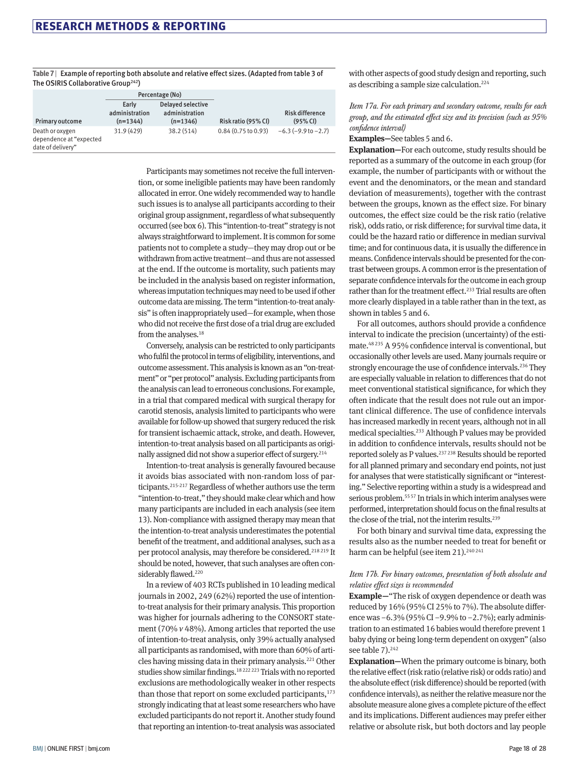**Table 7** | Example of reporting both absolute and relative effect sizes. (Adapted from table 3 of The OSIRIS Collaborative Group[242])

| | Percentage (No) | | | |
|---|---|---|---|---|
| Primary outcome | Early administration (n=1344) | Delayed selective administration (n=1346) | Risk ratio (95% CI) | Risk difference (95% CI) |
| Death or oxygen dependence at "expected date of delivery" | 31.9 (429) | 38.2 (514) | 0.84 (0.75 to 0.93) | −6.3 (−9.9 to −2.7) |

Participants may sometimes not receive the full intervention, or some ineligible patients may have been randomly allocated in error. One widely recommended way to handle such issues is to analyse all participants according to their original group assignment, regardless of what subsequently occurred (see box 6). This "intention-to-treat" strategy is not always straightforward to implement. It is common for some patients not to complete a study—they may drop out or be withdrawn from active treatment—and thus are not assessed at the end. If the outcome is mortality, such patients may be included in the analysis based on register information, whereas imputation techniques may need to be used if other outcome data are missing. The term "intention-to-treat analysis" is often inappropriately used—for example, when those who did not receive the first dose of a trial drug are excluded from the analyses.[18]

Conversely, analysis can be restricted to only participants who fulfil the protocol in terms of eligibility, interventions, and outcome assessment. This analysis is known as an "on-treatment" or "per protocol" analysis. Excluding participants from the analysis can lead to erroneous conclusions. For example, in a trial that compared medical with surgical therapy for carotid stenosis, analysis limited to participants who were available for follow-up showed that surgery reduced the risk for transient ischaemic attack, stroke, and death. However, intention-to-treat analysis based on all participants as originally assigned did not show a superior effect of surgery.[214]

Intention-to-treat analysis is generally favoured because it avoids bias associated with non-random loss of participants.[215-217] Regardless of whether authors use the term "intention-to-treat," they should make clear which and how many participants are included in each analysis (see item 13). Non-compliance with assigned therapy may mean that the intention-to-treat analysis underestimates the potential benefit of the treatment, and additional analyses, such as a per protocol analysis, may therefore be considered.[218 219] It should be noted, however, that such analyses are often considerably flawed.[220]

In a review of 403 RCTs published in 10 leading medical journals in 2002, 249 (62%) reported the use of intention-to-treat analysis for their primary analysis. This proportion was higher for journals adhering to the CONSORT statement (70% *v* 48%). Among articles that reported the use of intention-to-treat analysis, only 39% actually analysed all participants as randomised, with more than 60% of articles having missing data in their primary analysis.[221] Other studies show similar findings.[18 222 223] Trials with no reported exclusions are methodologically weaker in other respects than those that report on some excluded participants,[173] strongly indicating that at least some researchers who have excluded participants do not report it. Another study found that reporting an intention-to-treat analysis was associated with other aspects of good study design and reporting, such as describing a sample size calculation.[224]

*Item 17a. For each primary and secondary outcome, results for each group, and the estimated effect size and its precision (such as 95% confidence interval)*

**Examples—**See tables 5 and 6.

**Explanation—**For each outcome, study results should be reported as a summary of the outcome in each group (for example, the number of participants with or without the event and the denominators, or the mean and standard deviation of measurements), together with the contrast between the groups, known as the effect size. For binary outcomes, the effect size could be the risk ratio (relative risk), odds ratio, or risk difference; for survival time data, it could be the hazard ratio or difference in median survival time; and for continuous data, it is usually the difference in means. Confidence intervals should be presented for the contrast between groups. A common error is the presentation of separate confidence intervals for the outcome in each group rather than for the treatment effect.[233] Trial results are often more clearly displayed in a table rather than in the text, as shown in tables 5 and 6.

For all outcomes, authors should provide a confidence interval to indicate the precision (uncertainty) of the estimate.[48 235] A 95% confidence interval is conventional, but occasionally other levels are used. Many journals require or strongly encourage the use of confidence intervals.[236] They are especially valuable in relation to differences that do not meet conventional statistical significance, for which they often indicate that the result does not rule out an important clinical difference. The use of confidence intervals has increased markedly in recent years, although not in all medical specialties.[233] Although P values may be provided in addition to confidence intervals, results should not be reported solely as P values.[237 238] Results should be reported for all planned primary and secondary end points, not just for analyses that were statistically significant or "interesting." Selective reporting within a study is a widespread and serious problem.[55 57] In trials in which interim analyses were performed, interpretation should focus on the final results at the close of the trial, not the interim results.[239]

For both binary and survival time data, expressing the results also as the number needed to treat for benefit or harm can be helpful (see item 21).[240 241]

*Item 17b. For binary outcomes, presentation of both absolute and relative effect sizes is recommended*

**Example—**"The risk of oxygen dependence or death was reduced by 16% (95% CI 25% to 7%). The absolute difference was −6.3% (95% CI −9.9% to −2.7%); early administration to an estimated 16 babies would therefore prevent 1 baby dying or being long-term dependent on oxygen" (also see table 7).[242]

**Explanation—**When the primary outcome is binary, both the relative effect (risk ratio (relative risk) or odds ratio) and the absolute effect (risk difference) should be reported (with confidence intervals), as neither the relative measure nor the absolute measure alone gives a complete picture of the effect and its implications. Different audiences may prefer either relative or absolute risk, but both doctors and lay people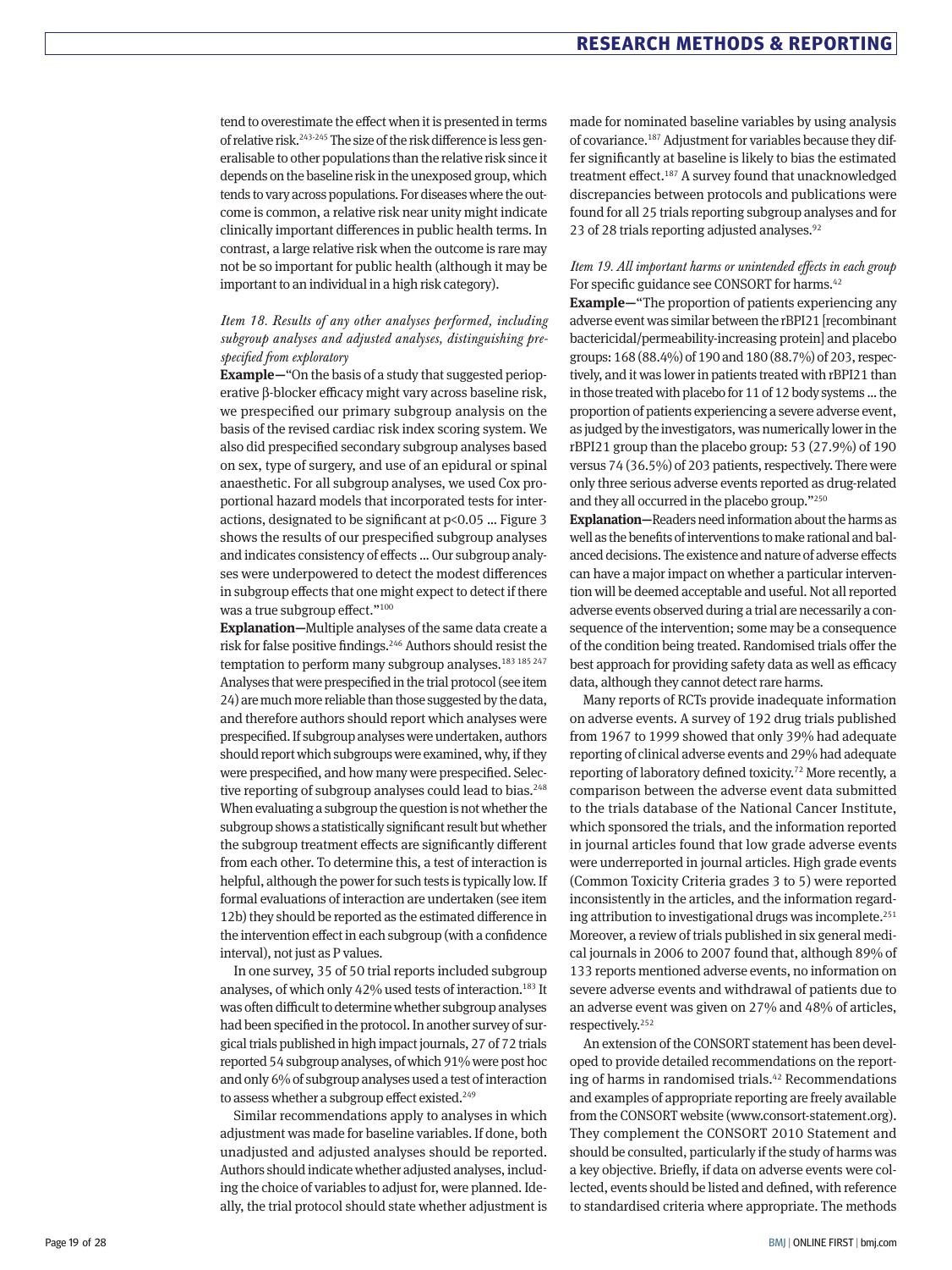tend to overestimate the effect when it is presented in terms of relative risk.[243-245] The size of the risk difference is less generalisable to other populations than the relative risk since it depends on the baseline risk in the unexposed group, which tends to vary across populations. For diseases where the outcome is common, a relative risk near unity might indicate clinically important differences in public health terms. In contrast, a large relative risk when the outcome is rare may not be so important for public health (although it may be important to an individual in a high risk category).

### *Item 18. Results of any other analyses performed, including subgroup analyses and adjusted analyses, distinguishing prespecified from exploratory*

**Example**—"On the basis of a study that suggested perioperative β-blocker efficacy might vary across baseline risk, we prespecified our primary subgroup analysis on the basis of the revised cardiac risk index scoring system. We also did prespecified secondary subgroup analyses based on sex, type of surgery, and use of an epidural or spinal anaesthetic. For all subgroup analyses, we used Cox proportional hazard models that incorporated tests for interactions, designated to be significant at $p<0.05$ ... Figure 3 shows the results of our prespecified subgroup analyses and indicates consistency of effects ... Our subgroup analyses were underpowered to detect the modest differences in subgroup effects that one might expect to detect if there was a true subgroup effect."[100]

**Explanation**—Multiple analyses of the same data create a risk for false positive findings.[246] Authors should resist the temptation to perform many subgroup analyses.[183 185 247] Analyses that were prespecified in the trial protocol (see item 24) are much more reliable than those suggested by the data, and therefore authors should report which analyses were prespecified. If subgroup analyses were undertaken, authors should report which subgroups were examined, why, if they were prespecified, and how many were prespecified. Selective reporting of subgroup analyses could lead to bias.[248] When evaluating a subgroup the question is not whether the subgroup shows a statistically significant result but whether the subgroup treatment effects are significantly different from each other. To determine this, a test of interaction is helpful, although the power for such tests is typically low. If formal evaluations of interaction are undertaken (see item 12b) they should be reported as the estimated difference in the intervention effect in each subgroup (with a confidence interval), not just as P values.

In one survey, 35 of 50 trial reports included subgroup analyses, of which only 42% used tests of interaction.[183] It was often difficult to determine whether subgroup analyses had been specified in the protocol. In another survey of surgical trials published in high impact journals, 27 of 72 trials reported 54 subgroup analyses, of which 91% were post hoc and only 6% of subgroup analyses used a test of interaction to assess whether a subgroup effect existed.[249]

Similar recommendations apply to analyses in which adjustment was made for baseline variables. If done, both unadjusted and adjusted analyses should be reported. Authors should indicate whether adjusted analyses, including the choice of variables to adjust for, were planned. Ideally, the trial protocol should state whether adjustment is made for nominated baseline variables by using analysis of covariance.[187] Adjustment for variables because they differ significantly at baseline is likely to bias the estimated treatment effect.[187] A survey found that unacknowledged discrepancies between protocols and publications were found for all 25 trials reporting subgroup analyses and for 23 of 28 trials reporting adjusted analyses.[92]

### *Item 19. All important harms or unintended effects in each group*

For specific guidance see CONSORT for harms.[42]

**Example**—"The proportion of patients experiencing any adverse event was similar between the rBPI21 [recombinant bactericidal/permeability-increasing protein] and placebo groups: 168 (88.4%) of 190 and 180 (88.7%) of 203, respectively, and it was lower in patients treated with rBPI21 than in those treated with placebo for 11 of 12 body systems ... the proportion of patients experiencing a severe adverse event, as judged by the investigators, was numerically lower in the rBPI21 group than the placebo group: 53 (27.9%) of 190 versus 74 (36.5%) of 203 patients, respectively. There were only three serious adverse events reported as drug-related and they all occurred in the placebo group."[250]

**Explanation**—Readers need information about the harms as well as the benefits of interventions to make rational and balanced decisions. The existence and nature of adverse effects can have a major impact on whether a particular intervention will be deemed acceptable and useful. Not all reported adverse events observed during a trial are necessarily a consequence of the intervention; some may be a consequence of the condition being treated. Randomised trials offer the best approach for providing safety data as well as efficacy data, although they cannot detect rare harms.

Many reports of RCTs provide inadequate information on adverse events. A survey of 192 drug trials published from 1967 to 1999 showed that only 39% had adequate reporting of clinical adverse events and 29% had adequate reporting of laboratory defined toxicity.[72] More recently, a comparison between the adverse event data submitted to the trials database of the National Cancer Institute, which sponsored the trials, and the information reported in journal articles found that low grade adverse events were underreported in journal articles. High grade events (Common Toxicity Criteria grades 3 to 5) were reported inconsistently in the articles, and the information regarding attribution to investigational drugs was incomplete.[251] Moreover, a review of trials published in six general medical journals in 2006 to 2007 found that, although 89% of 133 reports mentioned adverse events, no information on severe adverse events and withdrawal of patients due to an adverse event was given on 27% and 48% of articles, respectively.[252]

An extension of the CONSORT statement has been developed to provide detailed recommendations on the reporting of harms in randomised trials.[42] Recommendations and examples of appropriate reporting are freely available from the CONSORT website (www.consort-statement.org). They complement the CONSORT 2010 Statement and should be consulted, particularly if the study of harms was a key objective. Briefly, if data on adverse events were collected, events should be listed and defined, with reference to standardised criteria where appropriate. The methods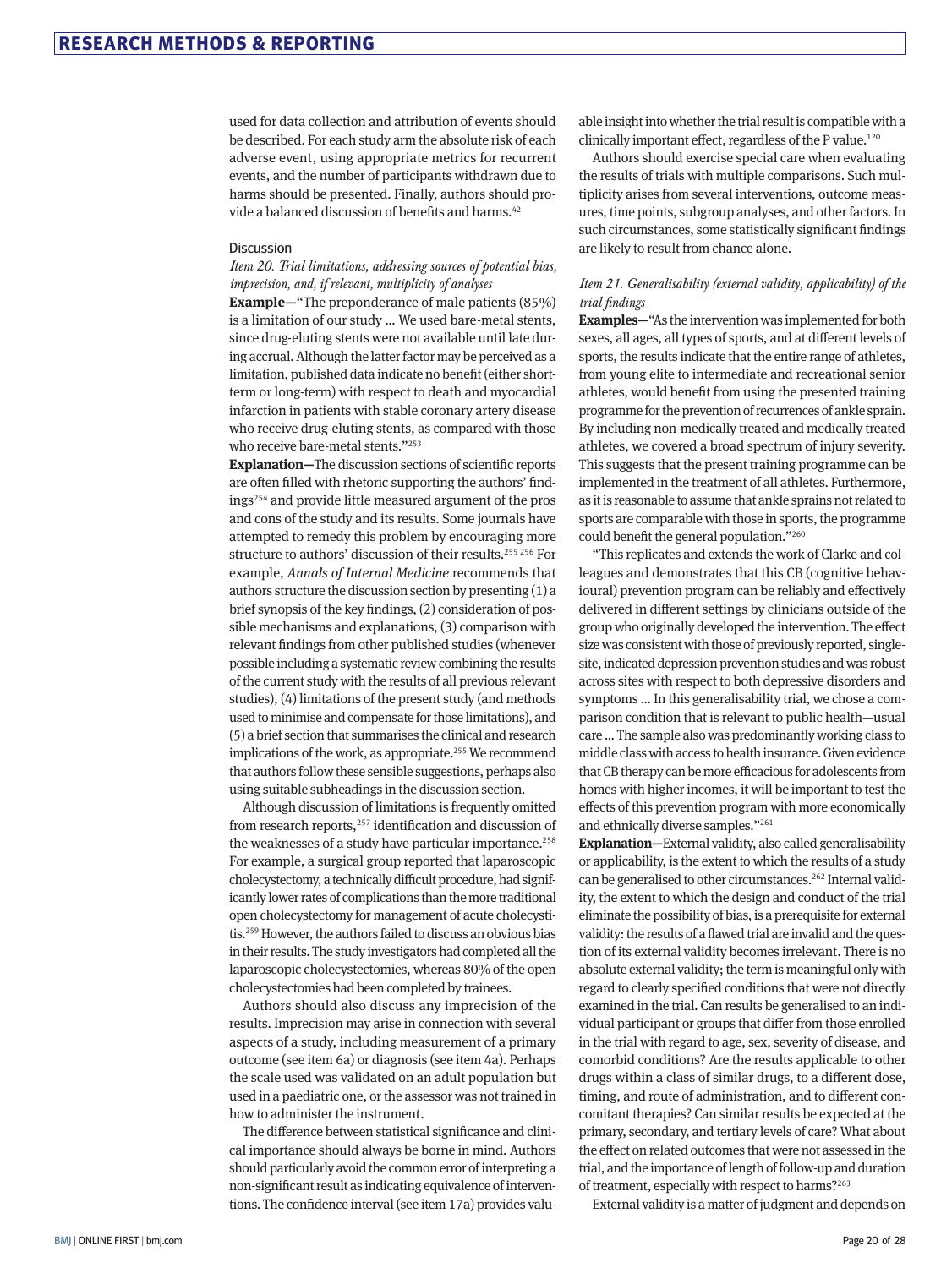used for data collection and attribution of events should be described. For each study arm the absolute risk of each adverse event, using appropriate metrics for recurrent events, and the number of participants withdrawn due to harms should be presented. Finally, authors should provide a balanced discussion of benefits and harms.[42]

### Discussion

#### *Item 20. Trial limitations, addressing sources of potential bias, imprecision, and, if relevant, multiplicity of analyses*

**Example—**"The preponderance of male patients (85%) is a limitation of our study ... We used bare-metal stents, since drug-eluting stents were not available until late during accrual. Although the latter factor may be perceived as a limitation, published data indicate no benefit (either short-term or long-term) with respect to death and myocardial infarction in patients with stable coronary artery disease who receive drug-eluting stents, as compared with those who receive bare-metal stents."[253]

**Explanation—**The discussion sections of scientific reports are often filled with rhetoric supporting the authors' findings[254] and provide little measured argument of the pros and cons of the study and its results. Some journals have attempted to remedy this problem by encouraging more structure to authors' discussion of their results.[255 256] For example, *Annals of Internal Medicine* recommends that authors structure the discussion section by presenting (1) a brief synopsis of the key findings, (2) consideration of possible mechanisms and explanations, (3) comparison with relevant findings from other published studies (whenever possible including a systematic review combining the results of the current study with the results of all previous relevant studies), (4) limitations of the present study (and methods used to minimise and compensate for those limitations), and (5) a brief section that summarises the clinical and research implications of the work, as appropriate.[255] We recommend that authors follow these sensible suggestions, perhaps also using suitable subheadings in the discussion section.

Although discussion of limitations is frequently omitted from research reports,[257] identification and discussion of the weaknesses of a study have particular importance.[258] For example, a surgical group reported that laparoscopic cholecystectomy, a technically difficult procedure, had significantly lower rates of complications than the more traditional open cholecystectomy for management of acute cholecystitis.[259] However, the authors failed to discuss an obvious bias in their results. The study investigators had completed all the laparoscopic cholecystectomies, whereas 80% of the open cholecystectomies had been completed by trainees.

Authors should also discuss any imprecision of the results. Imprecision may arise in connection with several aspects of a study, including measurement of a primary outcome (see item 6a) or diagnosis (see item 4a). Perhaps the scale used was validated on an adult population but used in a paediatric one, or the assessor was not trained in how to administer the instrument.

The difference between statistical significance and clinical importance should always be borne in mind. Authors should particularly avoid the common error of interpreting a non-significant result as indicating equivalence of interventions. The confidence interval (see item 17a) provides valuable insight into whether the trial result is compatible with a clinically important effect, regardless of the P value.[120]

Authors should exercise special care when evaluating the results of trials with multiple comparisons. Such multiplicity arises from several interventions, outcome measures, time points, subgroup analyses, and other factors. In such circumstances, some statistically significant findings are likely to result from chance alone.

#### *Item 21. Generalisability (external validity, applicability) of the trial findings*

**Examples—**"As the intervention was implemented for both sexes, all ages, all types of sports, and at different levels of sports, the results indicate that the entire range of athletes, from young elite to intermediate and recreational senior athletes, would benefit from using the presented training programme for the prevention of recurrences of ankle sprain. By including non-medically treated and medically treated athletes, we covered a broad spectrum of injury severity. This suggests that the present training programme can be implemented in the treatment of all athletes. Furthermore, as it is reasonable to assume that ankle sprains not related to sports are comparable with those in sports, the programme could benefit the general population."[260]

"This replicates and extends the work of Clarke and colleagues and demonstrates that this CB (cognitive behavioural) prevention program can be reliably and effectively delivered in different settings by clinicians outside of the group who originally developed the intervention. The effect size was consistent with those of previously reported, single-site, indicated depression prevention studies and was robust across sites with respect to both depressive disorders and symptoms ... In this generalisability trial, we chose a comparison condition that is relevant to public health—usual care ... The sample also was predominantly working class to middle class with access to health insurance. Given evidence that CB therapy can be more efficacious for adolescents from homes with higher incomes, it will be important to test the effects of this prevention program with more economically and ethnically diverse samples."[261]

**Explanation—**External validity, also called generalisability or applicability, is the extent to which the results of a study can be generalised to other circumstances.[262] Internal validity, the extent to which the design and conduct of the trial eliminate the possibility of bias, is a prerequisite for external validity: the results of a flawed trial are invalid and the question of its external validity becomes irrelevant. There is no absolute external validity; the term is meaningful only with regard to clearly specified conditions that were not directly examined in the trial. Can results be generalised to an individual participant or groups that differ from those enrolled in the trial with regard to age, sex, severity of disease, and comorbid conditions? Are the results applicable to other drugs within a class of similar drugs, to a different dose, timing, and route of administration, and to different concomitant therapies? Can similar results be expected at the primary, secondary, and tertiary levels of care? What about the effect on related outcomes that were not assessed in the trial, and the importance of length of follow-up and duration of treatment, especially with respect to harms?[263]

External validity is a matter of judgment and depends on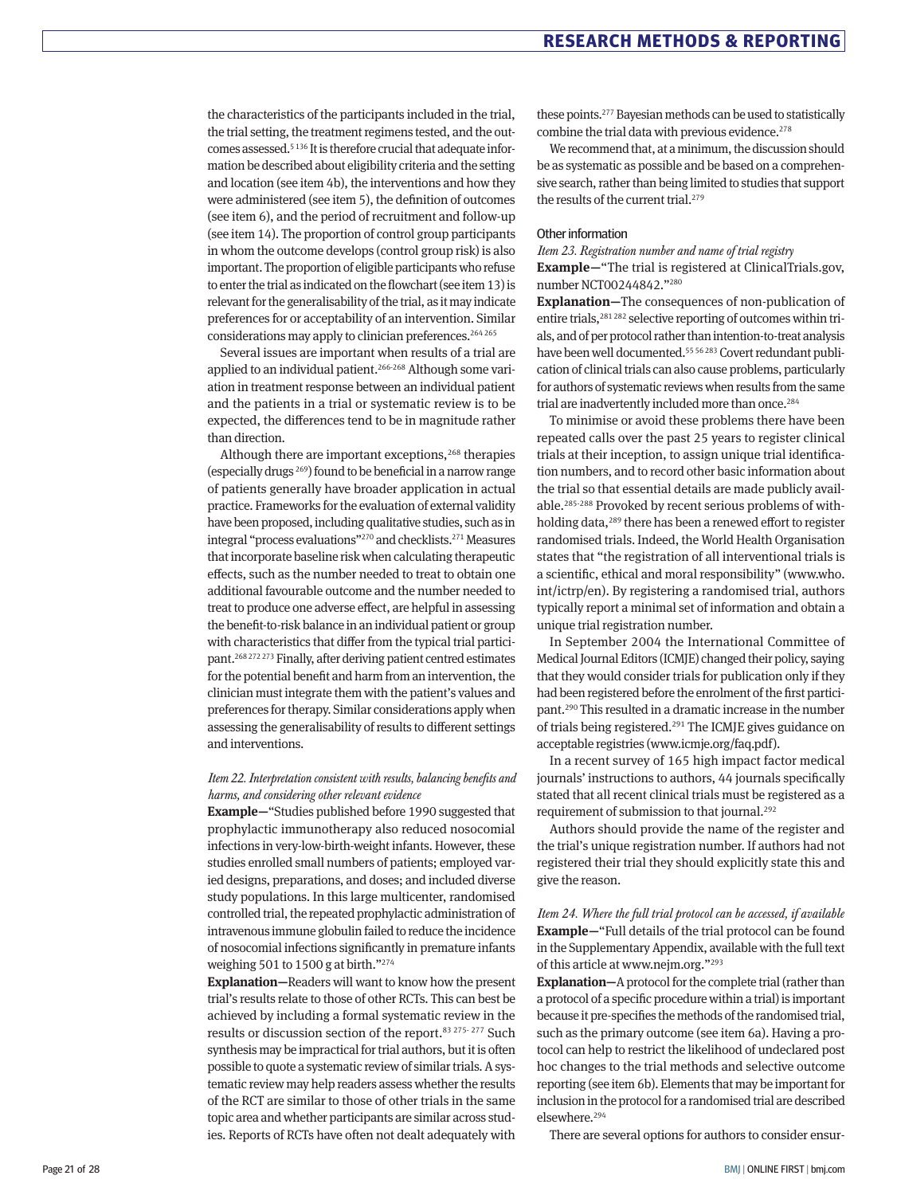the characteristics of the participants included in the trial, the trial setting, the treatment regimens tested, and the outcomes assessed.[5 136] It is therefore crucial that adequate information be described about eligibility criteria and the setting and location (see item 4b), the interventions and how they were administered (see item 5), the definition of outcomes (see item 6), and the period of recruitment and follow-up (see item 14). The proportion of control group participants in whom the outcome develops (control group risk) is also important. The proportion of eligible participants who refuse to enter the trial as indicated on the flowchart (see item 13) is relevant for the generalisability of the trial, as it may indicate preferences for or acceptability of an intervention. Similar considerations may apply to clinician preferences.[264 265]

Several issues are important when results of a trial are applied to an individual patient.[266-268] Although some variation in treatment response between an individual patient and the patients in a trial or systematic review is to be expected, the differences tend to be in magnitude rather than direction.

Although there are important exceptions,[268] therapies (especially drugs [269]) found to be beneficial in a narrow range of patients generally have broader application in actual practice. Frameworks for the evaluation of external validity have been proposed, including qualitative studies, such as in integral "process evaluations"[270] and checklists.[271] Measures that incorporate baseline risk when calculating therapeutic effects, such as the number needed to treat to obtain one additional favourable outcome and the number needed to treat to produce one adverse effect, are helpful in assessing the benefit-to-risk balance in an individual patient or group with characteristics that differ from the typical trial participant.[268 272 273] Finally, after deriving patient centred estimates for the potential benefit and harm from an intervention, the clinician must integrate them with the patient's values and preferences for therapy. Similar considerations apply when assessing the generalisability of results to different settings and interventions.

*Item 22. Interpretation consistent with results, balancing benefits and harms, and considering other relevant evidence*

**Example—**"Studies published before 1990 suggested that prophylactic immunotherapy also reduced nosocomial infections in very-low-birth-weight infants. However, these studies enrolled small numbers of patients; employed varied designs, preparations, and doses; and included diverse study populations. In this large multicenter, randomised controlled trial, the repeated prophylactic administration of intravenous immune globulin failed to reduce the incidence of nosocomial infections significantly in premature infants weighing 501 to 1500 g at birth."[274]

**Explanation—**Readers will want to know how the present trial's results relate to those of other RCTs. This can best be achieved by including a formal systematic review in the results or discussion section of the report.[83 275-277] Such synthesis may be impractical for trial authors, but it is often possible to quote a systematic review of similar trials. A systematic review may help readers assess whether the results of the RCT are similar to those of other trials in the same topic area and whether participants are similar across studies. Reports of RCTs have often not dealt adequately with these points.[277] Bayesian methods can be used to statistically combine the trial data with previous evidence.[278]

We recommend that, at a minimum, the discussion should be as systematic as possible and be based on a comprehensive search, rather than being limited to studies that support the results of the current trial.[279]

### Other information

*Item 23. Registration number and name of trial registry*

**Example—**"The trial is registered at ClinicalTrials.gov, number NCT00244842."[280]

**Explanation—**The consequences of non-publication of entire trials,[281 282] selective reporting of outcomes within trials, and of per protocol rather than intention-to-treat analysis have been well documented.[55 56 283] Covert redundant publication of clinical trials can also cause problems, particularly for authors of systematic reviews when results from the same trial are inadvertently included more than once.[284]

To minimise or avoid these problems there have been repeated calls over the past 25 years to register clinical trials at their inception, to assign unique trial identification numbers, and to record other basic information about the trial so that essential details are made publicly available.[285-288] Provoked by recent serious problems of withholding data,[289] there has been a renewed effort to register randomised trials. Indeed, the World Health Organisation states that "the registration of all interventional trials is a scientific, ethical and moral responsibility" (www.who.int/ictrp/en). By registering a randomised trial, authors typically report a minimal set of information and obtain a unique trial registration number.

In September 2004 the International Committee of Medical Journal Editors (ICMJE) changed their policy, saying that they would consider trials for publication only if they had been registered before the enrolment of the first participant.[290] This resulted in a dramatic increase in the number of trials being registered.[291] The ICMJE gives guidance on acceptable registries (www.icmje.org/faq.pdf).

In a recent survey of 165 high impact factor medical journals' instructions to authors, 44 journals specifically stated that all recent clinical trials must be registered as a requirement of submission to that journal.[292]

Authors should provide the name of the register and the trial's unique registration number. If authors had not registered their trial they should explicitly state this and give the reason.

*Item 24. Where the full trial protocol can be accessed, if available*

**Example—**"Full details of the trial protocol can be found in the Supplementary Appendix, available with the full text of this article at www.nejm.org."[293]

**Explanation—**A protocol for the complete trial (rather than a protocol of a specific procedure within a trial) is important because it pre-specifies the methods of the randomised trial, such as the primary outcome (see item 6a). Having a protocol can help to restrict the likelihood of undeclared post hoc changes to the trial methods and selective outcome reporting (see item 6b). Elements that may be important for inclusion in the protocol for a randomised trial are described elsewhere.[294]

There are several options for authors to consider ensur-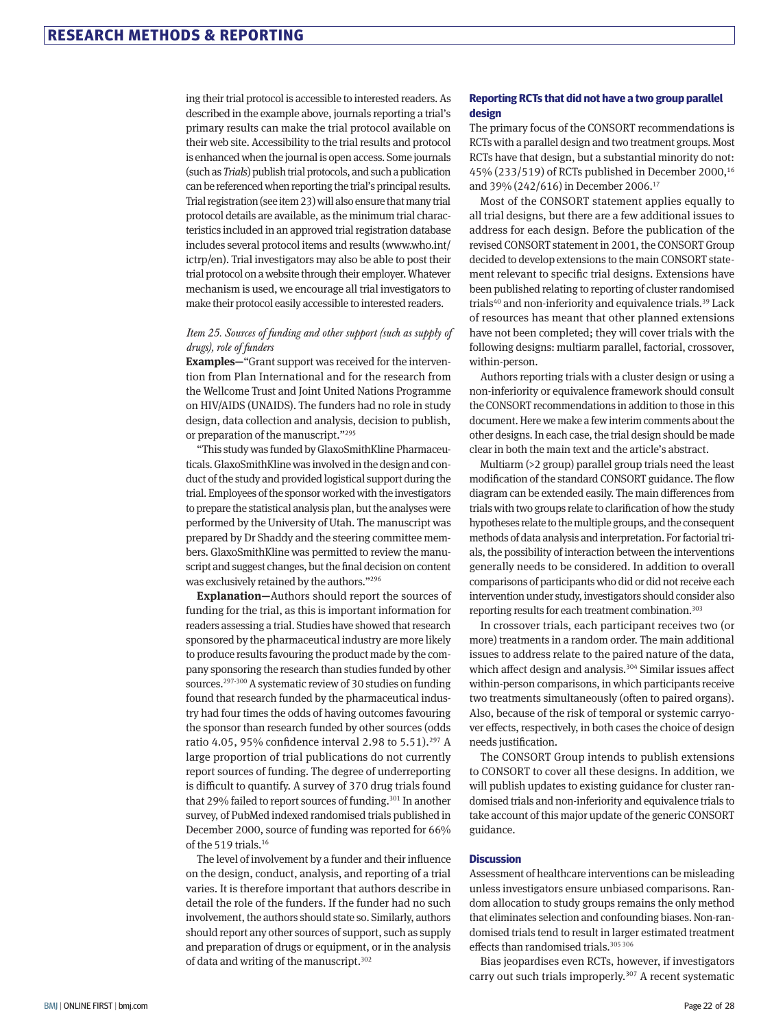ing their trial protocol is accessible to interested readers. As described in the example above, journals reporting a trial's primary results can make the trial protocol available on their web site. Accessibility to the trial results and protocol is enhanced when the journal is open access. Some journals (such as *Trials*) publish trial protocols, and such a publication can be referenced when reporting the trial's principal results. Trial registration (see item 23) will also ensure that many trial protocol details are available, as the minimum trial characteristics included in an approved trial registration database includes several protocol items and results (www.who.int/ictrp/en). Trial investigators may also be able to post their trial protocol on a website through their employer. Whatever mechanism is used, we encourage all trial investigators to make their protocol easily accessible to interested readers.

*Item 25. Sources of funding and other support (such as supply of drugs), role of funders*

**Examples—**"Grant support was received for the intervention from Plan International and for the research from the Wellcome Trust and Joint United Nations Programme on HIV/AIDS (UNAIDS). The funders had no role in study design, data collection and analysis, decision to publish, or preparation of the manuscript."[295]

"This study was funded by GlaxoSmithKline Pharmaceuticals. GlaxoSmithKline was involved in the design and conduct of the study and provided logistical support during the trial. Employees of the sponsor worked with the investigators to prepare the statistical analysis plan, but the analyses were performed by the University of Utah. The manuscript was prepared by Dr Shaddy and the steering committee members. GlaxoSmithKline was permitted to review the manuscript and suggest changes, but the final decision on content was exclusively retained by the authors."[296]

**Explanation—**Authors should report the sources of funding for the trial, as this is important information for readers assessing a trial. Studies have showed that research sponsored by the pharmaceutical industry are more likely to produce results favouring the product made by the company sponsoring the research than studies funded by other sources.[297-300] A systematic review of 30 studies on funding found that research funded by the pharmaceutical industry had four times the odds of having outcomes favouring the sponsor than research funded by other sources (odds ratio 4.05, 95% confidence interval 2.98 to 5.51).[297] A large proportion of trial publications do not currently report sources of funding. The degree of underreporting is difficult to quantify. A survey of 370 drug trials found that 29% failed to report sources of funding.[301] In another survey, of PubMed indexed randomised trials published in December 2000, source of funding was reported for 66% of the 519 trials.[16]

The level of involvement by a funder and their influence on the design, conduct, analysis, and reporting of a trial varies. It is therefore important that authors describe in detail the role of the funders. If the funder had no such involvement, the authors should state so. Similarly, authors should report any other sources of support, such as supply and preparation of drugs or equipment, or in the analysis of data and writing of the manuscript.[302]

### Reporting RCTs that did not have a two group parallel design

The primary focus of the CONSORT recommendations is RCTs with a parallel design and two treatment groups. Most RCTs have that design, but a substantial minority do not: 45% (233/519) of RCTs published in December 2000,[16] and 39% (242/616) in December 2006.[17]

Most of the CONSORT statement applies equally to all trial designs, but there are a few additional issues to address for each design. Before the publication of the revised CONSORT statement in 2001, the CONSORT Group decided to develop extensions to the main CONSORT statement relevant to specific trial designs. Extensions have been published relating to reporting of cluster randomised trials[40] and non-inferiority and equivalence trials.[39] Lack of resources has meant that other planned extensions have not been completed; they will cover trials with the following designs: multiarm parallel, factorial, crossover, within-person.

Authors reporting trials with a cluster design or using a non-inferiority or equivalence framework should consult the CONSORT recommendations in addition to those in this document. Here we make a few interim comments about the other designs. In each case, the trial design should be made clear in both the main text and the article's abstract.

Multiarm (>2 group) parallel group trials need the least modification of the standard CONSORT guidance. The flow diagram can be extended easily. The main differences from trials with two groups relate to clarification of how the study hypotheses relate to the multiple groups, and the consequent methods of data analysis and interpretation. For factorial trials, the possibility of interaction between the interventions generally needs to be considered. In addition to overall comparisons of participants who did or did not receive each intervention under study, investigators should consider also reporting results for each treatment combination.[303]

In crossover trials, each participant receives two (or more) treatments in a random order. The main additional issues to address relate to the paired nature of the data, which affect design and analysis.[304] Similar issues affect within-person comparisons, in which participants receive two treatments simultaneously (often to paired organs). Also, because of the risk of temporal or systemic carryover effects, respectively, in both cases the choice of design needs justification.

The CONSORT Group intends to publish extensions to CONSORT to cover all these designs. In addition, we will publish updates to existing guidance for cluster randomised trials and non-inferiority and equivalence trials to take account of this major update of the generic CONSORT guidance.

### Discussion

Assessment of healthcare interventions can be misleading unless investigators ensure unbiased comparisons. Random allocation to study groups remains the only method that eliminates selection and confounding biases. Non-randomised trials tend to result in larger estimated treatment effects than randomised trials.[305 306]

Bias jeopardises even RCTs, however, if investigators carry out such trials improperly.[307] A recent systematic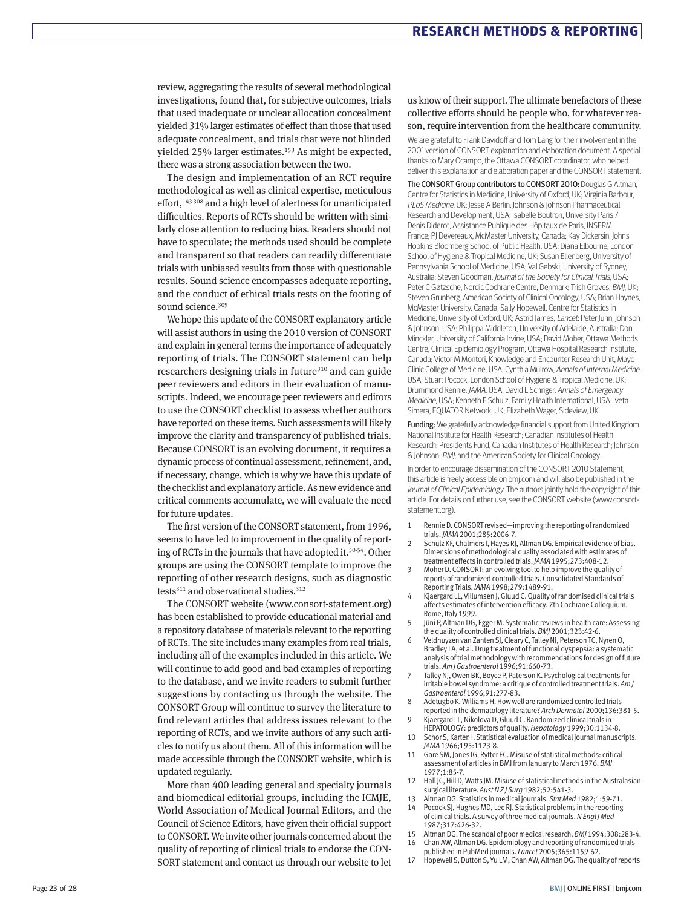review, aggregating the results of several methodological investigations, found that, for subjective outcomes, trials that used inadequate or unclear allocation concealment yielded 31% larger estimates of effect than those that used adequate concealment, and trials that were not blinded yielded 25% larger estimates.[153] As might be expected, there was a strong association between the two.

The design and implementation of an RCT require methodological as well as clinical expertise, meticulous effort,[143 308] and a high level of alertness for unanticipated difficulties. Reports of RCTs should be written with similarly close attention to reducing bias. Readers should not have to speculate; the methods used should be complete and transparent so that readers can readily differentiate trials with unbiased results from those with questionable results. Sound science encompasses adequate reporting, and the conduct of ethical trials rests on the footing of sound science.[309]

We hope this update of the CONSORT explanatory article will assist authors in using the 2010 version of CONSORT and explain in general terms the importance of adequately reporting of trials. The CONSORT statement can help researchers designing trials in future[310] and can guide peer reviewers and editors in their evaluation of manuscripts. Indeed, we encourage peer reviewers and editors to use the CONSORT checklist to assess whether authors have reported on these items. Such assessments will likely improve the clarity and transparency of published trials. Because CONSORT is an evolving document, it requires a dynamic process of continual assessment, refinement, and, if necessary, change, which is why we have this update of the checklist and explanatory article. As new evidence and critical comments accumulate, we will evaluate the need for future updates.

The first version of the CONSORT statement, from 1996, seems to have led to improvement in the quality of reporting of RCTs in the journals that have adopted it.[50-54]. Other groups are using the CONSORT template to improve the reporting of other research designs, such as diagnostic tests[311] and observational studies.[312]

The CONSORT website (www.consort-statement.org) has been established to provide educational material and a repository database of materials relevant to the reporting of RCTs. The site includes many examples from real trials, including all of the examples included in this article. We will continue to add good and bad examples of reporting to the database, and we invite readers to submit further suggestions by contacting us through the website. The CONSORT Group will continue to survey the literature to find relevant articles that address issues relevant to the reporting of RCTs, and we invite authors of any such articles to notify us about them. All of this information will be made accessible through the CONSORT website, which is updated regularly.

More than 400 leading general and specialty journals and biomedical editorial groups, including the ICMJE, World Association of Medical Journal Editors, and the Council of Science Editors, have given their official support to CONSORT. We invite other journals concerned about the quality of reporting of clinical trials to endorse the CONSORT statement and contact us through our website to let us know of their support. The ultimate benefactors of these collective efforts should be people who, for whatever reason, require intervention from the healthcare community.

We are grateful to Frank Davidoff and Tom Lang for their involvement in the 2001 version of CONSORT explanation and elaboration document. A special thanks to Mary Ocampo, the Ottawa CONSORT coordinator, who helped deliver this explanation and elaboration paper and the CONSORT statement.

**The CONSORT Group contributors to CONSORT 2010:** Douglas G Altman, Centre for Statistics in Medicine, University of Oxford, UK; Virginia Barbour, *PLoS Medicine*, UK; Jesse A Berlin, Johnson & Johnson Pharmaceutical Research and Development, USA; Isabelle Boutron, University Paris 7 Denis Diderot, Assistance Publique des Hôpitaux de Paris, INSERM, France; PJ Devereaux, McMaster University, Canada; Kay Dickersin, Johns Hopkins Bloomberg School of Public Health, USA; Diana Elbourne, London School of Hygiene & Tropical Medicine, UK; Susan Ellenberg, University of Pennsylvania School of Medicine, USA; Val Gebski, University of Sydney, Australia; Steven Goodman, *Journal of the Society for Clinical Trials*, USA; Peter C Gøtzsche, Nordic Cochrane Centre, Denmark; Trish Groves, *BMJ*, UK; Steven Grunberg, American Society of Clinical Oncology, USA; Brian Haynes, McMaster University, Canada; Sally Hopewell, Centre for Statistics in Medicine, University of Oxford, UK; Astrid James, *Lancet*; Peter Juhn, Johnson & Johnson, USA; Philippa Middleton, University of Adelaide, Australia; Don Minckler, University of California Irvine, USA; David Moher, Ottawa Methods Centre, Clinical Epidemiology Program, Ottawa Hospital Research Institute, Canada; Victor M Montori, Knowledge and Encounter Research Unit, Mayo Clinic College of Medicine, USA; Cynthia Mulrow, *Annals of Internal Medicine*, USA; Stuart Pocock, London School of Hygiene & Tropical Medicine, UK; Drummond Rennie, *JAMA*, USA; David L Schriger, *Annals of Emergency Medicine*, USA; Kenneth F Schulz, Family Health International, USA; Iveta Simera, EQUATOR Network, UK; Elizabeth Wager, Sideview, UK.

**Funding:** We gratefully acknowledge financial support from United Kingdom National Institute for Health Research; Canadian Institutes of Health Research; Presidents Fund, Canadian Institutes of Health Research; Johnson & Johnson; *BMJ*; and the American Society for Clinical Oncology.

In order to encourage dissemination of the CONSORT 2010 Statement, this article is freely accessible on bmj.com and will also be published in the *Journal of Clinical Epidemiology*. The authors jointly hold the copyright of this article. For details on further use, see the CONSORT website (www.consort-statement.org).

1. Rennie D. CONSORT revised—improving the reporting of randomized trials. *JAMA* 2001;285:2006-7.
2. Schulz KF, Chalmers I, Hayes RJ, Altman DG. Empirical evidence of bias. Dimensions of methodological quality associated with estimates of treatment effects in controlled trials. *JAMA* 1995;273:408-12.
3. Moher D. CONSORT: an evolving tool to help improve the quality of reports of randomized controlled trials. Consolidated Standards of Reporting Trials. *JAMA* 1998;279:1489-91.
4. Kjaergard LL, Villumsen J, Gluud C. Quality of randomised clinical trials affects estimates of intervention efficacy. 7th Cochrane Colloquium, Rome, Italy 1999.
5. Jüni P, Altman DG, Egger M. Systematic reviews in health care: Assessing the quality of controlled clinical trials. *BMJ* 2001;323:42-6.
6. Veldhuyzen van Zanten SJ, Cleary C, Talley NJ, Peterson TC, Nyren O, Bradley LA, et al. Drug treatment of functional dyspepsia: a systematic analysis of trial methodology with recommendations for design of future trials. *Am J Gastroenterol* 1996;91:660-73.
7. Talley NJ, Owen BK, Boyce P, Paterson K. Psychological treatments for irritable bowel syndrome: a critique of controlled treatment trials. *Am J Gastroenterol* 1996;91:277-83.
8. Adetugbo K, Williams H. How well are randomized controlled trials reported in the dermatology literature? *Arch Dermatol* 2000;136:381-5.
9. Kjaergard LL, Nikolova D, Gluud C. Randomized clinical trials in HEPATOLOGY: predictors of quality. *Hepatology* 1999;30:1134-8.
10. Schor S, Karten I. Statistical evaluation of medical journal manuscripts. *JAMA* 1966;195:1123-8.
11. Gore SM, Jones IG, Rytter EC. Misuse of statistical methods: critical assessment of articles in BMJ from January to March 1976. *BMJ* 1977;1:85-7.
12. Hall JC, Hill D, Watts JM. Misuse of statistical methods in the Australasian surgical literature. *Aust N Z J Surg* 1982;52:541-3.
13. Altman DG. Statistics in medical journals. *Stat Med* 1982;1:59-71.
14. Pocock SJ, Hughes MD, Lee RJ. Statistical problems in the reporting of clinical trials. A survey of three medical journals. *N Engl J Med* 1987;317:426-32.
15. Altman DG. The scandal of poor medical research. *BMJ* 1994;308:283-4.
16. Chan AW, Altman DG. Epidemiology and reporting of randomised trials published in PubMed journals. *Lancet* 2005;365:1159-62.
17. Hopewell S, Dutton S, Yu LM, Chan AW, Altman DG. The quality of reports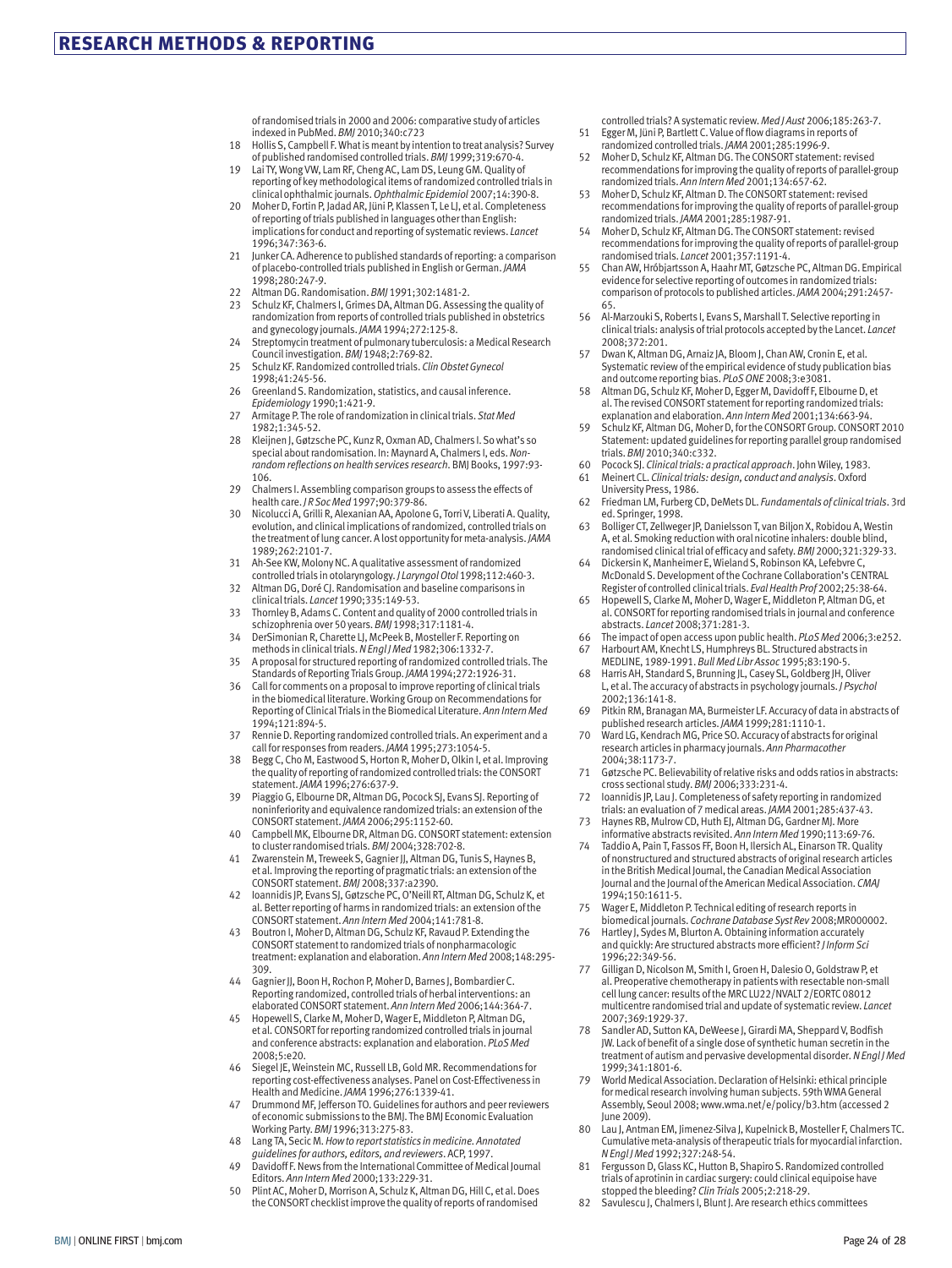of randomised trials in 2000 and 2006: comparative study of articles indexed in PubMed. *BMJ* 2010;340:c723

18 Hollis S, Campbell F. What is meant by intention to treat analysis? Survey of published randomised controlled trials. *BMJ* 1999;319:670-4.
19 Lai TY, Wong VW, Lam RF, Cheng AC, Lam DS, Leung GM. Quality of reporting of key methodological items of randomized controlled trials in clinical ophthalmic journals. *Ophthalmic Epidemiol* 2007;14:390-8.
20 Moher D, Fortin P, Jadad AR, Jüni P, Klassen T, Le LJ, et al. Completeness of reporting of trials published in languages other than English: implications for conduct and reporting of systematic reviews. *Lancet* 1996;347:363-6.
21 Junker CA. Adherence to published standards of reporting: a comparison of placebo-controlled trials published in English or German. *JAMA* 1998;280:247-9.
22 Altman DG. Randomisation. *BMJ* 1991;302:1481-2.
23 Schulz KF, Chalmers I, Grimes DA, Altman DG. Assessing the quality of randomization from reports of controlled trials published in obstetrics and gynecology journals. *JAMA* 1994;272:125-8.
24 Streptomycin treatment of pulmonary tuberculosis: a Medical Research Council investigation. *BMJ* 1948;2:769-82.
25 Schulz KF. Randomized controlled trials. *Clin Obstet Gynecol* 1998;41:245-56.
26 Greenland S. Randomization, statistics, and causal inference. *Epidemiology* 1990;1:421-9.
27 Armitage P. The role of randomization in clinical trials. *Stat Med* 1982;1:345-52.
28 Kleijnen J, Gøtzsche PC, Kunz R, Oxman AD, Chalmers I. So what's so special about randomisation. In: Maynard A, Chalmers I, eds. *Non-random reflections on health services research*. BMJ Books, 1997:93-106.
29 Chalmers I. Assembling comparison groups to assess the effects of health care. *J R Soc Med* 1997;90:379-86.
30 Nicolucci A, Grilli R, Alexanian AA, Apolone G, Torri V, Liberati A. Quality, evolution, and clinical implications of randomized, controlled trials on the treatment of lung cancer. A lost opportunity for meta-analysis. *JAMA* 1989;262:2101-7.
31 Ah-See KW, Molony NC. A qualitative assessment of randomized controlled trials in otolaryngology. *J Laryngol Otol* 1998;112:460-3.
32 Altman DG, Doré CJ. Randomisation and baseline comparisons in clinical trials. *Lancet* 1990;335:149-53.
33 Thornley B, Adams C. Content and quality of 2000 controlled trials in schizophrenia over 50 years. *BMJ* 1998;317:1181-4.
34 DerSimonian R, Charette LJ, McPeek B, Mosteller F. Reporting on methods in clinical trials. *N Engl J Med* 1982;306:1332-7.
35 A proposal for structured reporting of randomized controlled trials. The Standards of Reporting Trials Group. *JAMA* 1994;272:1926-31.
36 Call for comments on a proposal to improve reporting of clinical trials in the biomedical literature. Working Group on Recommendations for Reporting of Clinical Trials in the Biomedical Literature. *Ann Intern Med* 1994;121:894-5.
37 Rennie D. Reporting randomized controlled trials. An experiment and a call for responses from readers. *JAMA* 1995;273:1054-5.
38 Begg C, Cho M, Eastwood S, Horton R, Moher D, Olkin I, et al. Improving the quality of reporting of randomized controlled trials: the CONSORT statement. *JAMA* 1996;276:637-9.
39 Piaggio G, Elbourne DR, Altman DG, Pocock SJ, Evans SJ. Reporting of noninferiority and equivalence randomized trials: an extension of the CONSORT statement. *JAMA* 2006;295:1152-60.
40 Campbell MK, Elbourne DR, Altman DG. CONSORT statement: extension to cluster randomised trials. *BMJ* 2004;328:702-8.
41 Zwarenstein M, Treweek S, Gagnier JJ, Altman DG, Tunis S, Haynes B, et al. Improving the reporting of pragmatic trials: an extension of the CONSORT statement. *BMJ* 2008;337:a2390.
42 Ioannidis JP, Evans SJ, Gøtzsche PC, O'Neill RT, Altman DG, Schulz K, et al. Better reporting of harms in randomized trials: an extension of the CONSORT statement. *Ann Intern Med* 2004;141:781-8.
43 Boutron I, Moher D, Altman DG, Schulz KF, Ravaud P. Extending the CONSORT statement to randomized trials of nonpharmacologic treatment: explanation and elaboration. *Ann Intern Med* 2008;148:295-309.
44 Gagnier JJ, Boon H, Rochon P, Moher D, Barnes J, Bombardier C. Reporting randomized, controlled trials of herbal interventions: an elaborated CONSORT statement. *Ann Intern Med* 2006;144:364-7.
45 Hopewell S, Clarke M, Moher D, Wager E, Middleton P, Altman DG, et al. CONSORT for reporting randomized controlled trials in journal and conference abstracts: explanation and elaboration. *PLoS Med* 2008;5:e20.
46 Siegel JE, Weinstein MC, Russell LB, Gold MR. Recommendations for reporting cost-effectiveness analyses. Panel on Cost-Effectiveness in Health and Medicine. *JAMA* 1996;276:1339-41.
47 Drummond MF, Jefferson TO. Guidelines for authors and peer reviewers of economic submissions to the BMJ. The BMJ Economic Evaluation Working Party. *BMJ* 1996;313:275-83.
48 Lang TA, Secic M. *How to report statistics in medicine. Annotated guidelines for authors, editors, and reviewers*. ACP, 1997.
49 Davidoff F. News from the International Committee of Medical Journal Editors. *Ann Intern Med* 2000;133:229-31.
50 Plint AC, Moher D, Morrison A, Schulz K, Altman DG, Hill C, et al. Does the CONSORT checklist improve the quality of reports of randomised controlled trials? A systematic review. *Med J Aust* 2006;185:263-7.
51 Egger M, Jüni P, Bartlett C. Value of flow diagrams in reports of randomized controlled trials. *JAMA* 2001;285:1996-9.
52 Moher D, Schulz KF, Altman DG. The CONSORT statement: revised recommendations for improving the quality of reports of parallel-group randomized trials. *Ann Intern Med* 2001;134:657-62.
53 Moher D, Schulz KF, Altman D. The CONSORT statement: revised recommendations for improving the quality of reports of parallel-group randomized trials. *JAMA* 2001;285:1987-91.
54 Moher D, Schulz KF, Altman DG. The CONSORT statement: revised recommendations for improving the quality of reports of parallel-group randomised trials. *Lancet* 2001;357:1191-4.
55 Chan AW, Hróbjartsson A, Haahr MT, Gøtzsche PC, Altman DG. Empirical evidence for selective reporting of outcomes in randomized trials: comparison of protocols to published articles. *JAMA* 2004;291:2457-65.
56 Al-Marzouki S, Roberts I, Evans S, Marshall T. Selective reporting in clinical trials: analysis of trial protocols accepted by the Lancet. *Lancet* 2008;372:201.
57 Dwan K, Altman DG, Arnaiz JA, Bloom J, Chan AW, Cronin E, et al. Systematic review of the empirical evidence of study publication bias and outcome reporting bias. *PLoS ONE* 2008;3:e3081.
58 Altman DG, Schulz KF, Moher D, Egger M, Davidoff F, Elbourne D, et al. The revised CONSORT statement for reporting randomized trials: explanation and elaboration. *Ann Intern Med* 2001;134:663-94.
59 Schulz KF, Altman DG, Moher D, for the CONSORT Group. CONSORT 2010 Statement: updated guidelines for reporting parallel group randomised trials. *BMJ* 2010;340:c332.
60 Pocock SJ. *Clinical trials: a practical approach*. John Wiley, 1983.
61 Meinert CL. *Clinical trials: design, conduct and analysis*. Oxford University Press, 1986.
62 Friedman LM, Furberg CD, DeMets DL. *Fundamentals of clinical trials*. 3rd ed. Springer, 1998.
63 Bolliger CT, Zellweger JP, Danielsson T, van Biljon X, Robidou A, Westin A, et al. Smoking reduction with oral nicotine inhalers: double blind, randomised clinical trial of efficacy and safety. *BMJ* 2000;321:329-33.
64 Dickersin K, Manheimer E, Wieland S, Robinson KA, Lefebvre C, McDonald S. Development of the Cochrane Collaboration's CENTRAL Register of controlled clinical trials. *Eval Health Prof* 2002;25:38-64.
65 Hopewell S, Clarke M, Moher D, Wager E, Middleton P, Altman DG, et al. CONSORT for reporting randomised trials in journal and conference abstracts. *Lancet* 2008;371:281-3.
66 The impact of open access upon public health. *PLoS Med* 2006;3:e252.
67 Harbourt AM, Knecht LS, Humphreys BL. Structured abstracts in MEDLINE, 1989-1991. *Bull Med Libr Assoc* 1995;83:190-5.
68 Harris AH, Standard S, Brunning JL, Casey SL, Goldberg JH, Oliver L, et al. The accuracy of abstracts in psychology journals. *J Psychol* 2002;136:141-8.
69 Pitkin RM, Branagan MA, Burmeister LF. Accuracy of data in abstracts of published research articles. *JAMA* 1999;281:1110-1.
70 Ward LG, Kendrach MG, Price SO. Accuracy of abstracts for original research articles in pharmacy journals. *Ann Pharmacother* 2004;38:1173-7.
71 Gøtzsche PC. Believability of relative risks and odds ratios in abstracts: cross sectional study. *BMJ* 2006;333:231-4.
72 Ioannidis JP, Lau J. Completeness of safety reporting in randomized trials: an evaluation of 7 medical areas. *JAMA* 2001;285:437-43.
73 Haynes RB, Mulrow CD, Huth EJ, Altman DG, Gardner MJ. More informative abstracts revisited. *Ann Intern Med* 1990;113:69-76.
74 Taddio A, Pain T, Fassos FF, Boon H, Ilersich AL, Einarson TR. Quality of nonstructured and structured abstracts of original research articles in the British Medical Journal, the Canadian Medical Association Journal and the Journal of the American Medical Association. *CMAJ* 1994;150:1611-5.
75 Wager E, Middleton P. Technical editing of research reports in biomedical journals. *Cochrane Database Syst Rev* 2008;MR000002.
76 Hartley J, Sydes M, Blurton A. Obtaining information accurately and quickly: Are structured abstracts more efficient? *J Inform Sci* 1996;22:349-56.
77 Gilligan D, Nicolson M, Smith I, Groen H, Dalesio O, Goldstraw P, et al. Preoperative chemotherapy in patients with resectable non-small cell lung cancer: results of the MRC LU22/NVALT 2/EORTC 08012 multicentre randomised trial and update of systematic review. *Lancet* 2007;369:1929-37.
78 Sandler AD, Sutton KA, DeWeese J, Girardi MA, Sheppard V, Bodfish JW. Lack of benefit of a single dose of synthetic human secretin in the treatment of autism and pervasive developmental disorder. *N Engl J Med* 1999;341:1801-6.
79 World Medical Association. Declaration of Helsinki: ethical principle for medical research involving human subjects. 59th WMA General Assembly, Seoul 2008; www.wma.net/e/policy/b3.htm (accessed 2 June 2009).
80 Lau J, Antman EM, Jimenez-Silva J, Kupelnick B, Mosteller F, Chalmers TC. Cumulative meta-analysis of therapeutic trials for myocardial infarction. *N Engl J Med* 1992;327:248-54.
81 Fergusson D, Glass KC, Hutton B, Shapiro S. Randomized controlled trials of aprotinin in cardiac surgery: could clinical equipoise have stopped the bleeding? *Clin Trials* 2005;2:218-29.
82 Savulescu J, Chalmers I, Blunt J. Are research ethics committees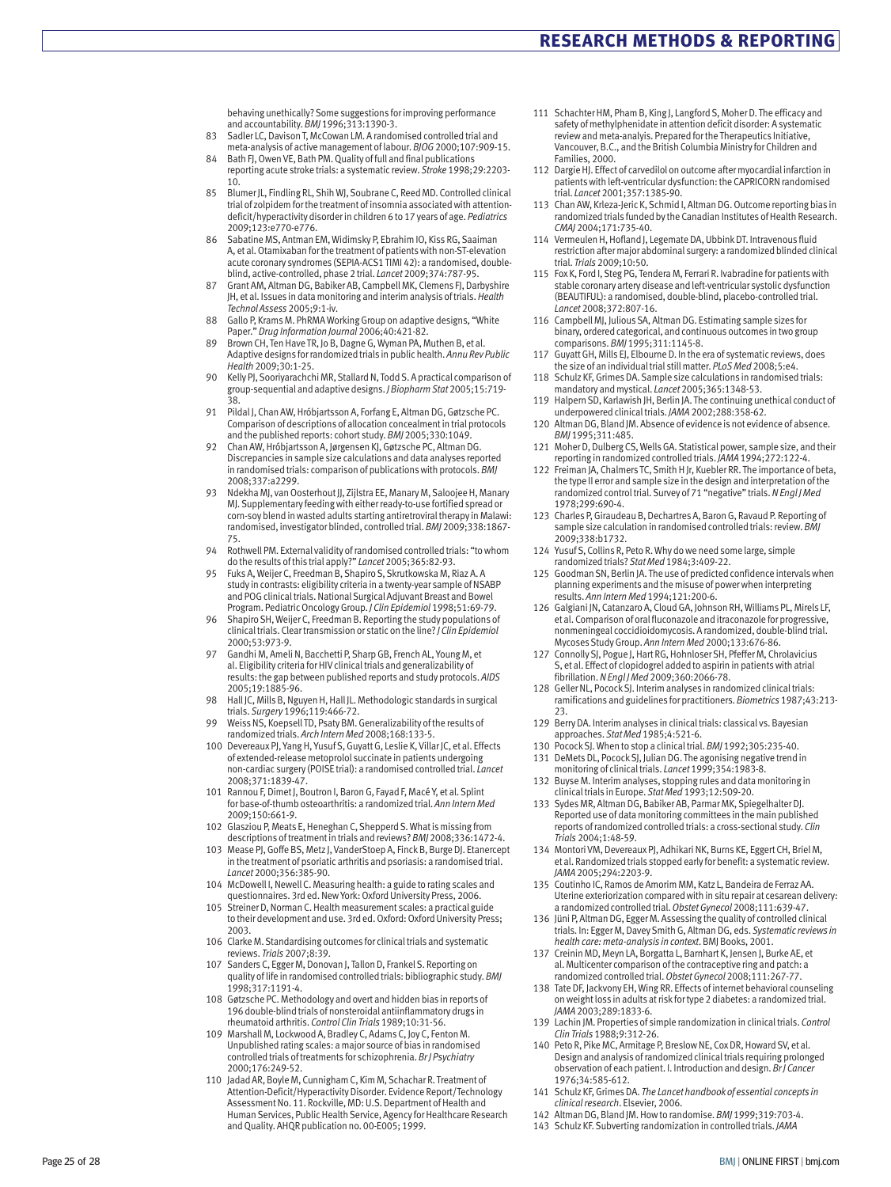behaving unethically? Some suggestions for improving performance and accountability. *BMJ* 1996;313:1390-3.

83 Sadler LC, Davison T, McCowan LM. A randomised controlled trial and meta-analysis of active management of labour. *BJOG* 2000;107:909-15.
84 Bath FJ, Owen VE, Bath PM. Quality of full and final publications reporting acute stroke trials: a systematic review. *Stroke* 1998;29:2203-10.
85 Blumer JL, Findling RL, Shih WJ, Soubrane C, Reed MD. Controlled clinical trial of zolpidem for the treatment of insomnia associated with attention-deficit/hyperactivity disorder in children 6 to 17 years of age. *Pediatrics* 2009;123:e770-e776.
86 Sabatine MS, Antman EM, Widimsky P, Ebrahim IO, Kiss RG, Saaiman A, et al. Otamixaban for the treatment of patients with non-ST-elevation acute coronary syndromes (SEPIA-ACS1 TIMI 42): a randomised, double-blind, active-controlled, phase 2 trial. *Lancet* 2009;374:787-95.
87 Grant AM, Altman DG, Babiker AB, Campbell MK, Clemens FJ, Darbyshire JH, et al. Issues in data monitoring and interim analysis of trials. *Health Technol Assess* 2005;9:1-iv.
88 Gallo P, Krams M. PhRMA Working Group on adaptive designs, "White Paper." *Drug Information Journal* 2006;40:421-82.
89 Brown CH, Ten Have TR, Jo B, Dagne G, Wyman PA, Muthen B, et al. Adaptive designs for randomized trials in public health. *Annu Rev Public Health* 2009;30:1-25.
90 Kelly PJ, Sooriyarachchi MR, Stallard N, Todd S. A practical comparison of group-sequential and adaptive designs. *J Biopharm Stat* 2005;15:719-38.
91 Pildal J, Chan AW, Hróbjartsson A, Forfang E, Altman DG, Gøtzsche PC. Comparison of descriptions of allocation concealment in trial protocols and the published reports: cohort study. *BMJ* 2005;330:1049.
92 Chan AW, Hróbjartsson A, Jørgensen KJ, Gøtzsche PC, Altman DG. Discrepancies in sample size calculations and data analyses reported in randomised trials: comparison of publications with protocols. *BMJ* 2008;337:a2299.
93 Ndekha MJ, van Oosterhout JJ, Zijlstra EE, Manary M, Saloojee H, Manary MJ. Supplementary feeding with either ready-to-use fortified spread or corn-soy blend in wasted adults starting antiretroviral therapy in Malawi: randomised, investigator blinded, controlled trial. *BMJ* 2009;338:1867-75.
94 Rothwell PM. External validity of randomised controlled trials: "to whom do the results of this trial apply?" *Lancet* 2005;365:82-93.
95 Fuks A, Weijer C, Freedman B, Shapiro S, Skrutkowska M, Riaz A. A study in contrasts: eligibility criteria in a twenty-year sample of NSABP and POG clinical trials. National Surgical Adjuvant Breast and Bowel Program. Pediatric Oncology Group. *J Clin Epidemiol* 1998;51:69-79.
96 Shapiro SH, Weijer C, Freedman B. Reporting the study populations of clinical trials. Clear transmission or static on the line? *J Clin Epidemiol* 2000;53:973-9.
97 Gandhi M, Ameli N, Bacchetti P, Sharp GB, French AL, Young M, et al. Eligibility criteria for HIV clinical trials and generalizability of results: the gap between published reports and study protocols. *AIDS* 2005;19:1885-96.
98 Hall JC, Mills B, Nguyen H, Hall JL. Methodologic standards in surgical trials. *Surgery* 1996;119:466-72.
99 Weiss NS, Koepsell TD, Psaty BM. Generalizability of the results of randomized trials. *Arch Intern Med* 2008;168:133-5.
100 Devereaux PJ, Yang H, Yusuf S, Guyatt G, Leslie K, Villar JC, et al. Effects of extended-release metoprolol succinate in patients undergoing non-cardiac surgery (POISE trial): a randomised controlled trial. *Lancet* 2008;371:1839-47.
101 Rannou F, Dimet J, Boutron I, Baron G, Fayad F, Macé Y, et al. Splint for base-of-thumb osteoarthritis: a randomized trial. *Ann Intern Med* 2009;150:661-9.
102 Glasziou P, Meats E, Heneghan C, Shepperd S. What is missing from descriptions of treatment in trials and reviews? *BMJ* 2008;336:1472-4.
103 Mease PJ, Goffe BS, Metz J, VanderStoep A, Finck B, Burge DJ. Etanercept in the treatment of psoriatic arthritis and psoriasis: a randomised trial. *Lancet* 2000;356:385-90.
104 McDowell I, Newell C. Measuring health: a guide to rating scales and questionnaires. 3rd ed. New York: Oxford University Press, 2006.
105 Streiner D, Norman C. Health measurement scales: a practical guide to their development and use. 3rd ed. Oxford: Oxford University Press; 2003.
106 Clarke M. Standardising outcomes for clinical trials and systematic reviews. *Trials* 2007;8:39.
107 Sanders C, Egger M, Donovan J, Tallon D, Frankel S. Reporting on quality of life in randomised controlled trials: bibliographic study. *BMJ* 1998;317:1191-4.
108 Gøtzsche PC. Methodology and overt and hidden bias in reports of 196 double-blind trials of nonsteroidal antiinflammatory drugs in rheumatoid arthritis. *Control Clin Trials* 1989;10:31-56.
109 Marshall M, Lockwood A, Bradley C, Adams C, Joy C, Fenton M. Unpublished rating scales: a major source of bias in randomised controlled trials of treatments for schizophrenia. *Br J Psychiatry* 2000;176:249-52.
110 Jadad AR, Boyle M, Cunnigham C, Kim M, Schachar R. Treatment of Attention-Deficit/Hyperactivity Disorder. Evidence Report/Technology Assessment No. 11. Rockville, MD: U.S. Department of Health and Human Services, Public Health Service, Agency for Healthcare Research and Quality. AHQR publication no. 00-E005; 1999.
111 Schachter HM, Pham B, King J, Langford S, Moher D. The efficacy and safety of methylphenidate in attention deficit disorder: A systematic review and meta-anaylsis. Prepared for the Therapeutics Initiative, Vancouver, B.C., and the British Columbia Ministry for Children and Families, 2000.
112 Dargie HJ. Effect of carvedilol on outcome after myocardial infarction in patients with left-ventricular dysfunction: the CAPRICORN randomised trial. *Lancet* 2001;357:1385-90.
113 Chan AW, Krleza-Jeric K, Schmid I, Altman DG. Outcome reporting bias in randomized trials funded by the Canadian Institutes of Health Research. *CMAJ* 2004;171:735-40.
114 Vermeulen H, Hofland J, Legemate DA, Ubbink DT. Intravenous fluid restriction after major abdominal surgery: a randomized blinded clinical trial. *Trials* 2009;10:50.
115 Fox K, Ford I, Steg PG, Tendera M, Ferrari R. Ivabradine for patients with stable coronary artery disease and left-ventricular systolic dysfunction (BEAUTIFUL): a randomised, double-blind, placebo-controlled trial. *Lancet* 2008;372:807-16.
116 Campbell MJ, Julious SA, Altman DG. Estimating sample sizes for binary, ordered categorical, and continuous outcomes in two group comparisons. *BMJ* 1995;311:1145-8.
117 Guyatt GH, Mills EJ, Elbourne D. In the era of systematic reviews, does the size of an individual trial still matter. *PLoS Med* 2008;5:e4.
118 Schulz KF, Grimes DA. Sample size calculations in randomised trials: mandatory and mystical. *Lancet* 2005;365:1348-53.
119 Halpern SD, Karlawish JH, Berlin JA. The continuing unethical conduct of underpowered clinical trials. *JAMA* 2002;288:358-62.
120 Altman DG, Bland JM. Absence of evidence is not evidence of absence. *BMJ* 1995;311:485.
121 Moher D, Dulberg CS, Wells GA. Statistical power, sample size, and their reporting in randomized controlled trials. *JAMA* 1994;272:122-4.
122 Freiman JA, Chalmers TC, Smith H Jr, Kuebler RR. The importance of beta, the type II error and sample size in the design and interpretation of the randomized control trial. Survey of 71 "negative" trials. *N Engl J Med* 1978;299:690-4.
123 Charles P, Giraudeau B, Dechartres A, Baron G, Ravaud P. Reporting of sample size calculation in randomised controlled trials: review. *BMJ* 2009;338:b1732.
124 Yusuf S, Collins R, Peto R. Why do we need some large, simple randomized trials? *Stat Med* 1984;3:409-22.
125 Goodman SN, Berlin JA. The use of predicted confidence intervals when planning experiments and the misuse of power when interpreting results. *Ann Intern Med* 1994;121:200-6.
126 Galgiani JN, Catanzaro A, Cloud GA, Johnson RH, Williams PL, Mirels LF, et al. Comparison of oral fluconazole and itraconazole for progressive, nonmeningeal coccidioidomycosis. A randomized, double-blind trial. Mycoses Study Group. *Ann Intern Med* 2000;133:676-86.
127 Connolly SJ, Pogue J, Hart RG, Hohnloser SH, Pfeffer M, Chrolavicius S, et al. Effect of clopidogrel added to aspirin in patients with atrial fibrillation. *N Engl J Med* 2009;360:2066-78.
128 Geller NL, Pocock SJ. Interim analyses in randomized clinical trials: ramifications and guidelines for practitioners. *Biometrics* 1987;43:213-23.
129 Berry DA. Interim analyses in clinical trials: classical vs. Bayesian approaches. *Stat Med* 1985;4:521-6.
130 Pocock SJ. When to stop a clinical trial. *BMJ* 1992;305:235-40.
131 DeMets DL, Pocock SJ, Julian DG. The agonising negative trend in monitoring of clinical trials. *Lancet* 1999;354:1983-8.
132 Buyse M. Interim analyses, stopping rules and data monitoring in clinical trials in Europe. *Stat Med* 1993;12:509-20.
133 Sydes MR, Altman DG, Babiker AB, Parmar MK, Spiegelhalter DJ. Reported use of data monitoring committees in the main published reports of randomized controlled trials: a cross-sectional study. *Clin Trials* 2004;1:48-59.
134 Montori VM, Devereaux PJ, Adhikari NK, Burns KE, Eggert CH, Briel M, et al. Randomized trials stopped early for benefit: a systematic review. *JAMA* 2005;294:2203-9.
135 Coutinho IC, Ramos de Amorim MM, Katz L, Bandeira de Ferraz AA. Uterine exteriorization compared with in situ repair at cesarean delivery: a randomized controlled trial. *Obstet Gynecol* 2008;111:639-47.
136 Jüni P, Altman DG, Egger M. Assessing the quality of controlled clinical trials. In: Egger M, Davey Smith G, Altman DG, eds. *Systematic reviews in health care: meta-analysis in context*. BMJ Books, 2001.
137 Creinin MD, Meyn LA, Borgatta L, Barnhart K, Jensen J, Burke AE, et al. Multicenter comparison of the contraceptive ring and patch: a randomized controlled trial. *Obstet Gynecol* 2008;111:267-77.
138 Tate DF, Jackvony EH, Wing RR. Effects of internet behavioral counseling on weight loss in adults at risk for type 2 diabetes: a randomized trial. *JAMA* 2003;289:1833-6.
139 Lachin JM. Properties of simple randomization in clinical trials. *Control Clin Trials* 1988;9:312-26.
140 Peto R, Pike MC, Armitage P, Breslow NE, Cox DR, Howard SV, et al. Design and analysis of randomized clinical trials requiring prolonged observation of each patient. I. Introduction and design. *Br J Cancer* 1976;34:585-612.
141 Schulz KF, Grimes DA. *The Lancet handbook of essential concepts in clinical research*. Elsevier, 2006.
142 Altman DG, Bland JM. How to randomise. *BMJ* 1999;319:703-4.
143 Schulz KF. Subverting randomization in controlled trials. *JAMA*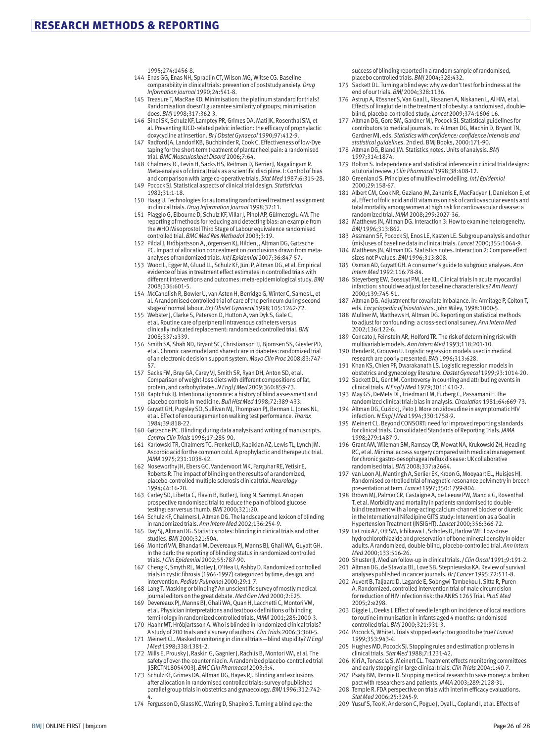1995;274:1456-8.

144 Enas GG, Enas NH, Spradlin CT, Wilson MG, Wiltse CG. Baseline comparability in clinical trials: prevention of poststudy anxiety. *Drug Information Journal* 1990;24:541-8.

145 Treasure T, MacRae KD. Minimisation: the platinum standard for trials? Randomisation doesn't guarantee similarity of groups; minimisation does. *BMJ* 1998;317:362-3.

146 Sinei SK, Schulz KF, Lamptey PR, Grimes DA, Mati JK, Rosenthal SM, et al. Preventing IUCD-related pelvic infection: the efficacy of prophylactic doxycycline at insertion. *Br J Obstet Gynaecol* 1990;97:412-9.

147 Radford JA, Landorf KB, Buchbinder R, Cook C. Effectiveness of low-Dye taping for the short-term treatment of plantar heel pain: a randomised trial. *BMC Musculoskelet Disord* 2006;7:64.

148 Chalmers TC, Levin H, Sacks HS, Reitman D, Berrier J, Nagalingam R. Meta-analysis of clinical trials as a scientific discipline. I: Control of bias and comparison with large co-operative trials. *Stat Med* 1987;6:315-28.

149 Pocock SJ. Statistical aspects of clinical trial design. *Statistician* 1982;31:1-18.

150 Haag U. Technologies for automating randomized treatment assignment in clinical trials. *Drug Information Journal* 1998;32:11.

151 Piaggio G, Elbourne D, Schulz KF, Villar J, Pinol AP, Gülmezoglu AM. The reporting of methods for reducing and detecting bias: an example from the WHO Misoprostol Third Stage of Labour equivalence randomised controlled trial. *BMC Med Res Methodol* 2003;3:19.

152 Pildal J, Hróbjartsson A, Jörgensen KJ, Hilden J, Altman DG, Gøtzsche PC. Impact of allocation concealment on conclusions drawn from meta-analyses of randomized trials. *Int J Epidemiol* 2007;36:847-57.

153 Wood L, Egger M, Gluud LL, Schulz KF, Jüni P, Altman DG, et al. Empirical evidence of bias in treatment effect estimates in controlled trials with different interventions and outcomes: meta-epidemiological study. *BMJ* 2008;336:601-5.

154 McCandlish R, Bowler U, van Asten H, Berridge G, Winter C, Sames L, et al. A randomised controlled trial of care of the perineum during second stage of normal labour. *Br J Obstet Gynaecol* 1998;105:1262-72.

155 Webster J, Clarke S, Paterson D, Hutton A, van Dyk S, Gale C, et al. Routine care of peripheral intravenous catheters versus clinically indicated replacement: randomised controlled trial. *BMJ* 2008;337:a339.

156 Smith SA, Shah ND, Bryant SC, Christianson TJ, Bjornsen SS, Giesler PD, et al. Chronic care model and shared care in diabetes: randomized trial of an electronic decision support system. *Mayo Clin Proc* 2008;83:747-57.

157 Sacks FM, Bray GA, Carey VJ, Smith SR, Ryan DH, Anton SD, et al. Comparison of weight-loss diets with different compositions of fat, protein, and carbohydrates. *N Engl J Med* 2009;360:859-73.

158 Kaptchuk TJ. Intentional ignorance: a history of blind assessment and placebo controls in medicine. *Bull Hist Med* 1998;72:389-433.

159 Guyatt GH, Pugsley SO, Sullivan MJ, Thompson PJ, Berman L, Jones NL, et al. Effect of encouragement on walking test performance. *Thorax* 1984;39:818-22.

160 Gøtzsche PC. Blinding during data analysis and writing of manuscripts. *Control Clin Trials* 1996;17:285-90.

161 Karlowski TR, Chalmers TC, Frenkel LD, Kapikian AZ, Lewis TL, Lynch JM. Ascorbic acid for the common cold. A prophylactic and therapeutic trial. *JAMA* 1975;231:1038-42.

162 Noseworthy JH, Ebers GC, Vandervoort MK, Farquhar RE, Yetisir E, Roberts R. The impact of blinding on the results of a randomized, placebo-controlled multiple sclerosis clinical trial. *Neurology* 1994;44:16-20.

163 Carley SD, Libetta C, Flavin B, Butler J, Tong N, Sammy I. An open prospective randomised trial to reduce the pain of blood glucose testing: ear versus thumb. *BMJ* 2000;321:20.

164 Schulz KF, Chalmers I, Altman DG. The landscape and lexicon of blinding in randomized trials. *Ann Intern Med* 2002;136:254-9.

165 Day SJ, Altman DG. Statistics notes: blinding in clinical trials and other studies. *BMJ* 2000;321:504.

166 Montori VM, Bhandari M, Devereaux PJ, Manns BJ, Ghali WA, Guyatt GH. In the dark: the reporting of blinding status in randomized controlled trials. *J Clin Epidemiol* 2002;55:787-90.

167 Cheng K, Smyth RL, Motley J, O'Hea U, Ashby D. Randomized controlled trials in cystic fibrosis (1966-1997) categorized by time, design, and intervention. *Pediatr Pulmonol* 2000;29:1-7.

168 Lang T. Masking or blinding? An unscientific survey of mostly medical journal editors on the great debate. *Med Gen Med* 2000;2:E25.

169 Devereaux PJ, Manns BJ, Ghali WA, Quan H, Lacchetti C, Montori VM, et al. Physician interpretations and textbook definitions of blinding terminology in randomized controlled trials. *JAMA* 2001;285:2000-3.

170 Haahr MT, Hróbjartsson A. Who is blinded in randomized clinical trials? A study of 200 trials and a survey of authors. *Clin Trials* 2006;3:360-5.

171 Meinert CL. Masked monitoring in clinical trials—blind stupidity? *N Engl J Med* 1998;338:1381-2.

172 Mills E, Prousky J, Raskin G, Gagnier J, Rachlis B, Montori VM, et al. The safety of over-the-counter niacin. A randomized placebo-controlled trial [ISRCTN18054903]. *BMC Clin Pharmacol* 2003;3:4.

173 Schulz KF, Grimes DA, Altman DG, Hayes RJ. Blinding and exclusions after allocation in randomised controlled trials: survey of published parallel group trials in obstetrics and gynaecology. *BMJ* 1996;312:742-4.

174 Fergusson D, Glass KC, Waring D, Shapiro S. Turning a blind eye: the success of blinding reported in a random sample of randomised, placebo controlled trials. *BMJ* 2004;328:432.

175 Sackett DL. Turning a blind eye: why we don't test for blindness at the end of our trials. *BMJ* 2004;328:1136.

176 Astrup A, Rössner S, Van Gaal L, Rissanen A, Niskanen L, Al HM, et al. Effects of liraglutide in the treatment of obesity: a randomised, double-blind, placebo-controlled study. *Lancet* 2009;374:1606-16.

177 Altman DG, Gore SM, Gardner MJ, Pocock SJ. Statistical guidelines for contributors to medical journals. In: Altman DG, Machin D, Bryant TN, Gardner MJ, eds. *Statistics with confidence: confidence intervals and statistical guidelines*. 2nd ed. BMJ Books, 2000:171-90.

178 Altman DG, Bland JM. Statistics notes. Units of analysis. *BMJ* 1997;314:1874.

179 Bolton S. Independence and statistical inference in clinical trial designs: a tutorial review. *J Clin Pharmacol* 1998;38:408-12.

180 Greenland S. Principles of multilevel modelling. *Int J Epidemiol* 2000;29:158-67.

181 Albert CM, Cook NR, Gaziano JM, Zaharris E, MacFadyen J, Danielson E, et al. Effect of folic acid and B vitamins on risk of cardiovascular events and total mortality among women at high risk for cardiovascular disease: a randomized trial. *JAMA* 2008;299:2027-36.

182 Matthews JN, Altman DG. Interaction 3: How to examine heterogeneity. *BMJ* 1996;313:862.

183 Assmann SF, Pocock SJ, Enos LE, Kasten LE. Subgroup analysis and other (mis)uses of baseline data in clinical trials. *Lancet* 2000;355:1064-9.

184 Matthews JN, Altman DG. Statistics notes. Interaction 2: Compare effect sizes not P values. *BMJ* 1996;313:808.

185 Oxman AD, Guyatt GH. A consumer's guide to subgroup analyses. *Ann Intern Med* 1992;116:78-84.

186 Steyerberg EW, Bossuyt PM, Lee KL. Clinical trials in acute myocardial infarction: should we adjust for baseline characteristics? *Am Heart J* 2000;139:745-51.

187 Altman DG. Adjustment for covariate imbalance. In: Armitage P, Colton T, eds. *Encyclopedia of biostatistics*. John Wiley, 1998:1000-5.

188 Mullner M, Matthews H, Altman DG. Reporting on statistical methods to adjust for confounding: a cross-sectional survey. *Ann Intern Med* 2002;136:122-6.

189 Concato J, Feinstein AR, Holford TR. The risk of determining risk with multivariable models. *Ann Intern Med* 1993;118:201-10.

190 Bender R, Grouven U. Logistic regression models used in medical research are poorly presented. *BMJ* 1996;313:628.

191 Khan KS, Chien PF, Dwarakanath LS. Logistic regression models in obstetrics and gynecology literature. *Obstet Gynecol* 1999;93:1014-20.

192 Sackett DL, Gent M. Controversy in counting and attributing events in clinical trials. *N Engl J Med* 1979;301:1410-2.

193 May GS, DeMets DL, Friedman LM, Furberg C, Passamani E. The randomized clinical trial: bias in analysis. *Circulation* 1981;64:669-73.

194 Altman DG, Cuzick J, Peto J. More on zidovudine in asymptomatic HIV infection. *N Engl J Med* 1994;330:1758-9.

195 Meinert CL. Beyond CONSORT: need for improved reporting standards for clinical trials. Consolidated Standards of Reporting Trials. *JAMA* 1998;279:1487-9.

196 Grant AM, Wileman SM, Ramsay CR, Mowat NA, Krukowski ZH, Heading RC, et al. Minimal access surgery compared with medical management for chronic gastro-oesophageal reflux disease: UK collaborative randomised trial. *BMJ* 2008;337:a2664.

197 van Loon AJ, Mantingh A, Serlier EK, Kroon G, Mooyaart EL, Huisjes HJ. Randomised controlled trial of magnetic-resonance pelvimetry in breech presentation at term. *Lancet* 1997;350:1799-804.

198 Brown MJ, Palmer CR, Castaigne A, de Leeuw PW, Mancia G, Rosenthal T, et al. Morbidity and mortality in patients randomised to double-blind treatment with a long-acting calcium-channel blocker or diuretic in the International Nifedipine GITS study: Intervention as a Goal in Hypertension Treatment (INSIGHT). *Lancet* 2000;356:366-72.

199 LaCroix AZ, Ott SM, Ichikawa L, Scholes D, Barlow WE. Low-dose hydrochlorothiazide and preservation of bone mineral density in older adults. A randomized, double-blind, placebo-controlled trial. *Ann Intern Med* 2000;133:516-26.

200 Shuster JJ. Median follow-up in clinical trials. *J Clin Oncol* 1991;9:191-2.

201 Altman DG, de Stavola BL, Love SB, Stepniewska KA. Review of survival analyses published in cancer journals. *Br J Cancer* 1995;72:511-8.

202 Auvert B, Taljaard D, Lagarde E, Sobngwi-Tambekou J, Sitta R, Puren A. Randomized, controlled intervention trial of male circumcision for reduction of HIV infection risk: the ANRS 1265 Trial. *PLoS Med* 2005;2:e298.

203 Diggle L, Deeks J. Effect of needle length on incidence of local reactions to routine immunisation in infants aged 4 months: randomised controlled trial. *BMJ* 2000;321:931-3.

204 Pocock S, White I. Trials stopped early: too good to be true? *Lancet* 1999;353:943-4.

205 Hughes MD, Pocock SJ. Stopping rules and estimation problems in clinical trials. *Stat Med* 1988;7:1231-42.

206 Kiri A, Tonascia S, Meinert CL. Treatment effects monitoring committees and early stopping in large clinical trials. *Clin Trials* 2004;1:40-7.

207 Psaty BM, Rennie D. Stopping medical research to save money: a broken pact with researchers and patients. *JAMA* 2003;289:2128-31.

208 Temple R. FDA perspective on trials with interim efficacy evaluations. *Stat Med* 2006;25:3245-9.

209 Yusuf S, Teo K, Anderson C, Pogue J, Dyal L, Copland I, et al. Effects of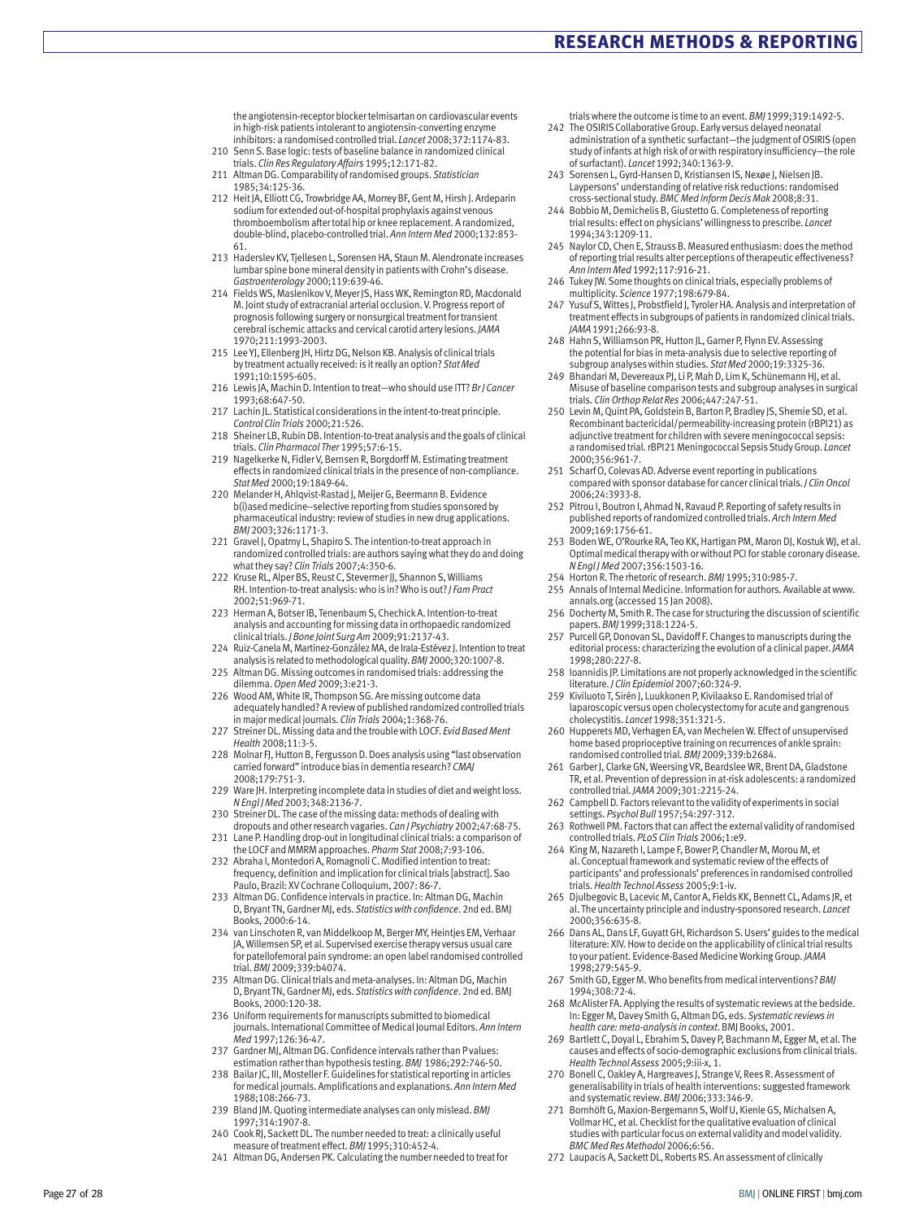the angiotensin-receptor blocker telmisartan on cardiovascular events in high-risk patients intolerant to angiotensin-converting enzyme inhibitors: a randomised controlled trial. *Lancet* 2008;372:1174-83.

210 Senn S. Base logic: tests of baseline balance in randomized clinical trials. *Clin Res Regulatory Affairs* 1995;12:171-82.

211 Altman DG. Comparability of randomised groups. *Statistician* 1985;34:125-36.

212 Heit JA, Elliott CG, Trowbridge AA, Morrey BF, Gent M, Hirsh J. Ardeparin sodium for extended out-of-hospital prophylaxis against venous thromboembolism after total hip or knee replacement. A randomized, double-blind, placebo-controlled trial. *Ann Intern Med* 2000;132:853-61.

213 Haderslev KV, Tjellesen L, Sorensen HA, Staun M. Alendronate increases lumbar spine bone mineral density in patients with Crohn's disease. *Gastroenterology* 2000;119:639-46.

214 Fields WS, Maslenikov V, Meyer JS, Hass WK, Remington RD, Macdonald M. Joint study of extracranial arterial occlusion. V. Progress report of prognosis following surgery or nonsurgical treatment for transient cerebral ischemic attacks and cervical carotid artery lesions. *JAMA* 1970;211:1993-2003.

215 Lee YJ, Ellenberg JH, Hirtz DG, Nelson KB. Analysis of clinical trials by treatment actually received: is it really an option? *Stat Med* 1991;10:1595-605.

216 Lewis JA, Machin D. Intention to treat—who should use ITT? *Br J Cancer* 1993;68:647-50.

217 Lachin JL. Statistical considerations in the intent-to-treat principle. *Control Clin Trials* 2000;21:526.

218 Sheiner LB, Rubin DB. Intention-to-treat analysis and the goals of clinical trials. *Clin Pharmacol Ther* 1995;57:6-15.

219 Nagelkerke N, Fidler V, Bernsen R, Borgdorff M. Estimating treatment effects in randomized clinical trials in the presence of non-compliance. *Stat Med* 2000;19:1849-64.

220 Melander H, Ahlqvist-Rastad J, Meijer G, Beermann B. Evidence b(i)ased medicine--selective reporting from studies sponsored by pharmaceutical industry: review of studies in new drug applications. *BMJ* 2003;326:1171-3.

221 Gravel J, Opatrny L, Shapiro S. The intention-to-treat approach in randomized controlled trials: are authors saying what they do and doing what they say? *Clin Trials* 2007;4:350-6.

222 Kruse RL, Alper BS, Reust C, Stevermer JJ, Shannon S, Williams RH. Intention-to-treat analysis: who is in? Who is out? *J Fam Pract* 2002;51:969-71.

223 Herman A, Botser IB, Tenenbaum S, Chechick A. Intention-to-treat analysis and accounting for missing data in orthopaedic randomized clinical trials. *J Bone Joint Surg Am* 2009;91:2137-43.

224 Ruiz-Canela M, Martinez-González MA, de Irala-Estévez J. Intention to treat analysis is related to methodological quality. *BMJ* 2000;320:1007-8.

225 Altman DG. Missing outcomes in randomised trials: addressing the dilemma. *Open Med* 2009;3:e21-3.

226 Wood AM, White IR, Thompson SG. Are missing outcome data adequately handled? A review of published randomized controlled trials in major medical journals. *Clin Trials* 2004;1:368-76.

227 Streiner DL. Missing data and the trouble with LOCF. *Evid Based Ment Health* 2008;11:3-5.

228 Molnar FJ, Hutton B, Fergusson D. Does analysis using "last observation carried forward" introduce bias in dementia research? *CMAJ* 2008;179:751-3.

229 Ware JH. Interpreting incomplete data in studies of diet and weight loss. *N Engl J Med* 2003;348:2136-7.

230 Streiner DL. The case of the missing data: methods of dealing with dropouts and other research vagaries. *Can J Psychiatry* 2002;47:68-75.

231 Lane P. Handling drop-out in longitudinal clinical trials: a comparison of the LOCF and MMRM approaches. *Pharm Stat* 2008;7:93-106.

232 Abraha I, Montedori A, Romagnoli C. Modified intention to treat: frequency, definition and implication for clinical trials [abstract]. Sao Paulo, Brazil: XV Cochrane Colloquium, 2007: 86-7.

233 Altman DG. Confidence intervals in practice. In: Altman DG, Machin D, Bryant TN, Gardner MJ, eds. *Statistics with confidence*. 2nd ed. BMJ Books, 2000:6-14.

234 van Linschoten R, van Middelkoop M, Berger MY, Heintjes EM, Verhaar JA, Willemsen SP, et al. Supervised exercise therapy versus usual care for patellofemoral pain syndrome: an open label randomised controlled trial. *BMJ* 2009;339:b4074.

235 Altman DG. Clinical trials and meta-analyses. In: Altman DG, Machin D, Bryant TN, Gardner MJ, eds. *Statistics with confidence*. 2nd ed. BMJ Books, 2000:120-38.

236 Uniform requirements for manuscripts submitted to biomedical journals. International Committee of Medical Journal Editors. *Ann Intern Med* 1997;126:36-47.

237 Gardner MJ, Altman DG. Confidence intervals rather than P values: estimation rather than hypothesis testing. *BMJ* 1986;292:746-50.

238 Bailar JC, III, Mosteller F. Guidelines for statistical reporting in articles for medical journals. Amplifications and explanations. *Ann Intern Med* 1988;108:266-73.

239 Bland JM. Quoting intermediate analyses can only mislead. *BMJ* 1997;314:1907-8.

240 Cook RJ, Sackett DL. The number needed to treat: a clinically useful measure of treatment effect. *BMJ* 1995;310:452-4.

241 Altman DG, Andersen PK. Calculating the number needed to treat for trials where the outcome is time to an event. *BMJ* 1999;319:1492-5.

242 The OSIRIS Collaborative Group. Early versus delayed neonatal administration of a synthetic surfactant—the judgment of OSIRIS (open study of infants at high risk of or with respiratory insufficiency—the role of surfactant). *Lancet* 1992;340:1363-9.

243 Sorensen L, Gyrd-Hansen D, Kristiansen IS, Nexøe J, Nielsen JB. Laypersons' understanding of relative risk reductions: randomised cross-sectional study. *BMC Med Inform Decis Mak* 2008;8:31.

244 Bobbio M, Demichelis B, Giustetto G. Completeness of reporting trial results: effect on physicians' willingness to prescribe. *Lancet* 1994;343:1209-11.

245 Naylor CD, Chen E, Strauss B. Measured enthusiasm: does the method of reporting trial results alter perceptions of therapeutic effectiveness? *Ann Intern Med* 1992;117:916-21.

246 Tukey JW. Some thoughts on clinical trials, especially problems of multiplicity. *Science* 1977;198:679-84.

247 Yusuf S, Wittes J, Probstfield J, Tyroler HA. Analysis and interpretation of treatment effects in subgroups of patients in randomized clinical trials. *JAMA* 1991;266:93-8.

248 Hahn S, Williamson PR, Hutton JL, Garner P, Flynn EV. Assessing the potential for bias in meta-analysis due to selective reporting of subgroup analyses within studies. *Stat Med* 2000;19:3325-36.

249 Bhandari M, Devereaux PJ, Li P, Mah D, Lim K, Schünemann HJ, et al. Misuse of baseline comparison tests and subgroup analyses in surgical trials. *Clin Orthop Relat Res* 2006;447:247-51.

250 Levin M, Quint PA, Goldstein B, Barton P, Bradley JS, Shemie SD, et al. Recombinant bactericidal/permeability-increasing protein (rBPI21) as adjunctive treatment for children with severe meningococcal sepsis: a randomised trial. rBPI21 Meningococcal Sepsis Study Group. *Lancet* 2000;356:961-7.

251 Scharf O, Colevas AD. Adverse event reporting in publications compared with sponsor database for cancer clinical trials. *J Clin Oncol* 2006;24:3933-8.

252 Pitrou I, Boutron I, Ahmad N, Ravaud P. Reporting of safety results in published reports of randomized controlled trials. *Arch Intern Med* 2009;169:1756-61.

253 Boden WE, O'Rourke RA, Teo KK, Hartigan PM, Maron DJ, Kostuk WJ, et al. Optimal medical therapy with or without PCI for stable coronary disease. *N Engl J Med* 2007;356:1503-16.

254 Horton R. The rhetoric of research. *BMJ* 1995;310:985-7.

255 Annals of Internal Medicine. Information for authors. Available at www.annals.org (accessed 15 Jan 2008).

256 Docherty M, Smith R. The case for structuring the discussion of scientific papers. *BMJ* 1999;318:1224-5.

257 Purcell GP, Donovan SL, Davidoff F. Changes to manuscripts during the editorial process: characterizing the evolution of a clinical paper. *JAMA* 1998;280:227-8.

258 Ioannidis JP. Limitations are not properly acknowledged in the scientific literature. *J Clin Epidemiol* 2007;60:324-9.

259 Kiviluoto T, Sirén J, Luukkonen P, Kivilaakso E. Randomised trial of laparoscopic versus open cholecystectomy for acute and gangrenous cholecystitis. *Lancet* 1998;351:321-5.

260 Hupperets MD, Verhagen EA, van Mechelen W. Effect of unsupervised home based proprioceptive training on recurrences of ankle sprain: randomised controlled trial. *BMJ* 2009;339:b2684.

261 Garber J, Clarke GN, Weersing VR, Beardslee WR, Brent DA, Gladstone TR, et al. Prevention of depression in at-risk adolescents: a randomized controlled trial. *JAMA* 2009;301:2215-24.

262 Campbell D. Factors relevant to the validity of experiments in social settings. *Psychol Bull* 1957;54:297-312.

263 Rothwell PM. Factors that can affect the external validity of randomised controlled trials. *PLoS Clin Trials* 2006;1:e9.

264 King M, Nazareth I, Lampe F, Bower P, Chandler M, Morou M, et al. Conceptual framework and systematic review of the effects of participants' and professionals' preferences in randomised controlled trials. *Health Technol Assess* 2005;9:1-iv.

265 Djulbegovic B, Lacevic M, Cantor A, Fields KK, Bennett CL, Adams JR, et al. The uncertainty principle and industry-sponsored research. *Lancet* 2000;356:635-8.

266 Dans AL, Dans LF, Guyatt GH, Richardson S. Users' guides to the medical literature: XIV. How to decide on the applicability of clinical trial results to your patient. Evidence-Based Medicine Working Group. *JAMA* 1998;279:545-9.

267 Smith GD, Egger M. Who benefits from medical interventions? *BMJ* 1994;308:72-4.

268 McAlister FA. Applying the results of systematic reviews at the bedside. In: Egger M, Davey Smith G, Altman DG, eds. *Systematic reviews in health care: meta-analysis in context*. BMJ Books, 2001.

269 Bartlett C, Doyal L, Ebrahim S, Davey P, Bachmann M, Egger M, et al. The causes and effects of socio-demographic exclusions from clinical trials. *Health Technol Assess* 2005;9:iii-x, 1.

270 Bonell C, Oakley A, Hargreaves J, Strange V, Rees R. Assessment of generalisability in trials of health interventions: suggested framework and systematic review. *BMJ* 2006;333:346-9.

271 Bornhöft G, Maxion-Bergemann S, Wolf U, Kienle GS, Michalsen A, Vollmar HC, et al. Checklist for the qualitative evaluation of clinical studies with particular focus on external validity and model validity. *BMC Med Res Methodol* 2006;6:56.

272 Laupacis A, Sackett DL, Roberts RS. An assessment of clinically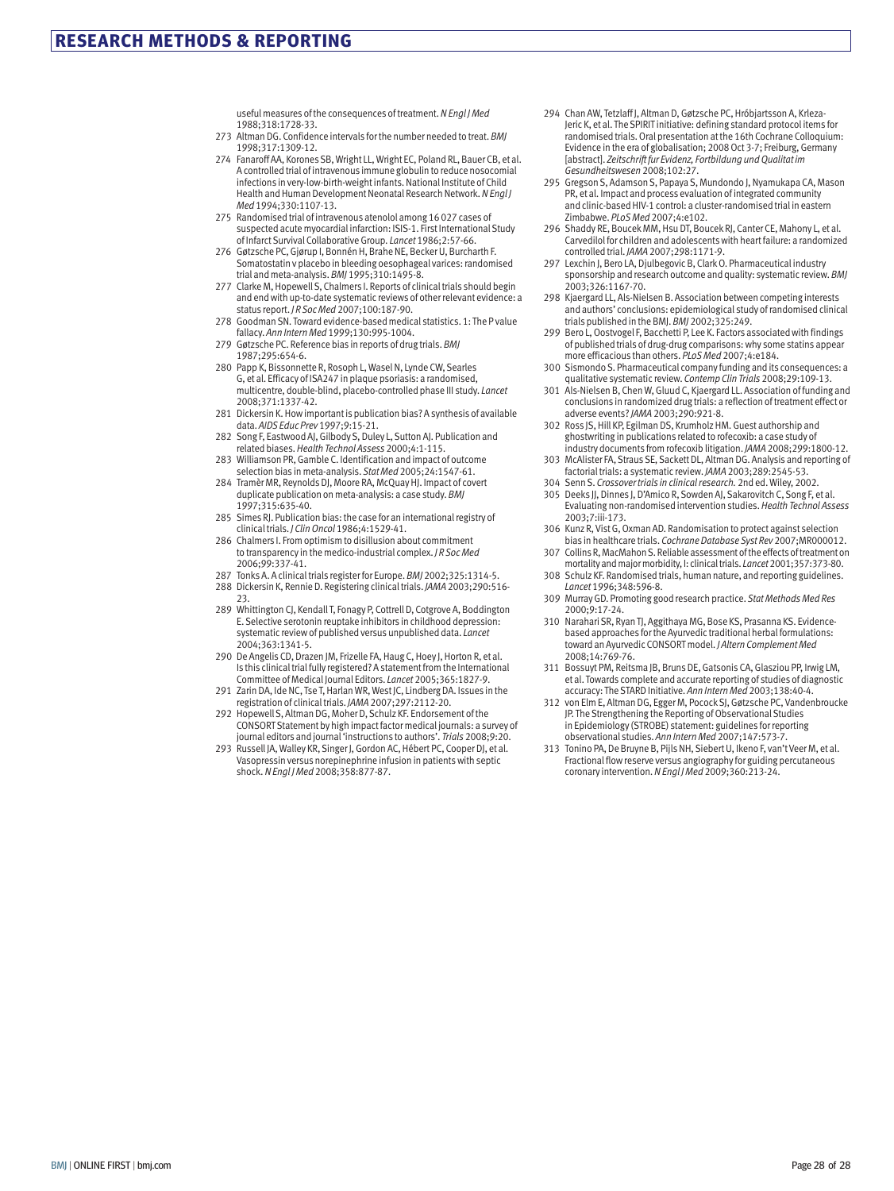useful measures of the consequences of treatment. *N Engl J Med* 1988;318:1728-33.

273 Altman DG. Confidence intervals for the number needed to treat. *BMJ* 1998;317:1309-12.

274 Fanaroff AA, Korones SB, Wright LL, Wright EC, Poland RL, Bauer CB, et al. A controlled trial of intravenous immune globulin to reduce nosocomial infections in very-low-birth-weight infants. National Institute of Child Health and Human Development Neonatal Research Network. *N Engl J Med* 1994;330:1107-13.

275 Randomised trial of intravenous atenolol among 16 027 cases of suspected acute myocardial infarction: ISIS-1. First International Study of Infarct Survival Collaborative Group. *Lancet* 1986;2:57-66.

276 Gøtzsche PC, Gjørup I, Bonnén H, Brahe NE, Becker U, Burcharth F. Somatostatin v placebo in bleeding oesophageal varices: randomised trial and meta-analysis. *BMJ* 1995;310:1495-8.

277 Clarke M, Hopewell S, Chalmers I. Reports of clinical trials should begin and end with up-to-date systematic reviews of other relevant evidence: a status report. *J R Soc Med* 2007;100:187-90.

278 Goodman SN. Toward evidence-based medical statistics. 1: The P value fallacy. *Ann Intern Med* 1999;130:995-1004.

279 Gøtzsche PC. Reference bias in reports of drug trials. *BMJ* 1987;295:654-6.

280 Papp K, Bissonnette R, Rosoph L, Wasel N, Lynde CW, Searles G, et al. Efficacy of ISA247 in plaque psoriasis: a randomised, multicentre, double-blind, placebo-controlled phase III study. *Lancet* 2008;371:1337-42.

281 Dickersin K. How important is publication bias? A synthesis of available data. *AIDS Educ Prev* 1997;9:15-21.

282 Song F, Eastwood AJ, Gilbody S, Duley L, Sutton AJ. Publication and related biases. *Health Technol Assess* 2000;4:1-115.

283 Williamson PR, Gamble C. Identification and impact of outcome selection bias in meta-analysis. *Stat Med* 2005;24:1547-61.

284 Tramèr MR, Reynolds DJ, Moore RA, McQuay HJ. Impact of covert duplicate publication on meta-analysis: a case study. *BMJ* 1997;315:635-40.

285 Simes RJ. Publication bias: the case for an international registry of clinical trials. *J Clin Oncol* 1986;4:1529-41.

286 Chalmers I. From optimism to disillusion about commitment to transparency in the medico-industrial complex. *J R Soc Med* 2006;99:337-41.

287 Tonks A. A clinical trials register for Europe. *BMJ* 2002;325:1314-5.

288 Dickersin K, Rennie D. Registering clinical trials. *JAMA* 2003;290:516-23.

289 Whittington CJ, Kendall T, Fonagy P, Cottrell D, Cotgrove A, Boddington E. Selective serotonin reuptake inhibitors in childhood depression: systematic review of published versus unpublished data. *Lancet* 2004;363:1341-5.

290 De Angelis CD, Drazen JM, Frizelle FA, Haug C, Hoey J, Horton R, et al. Is this clinical trial fully registered? A statement from the International Committee of Medical Journal Editors. *Lancet* 2005;365:1827-9.

291 Zarin DA, Ide NC, Tse T, Harlan WR, West JC, Lindberg DA. Issues in the registration of clinical trials. *JAMA* 2007;297:2112-20.

292 Hopewell S, Altman DG, Moher D, Schulz KF. Endorsement of the CONSORT Statement by high impact factor medical journals: a survey of journal editors and journal 'instructions to authors'. *Trials* 2008;9:20.

293 Russell JA, Walley KR, Singer J, Gordon AC, Hébert PC, Cooper DJ, et al. Vasopressin versus norepinephrine infusion in patients with septic shock. *N Engl J Med* 2008;358:877-87.

294 Chan AW, Tetzlaff J, Altman D, Gøtzsche PC, Hróbjartsson A, Krleza-Jeric K, et al. The SPIRIT initiative: defining standard protocol items for randomised trials. Oral presentation at the 16th Cochrane Colloquium: Evidence in the era of globalisation; 2008 Oct 3-7; Freiburg, Germany [abstract]. *Zeitschrift fur Evidenz, Fortbildung und Qualitat im Gesundheitswesen* 2008;102:27.

295 Gregson S, Adamson S, Papaya S, Mundondo J, Nyamukapa CA, Mason PR, et al. Impact and process evaluation of integrated community and clinic-based HIV-1 control: a cluster-randomised trial in eastern Zimbabwe. *PLoS Med* 2007;4:e102.

296 Shaddy RE, Boucek MM, Hsu DT, Boucek RJ, Canter CE, Mahony L, et al. Carvedilol for children and adolescents with heart failure: a randomized controlled trial. *JAMA* 2007;298:1171-9.

297 Lexchin J, Bero LA, Djulbegovic B, Clark O. Pharmaceutical industry sponsorship and research outcome and quality: systematic review. *BMJ* 2003;326:1167-70.

298 Kjaergard LL, Als-Nielsen B. Association between competing interests and authors' conclusions: epidemiological study of randomised clinical trials published in the BMJ. *BMJ* 2002;325:249.

299 Bero L, Oostvogel F, Bacchetti P, Lee K. Factors associated with findings of published trials of drug-drug comparisons: why some statins appear more efficacious than others. *PLoS Med* 2007;4:e184.

300 Sismondo S. Pharmaceutical company funding and its consequences: a qualitative systematic review. *Contemp Clin Trials* 2008;29:109-13.

301 Als-Nielsen B, Chen W, Gluud C, Kjaergard LL. Association of funding and conclusions in randomized drug trials: a reflection of treatment effect or adverse events? *JAMA* 2003;290:921-8.

302 Ross JS, Hill KP, Egilman DS, Krumholz HM. Guest authorship and ghostwriting in publications related to rofecoxib: a case study of industry documents from rofecoxib litigation. *JAMA* 2008;299:1800-12.

303 McAlister FA, Straus SE, Sackett DL, Altman DG. Analysis and reporting of factorial trials: a systematic review. *JAMA* 2003;289:2545-53.

304 Senn S. *Crossover trials in clinical research.* 2nd ed. Wiley, 2002.

305 Deeks JJ, Dinnes J, D'Amico R, Sowden AJ, Sakarovitch C, Song F, et al. Evaluating non-randomised intervention studies. *Health Technol Assess* 2003;7:iii-173.

306 Kunz R, Vist G, Oxman AD. Randomisation to protect against selection bias in healthcare trials. *Cochrane Database Syst Rev* 2007;MR000012.

307 Collins R, MacMahon S. Reliable assessment of the effects of treatment on mortality and major morbidity, I: clinical trials. *Lancet* 2001;357:373-80.

308 Schulz KF. Randomised trials, human nature, and reporting guidelines. *Lancet* 1996;348:596-8.

309 Murray GD. Promoting good research practice. *Stat Methods Med Res* 2000;9:17-24.

310 Narahari SR, Ryan TJ, Aggithaya MG, Bose KS, Prasanna KS. Evidence-based approaches for the Ayurvedic traditional herbal formulations: toward an Ayurvedic CONSORT model. *J Altern Complement Med* 2008;14:769-76.

311 Bossuyt PM, Reitsma JB, Bruns DE, Gatsonis CA, Glasziou PP, Irwig LM, et al. Towards complete and accurate reporting of studies of diagnostic accuracy: The STARD Initiative. *Ann Intern Med* 2003;138:40-4.

312 von Elm E, Altman DG, Egger M, Pocock SJ, Gøtzsche PC, Vandenbroucke JP. The Strengthening the Reporting of Observational Studies in Epidemiology (STROBE) statement: guidelines for reporting observational studies. *Ann Intern Med* 2007;147:573-7.

313 Tonino PA, De Bruyne B, Pijls NH, Siebert U, Ikeno F, van't Veer M, et al. Fractional flow reserve versus angiography for guiding percutaneous coronary intervention. *N Engl J Med* 2009;360:213-24.